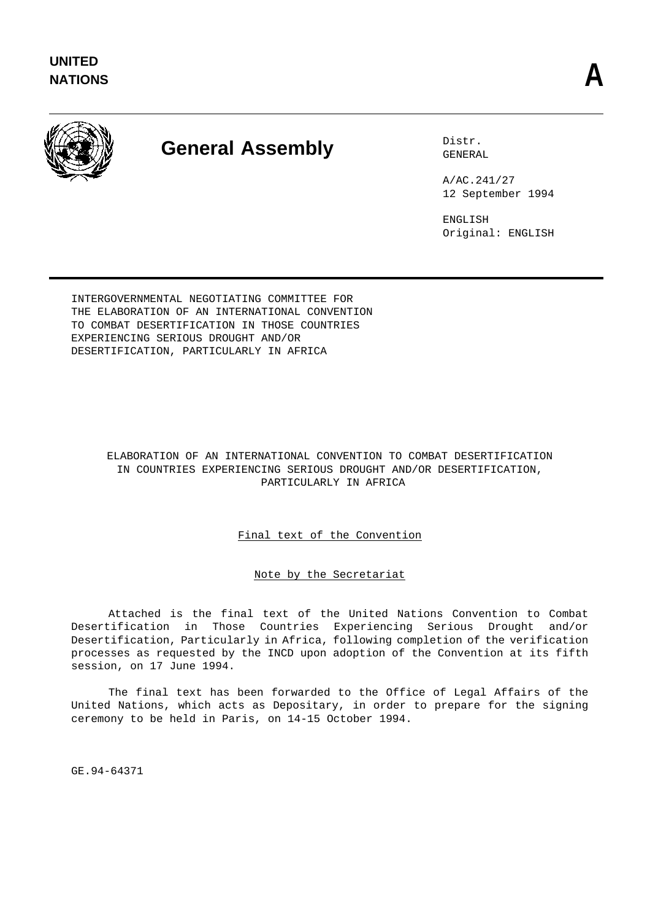**UNITED NATIONS** **A**

# General Assembly

Distr.
GENERAL

A/AC.241/27
12 September 1994

ENGLISH
Original: ENGLISH

INTERGOVERNMENTAL NEGOTIATING COMMITTEE FOR THE ELABORATION OF AN INTERNATIONAL CONVENTION TO COMBAT DESERTIFICATION IN THOSE COUNTRIES EXPERIENCING SERIOUS DROUGHT AND/OR DESERTIFICATION, PARTICULARLY IN AFRICA

## ELABORATION OF AN INTERNATIONAL CONVENTION TO COMBAT DESERTIFICATION IN COUNTRIES EXPERIENCING SERIOUS DROUGHT AND/OR DESERTIFICATION, PARTICULARLY IN AFRICA

### Final text of the Convention

### Note by the Secretariat

Attached is the final text of the United Nations Convention to Combat Desertification in Those Countries Experiencing Serious Drought and/or Desertification, Particularly in Africa, following completion of the verification processes as requested by the INCD upon adoption of the Convention at its fifth session, on 17 June 1994.

The final text has been forwarded to the Office of Legal Affairs of the United Nations, which acts as Depositary, in order to prepare for the signing ceremony to be held in Paris, on 14-15 October 1994.

GE.94-64371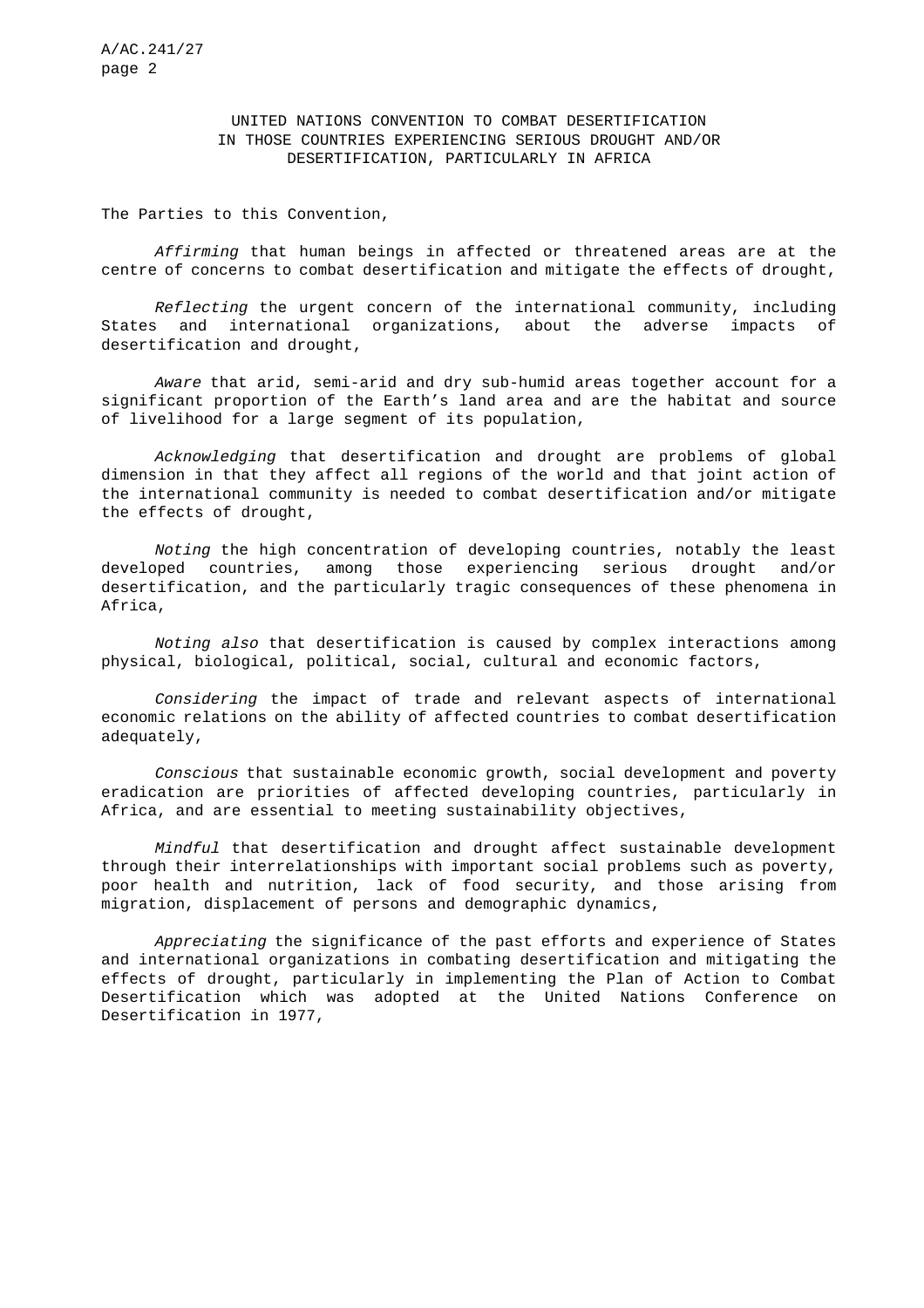# UNITED NATIONS CONVENTION TO COMBAT DESERTIFICATION IN THOSE COUNTRIES EXPERIENCING SERIOUS DROUGHT AND/OR DESERTIFICATION, PARTICULARLY IN AFRICA

The Parties to this Convention,

*Affirming* that human beings in affected or threatened areas are at the centre of concerns to combat desertification and mitigate the effects of drought,

*Reflecting* the urgent concern of the international community, including States and international organizations, about the adverse impacts of desertification and drought,

*Aware* that arid, semi-arid and dry sub-humid areas together account for a significant proportion of the Earth's land area and are the habitat and source of livelihood for a large segment of its population,

*Acknowledging* that desertification and drought are problems of global dimension in that they affect all regions of the world and that joint action of the international community is needed to combat desertification and/or mitigate the effects of drought,

*Noting* the high concentration of developing countries, notably the least developed countries, among those experiencing serious drought and/or desertification, and the particularly tragic consequences of these phenomena in Africa,

*Noting also* that desertification is caused by complex interactions among physical, biological, political, social, cultural and economic factors,

*Considering* the impact of trade and relevant aspects of international economic relations on the ability of affected countries to combat desertification adequately,

*Conscious* that sustainable economic growth, social development and poverty eradication are priorities of affected developing countries, particularly in Africa, and are essential to meeting sustainability objectives,

*Mindful* that desertification and drought affect sustainable development through their interrelationships with important social problems such as poverty, poor health and nutrition, lack of food security, and those arising from migration, displacement of persons and demographic dynamics,

*Appreciating* the significance of the past efforts and experience of States and international organizations in combating desertification and mitigating the effects of drought, particularly in implementing the Plan of Action to Combat Desertification which was adopted at the United Nations Conference on Desertification in 1977,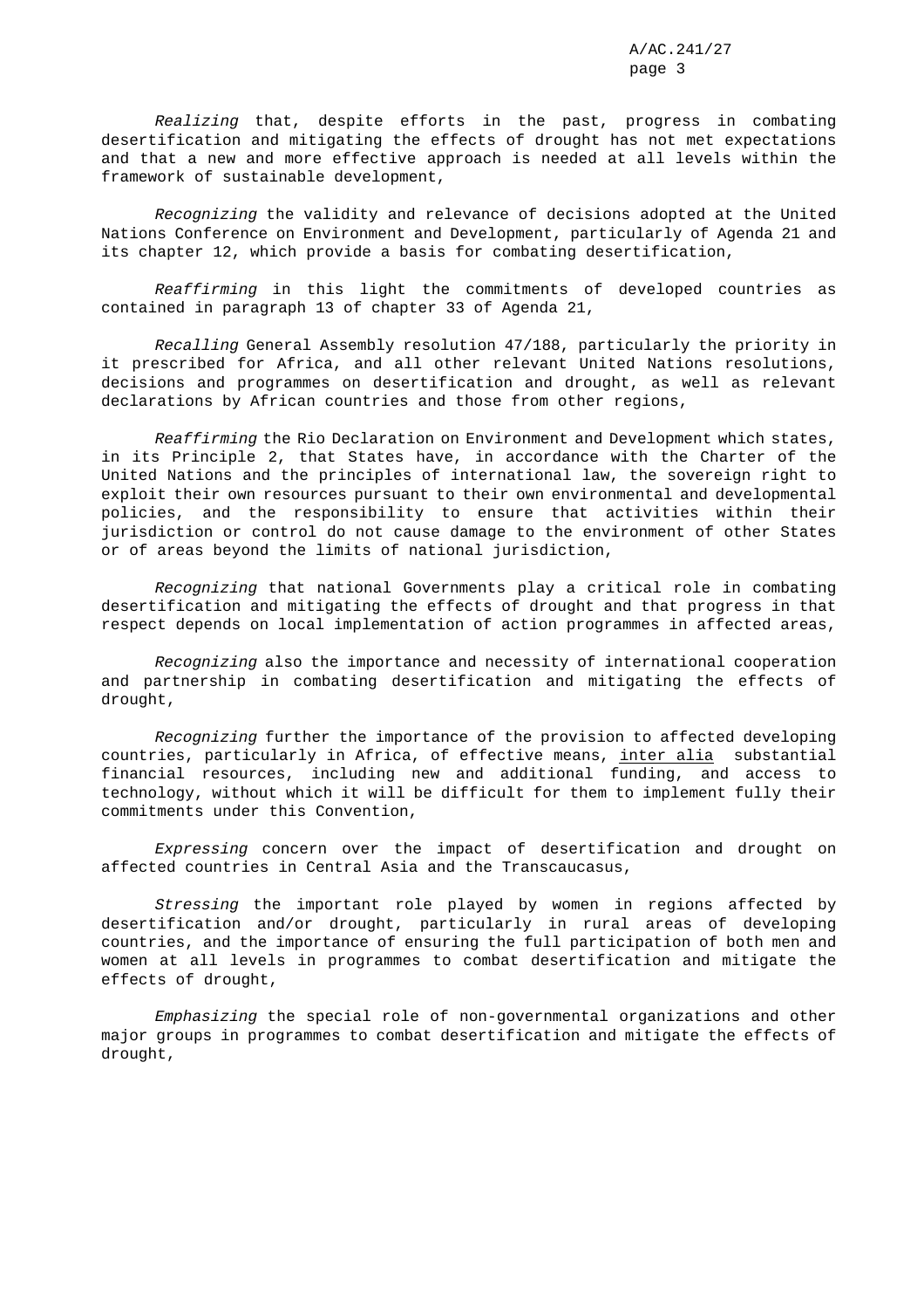*Realizing* that, despite efforts in the past, progress in combating desertification and mitigating the effects of drought has not met expectations and that a new and more effective approach is needed at all levels within the framework of sustainable development,

*Recognizing* the validity and relevance of decisions adopted at the United Nations Conference on Environment and Development, particularly of Agenda 21 and its chapter 12, which provide a basis for combating desertification,

*Reaffirming* in this light the commitments of developed countries as contained in paragraph 13 of chapter 33 of Agenda 21,

*Recalling* General Assembly resolution 47/188, particularly the priority in it prescribed for Africa, and all other relevant United Nations resolutions, decisions and programmes on desertification and drought, as well as relevant declarations by African countries and those from other regions,

*Reaffirming* the Rio Declaration on Environment and Development which states, in its Principle 2, that States have, in accordance with the Charter of the United Nations and the principles of international law, the sovereign right to exploit their own resources pursuant to their own environmental and developmental policies, and the responsibility to ensure that activities within their jurisdiction or control do not cause damage to the environment of other States or of areas beyond the limits of national jurisdiction,

*Recognizing* that national Governments play a critical role in combating desertification and mitigating the effects of drought and that progress in that respect depends on local implementation of action programmes in affected areas,

*Recognizing* also the importance and necessity of international cooperation and partnership in combating desertification and mitigating the effects of drought,

*Recognizing* further the importance of the provision to affected developing countries, particularly in Africa, of effective means, inter alia substantial financial resources, including new and additional funding, and access to technology, without which it will be difficult for them to implement fully their commitments under this Convention,

*Expressing* concern over the impact of desertification and drought on affected countries in Central Asia and the Transcaucasus,

*Stressing* the important role played by women in regions affected by desertification and/or drought, particularly in rural areas of developing countries, and the importance of ensuring the full participation of both men and women at all levels in programmes to combat desertification and mitigate the effects of drought,

*Emphasizing* the special role of non-governmental organizations and other major groups in programmes to combat desertification and mitigate the effects of drought,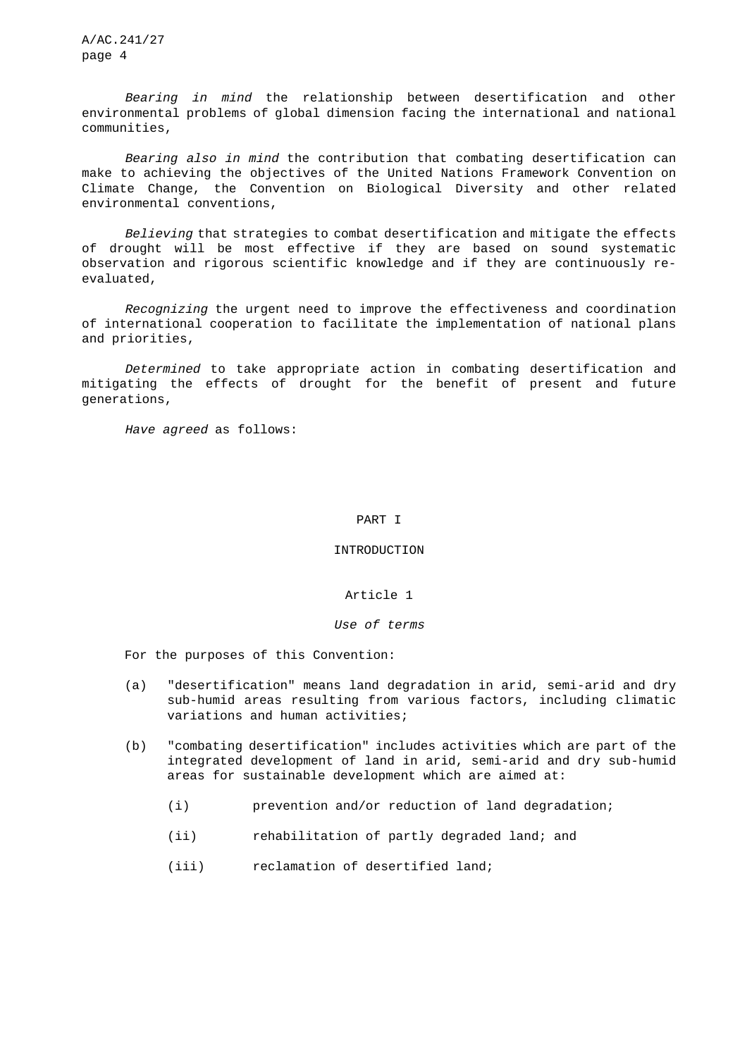*Bearing in mind* the relationship between desertification and other environmental problems of global dimension facing the international and national communities,

*Bearing also in mind* the contribution that combating desertification can make to achieving the objectives of the United Nations Framework Convention on Climate Change, the Convention on Biological Diversity and other related environmental conventions,

*Believing* that strategies to combat desertification and mitigate the effects of drought will be most effective if they are based on sound systematic observation and rigorous scientific knowledge and if they are continuously re-evaluated,

*Recognizing* the urgent need to improve the effectiveness and coordination of international cooperation to facilitate the implementation of national plans and priorities,

*Determined* to take appropriate action in combating desertification and mitigating the effects of drought for the benefit of present and future generations,

*Have agreed* as follows:

# PART I

# INTRODUCTION

## Article 1

### *Use of terms*

For the purposes of this Convention:

(a) "desertification" means land degradation in arid, semi-arid and dry sub-humid areas resulting from various factors, including climatic variations and human activities;

(b) "combating desertification" includes activities which are part of the integrated development of land in arid, semi-arid and dry sub-humid areas for sustainable development which are aimed at:

 (i) prevention and/or reduction of land degradation;

 (ii) rehabilitation of partly degraded land; and

 (iii) reclamation of desertified land;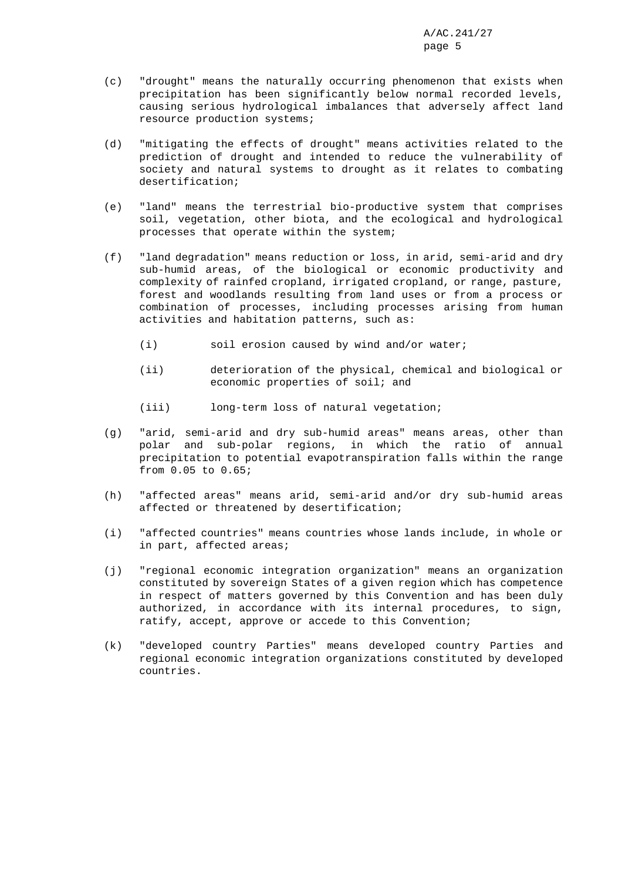(c) "drought" means the naturally occurring phenomenon that exists when precipitation has been significantly below normal recorded levels, causing serious hydrological imbalances that adversely affect land resource production systems;

(d) "mitigating the effects of drought" means activities related to the prediction of drought and intended to reduce the vulnerability of society and natural systems to drought as it relates to combating desertification;

(e) "land" means the terrestrial bio-productive system that comprises soil, vegetation, other biota, and the ecological and hydrological processes that operate within the system;

(f) "land degradation" means reduction or loss, in arid, semi-arid and dry sub-humid areas, of the biological or economic productivity and complexity of rainfed cropland, irrigated cropland, or range, pasture, forest and woodlands resulting from land uses or from a process or combination of processes, including processes arising from human activities and habitation patterns, such as:

   (i) soil erosion caused by wind and/or water;

   (ii) deterioration of the physical, chemical and biological or economic properties of soil; and

   (iii) long-term loss of natural vegetation;

(g) "arid, semi-arid and dry sub-humid areas" means areas, other than polar and sub-polar regions, in which the ratio of annual precipitation to potential evapotranspiration falls within the range from 0.05 to 0.65;

(h) "affected areas" means arid, semi-arid and/or dry sub-humid areas affected or threatened by desertification;

(i) "affected countries" means countries whose lands include, in whole or in part, affected areas;

(j) "regional economic integration organization" means an organization constituted by sovereign States of a given region which has competence in respect of matters governed by this Convention and has been duly authorized, in accordance with its internal procedures, to sign, ratify, accept, approve or accede to this Convention;

(k) "developed country Parties" means developed country Parties and regional economic integration organizations constituted by developed countries.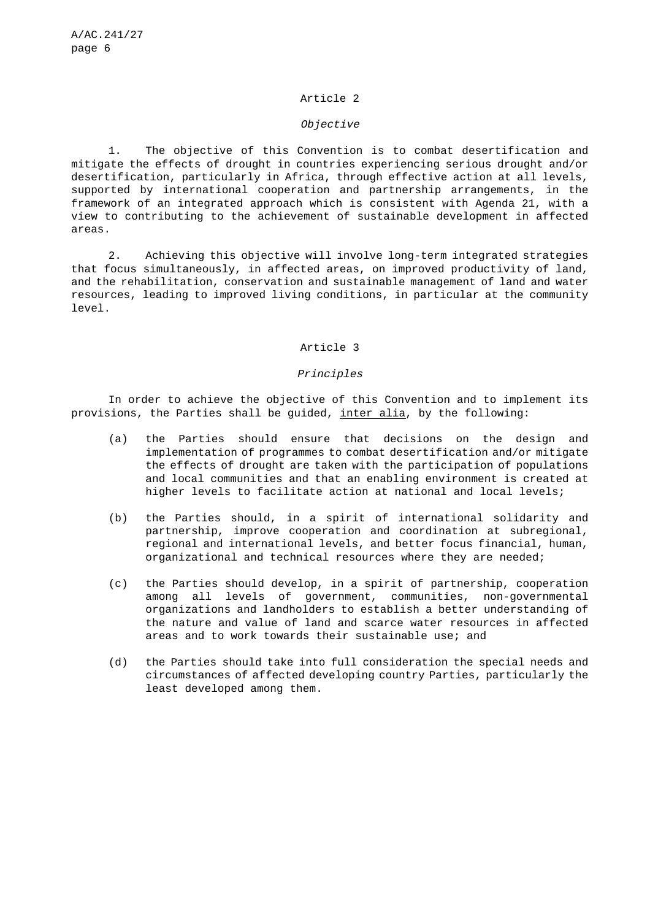## Article 2

### *Objective*

1. The objective of this Convention is to combat desertification and mitigate the effects of drought in countries experiencing serious drought and/or desertification, particularly in Africa, through effective action at all levels, supported by international cooperation and partnership arrangements, in the framework of an integrated approach which is consistent with Agenda 21, with a view to contributing to the achievement of sustainable development in affected areas.

2. Achieving this objective will involve long-term integrated strategies that focus simultaneously, in affected areas, on improved productivity of land, and the rehabilitation, conservation and sustainable management of land and water resources, leading to improved living conditions, in particular at the community level.

## Article 3

### *Principles*

In order to achieve the objective of this Convention and to implement its provisions, the Parties shall be guided, inter alia, by the following:

(a) the Parties should ensure that decisions on the design and implementation of programmes to combat desertification and/or mitigate the effects of drought are taken with the participation of populations and local communities and that an enabling environment is created at higher levels to facilitate action at national and local levels;

(b) the Parties should, in a spirit of international solidarity and partnership, improve cooperation and coordination at subregional, regional and international levels, and better focus financial, human, organizational and technical resources where they are needed;

(c) the Parties should develop, in a spirit of partnership, cooperation among all levels of government, communities, non-governmental organizations and landholders to establish a better understanding of the nature and value of land and scarce water resources in affected areas and to work towards their sustainable use; and

(d) the Parties should take into full consideration the special needs and circumstances of affected developing country Parties, particularly the least developed among them.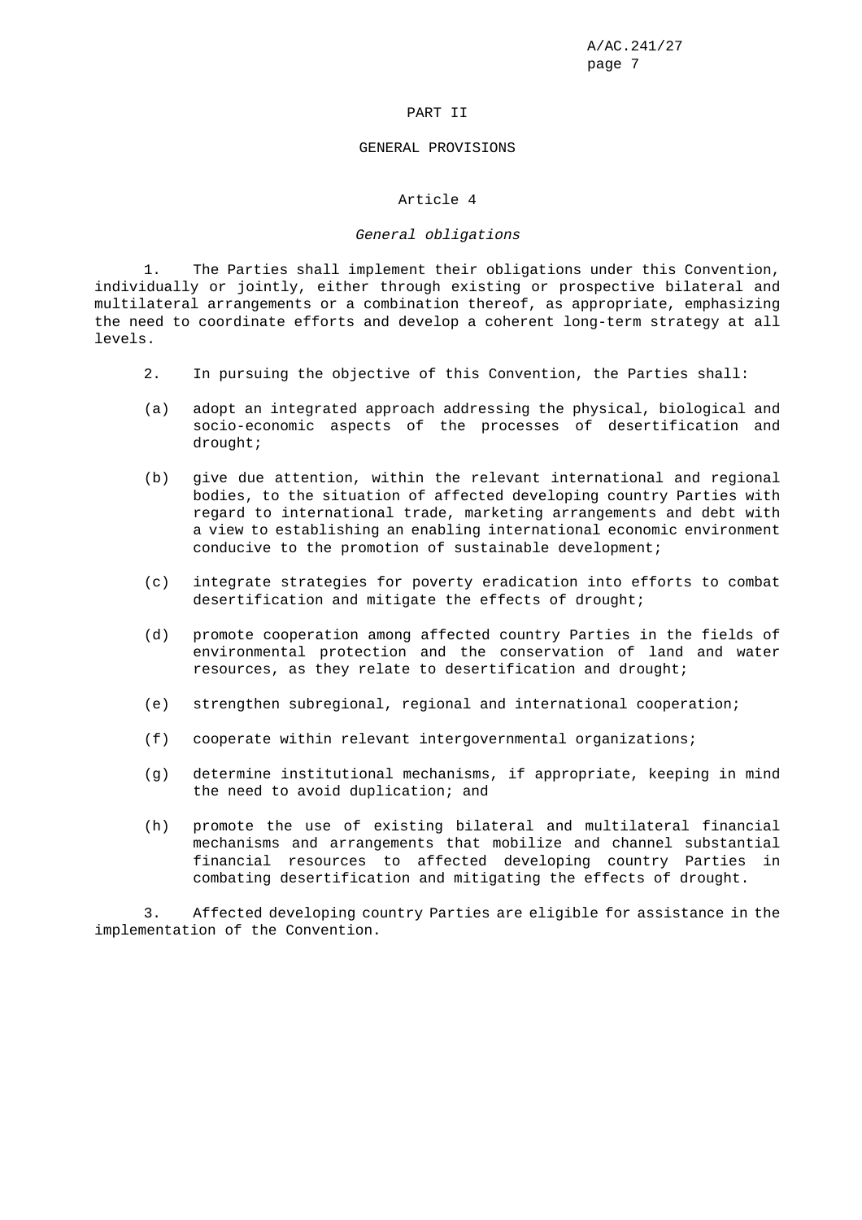# PART II

## GENERAL PROVISIONS

### Article 4

*General obligations*

1. The Parties shall implement their obligations under this Convention, individually or jointly, either through existing or prospective bilateral and multilateral arrangements or a combination thereof, as appropriate, emphasizing the need to coordinate efforts and develop a coherent long-term strategy at all levels.

2. In pursuing the objective of this Convention, the Parties shall:

(a) adopt an integrated approach addressing the physical, biological and socio-economic aspects of the processes of desertification and drought;

(b) give due attention, within the relevant international and regional bodies, to the situation of affected developing country Parties with regard to international trade, marketing arrangements and debt with a view to establishing an enabling international economic environment conducive to the promotion of sustainable development;

(c) integrate strategies for poverty eradication into efforts to combat desertification and mitigate the effects of drought;

(d) promote cooperation among affected country Parties in the fields of environmental protection and the conservation of land and water resources, as they relate to desertification and drought;

(e) strengthen subregional, regional and international cooperation;

(f) cooperate within relevant intergovernmental organizations;

(g) determine institutional mechanisms, if appropriate, keeping in mind the need to avoid duplication; and

(h) promote the use of existing bilateral and multilateral financial mechanisms and arrangements that mobilize and channel substantial financial resources to affected developing country Parties in combating desertification and mitigating the effects of drought.

3. Affected developing country Parties are eligible for assistance in the implementation of the Convention.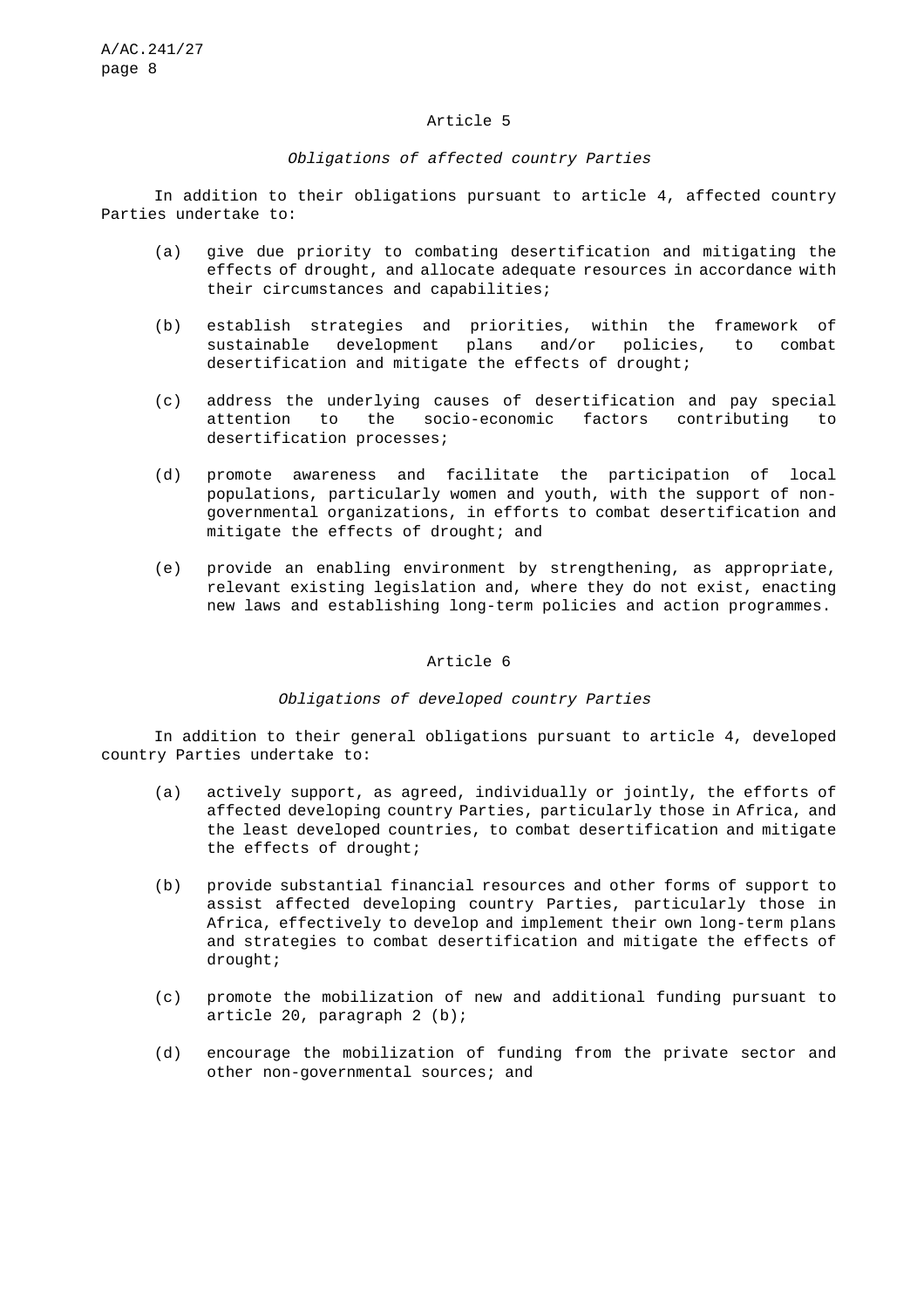## Article 5

*Obligations of affected country Parties*

In addition to their obligations pursuant to article 4, affected country Parties undertake to:

(a) give due priority to combating desertification and mitigating the effects of drought, and allocate adequate resources in accordance with their circumstances and capabilities;

(b) establish strategies and priorities, within the framework of sustainable development plans and/or policies, to combat desertification and mitigate the effects of drought;

(c) address the underlying causes of desertification and pay special attention to the socio-economic factors contributing to desertification processes;

(d) promote awareness and facilitate the participation of local populations, particularly women and youth, with the support of non-governmental organizations, in efforts to combat desertification and mitigate the effects of drought; and

(e) provide an enabling environment by strengthening, as appropriate, relevant existing legislation and, where they do not exist, enacting new laws and establishing long-term policies and action programmes.

## Article 6

*Obligations of developed country Parties*

In addition to their general obligations pursuant to article 4, developed country Parties undertake to:

(a) actively support, as agreed, individually or jointly, the efforts of affected developing country Parties, particularly those in Africa, and the least developed countries, to combat desertification and mitigate the effects of drought;

(b) provide substantial financial resources and other forms of support to assist affected developing country Parties, particularly those in Africa, effectively to develop and implement their own long-term plans and strategies to combat desertification and mitigate the effects of drought;

(c) promote the mobilization of new and additional funding pursuant to article 20, paragraph 2 (b);

(d) encourage the mobilization of funding from the private sector and other non-governmental sources; and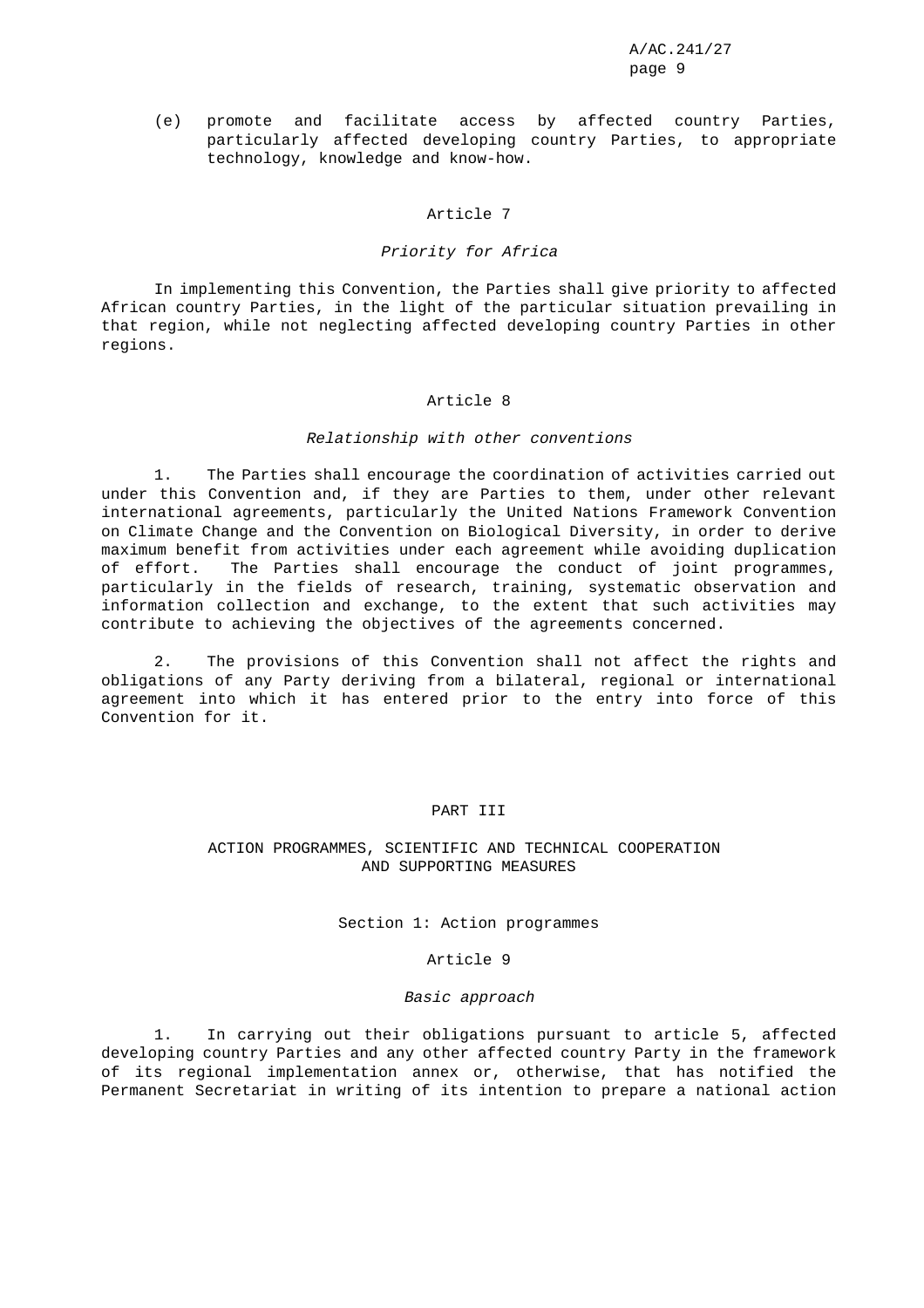(e) promote and facilitate access by affected country Parties, particularly affected developing country Parties, to appropriate technology, knowledge and know-how.

## Article 7

*Priority for Africa*

In implementing this Convention, the Parties shall give priority to affected African country Parties, in the light of the particular situation prevailing in that region, while not neglecting affected developing country Parties in other regions.

## Article 8

*Relationship with other conventions*

1. The Parties shall encourage the coordination of activities carried out under this Convention and, if they are Parties to them, under other relevant international agreements, particularly the United Nations Framework Convention on Climate Change and the Convention on Biological Diversity, in order to derive maximum benefit from activities under each agreement while avoiding duplication of effort. The Parties shall encourage the conduct of joint programmes, particularly in the fields of research, training, systematic observation and information collection and exchange, to the extent that such activities may contribute to achieving the objectives of the agreements concerned.

2. The provisions of this Convention shall not affect the rights and obligations of any Party deriving from a bilateral, regional or international agreement into which it has entered prior to the entry into force of this Convention for it.

# PART III

# ACTION PROGRAMMES, SCIENTIFIC AND TECHNICAL COOPERATION AND SUPPORTING MEASURES

### Section 1: Action programmes

## Article 9

*Basic approach*

1. In carrying out their obligations pursuant to article 5, affected developing country Parties and any other affected country Party in the framework of its regional implementation annex or, otherwise, that has notified the Permanent Secretariat in writing of its intention to prepare a national action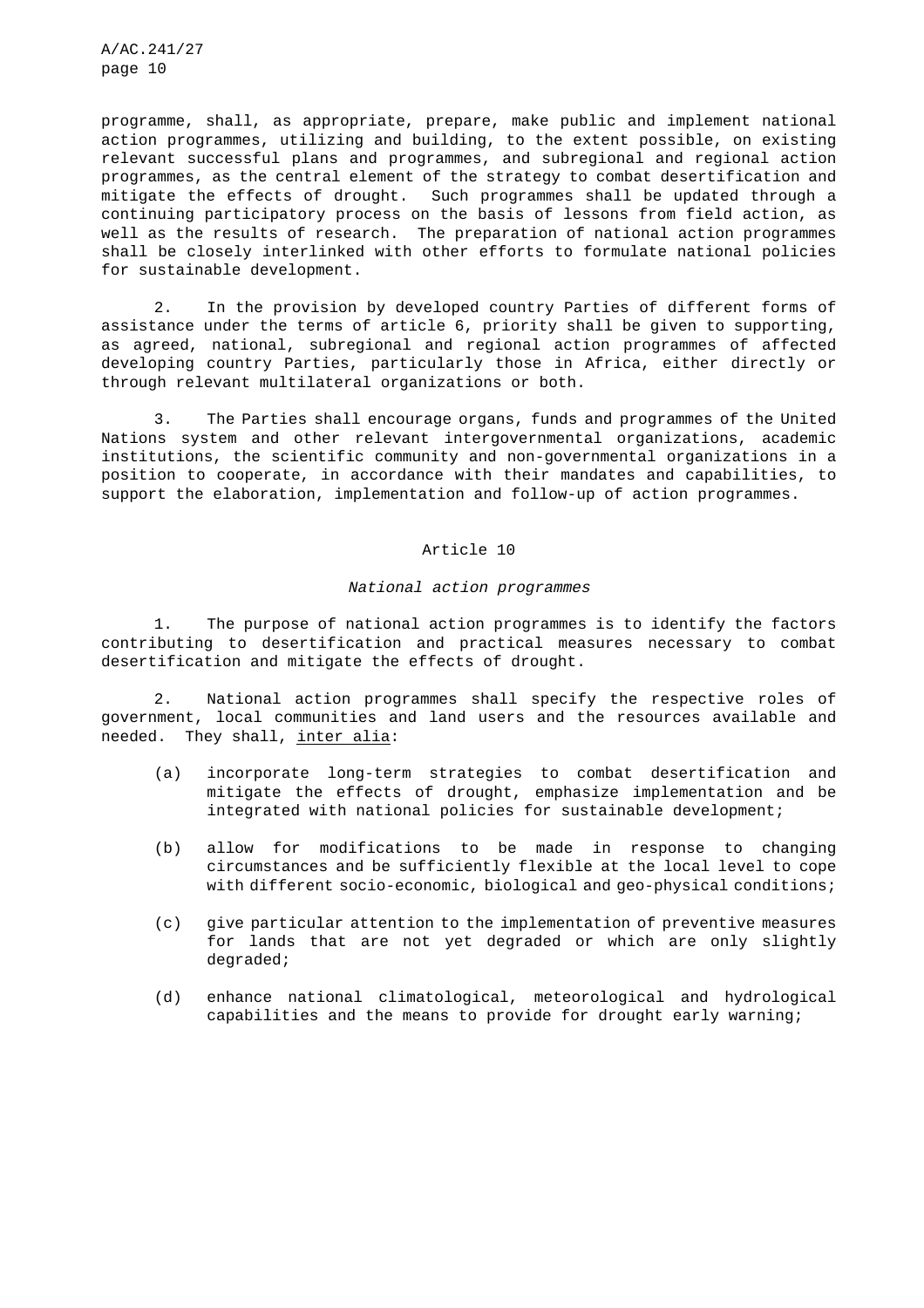programme, shall, as appropriate, prepare, make public and implement national action programmes, utilizing and building, to the extent possible, on existing relevant successful plans and programmes, and subregional and regional action programmes, as the central element of the strategy to combat desertification and mitigate the effects of drought. Such programmes shall be updated through a continuing participatory process on the basis of lessons from field action, as well as the results of research. The preparation of national action programmes shall be closely interlinked with other efforts to formulate national policies for sustainable development.

2. In the provision by developed country Parties of different forms of assistance under the terms of article 6, priority shall be given to supporting, as agreed, national, subregional and regional action programmes of affected developing country Parties, particularly those in Africa, either directly or through relevant multilateral organizations or both.

3. The Parties shall encourage organs, funds and programmes of the United Nations system and other relevant intergovernmental organizations, academic institutions, the scientific community and non-governmental organizations in a position to cooperate, in accordance with their mandates and capabilities, to support the elaboration, implementation and follow-up of action programmes.

## Article 10

*National action programmes*

1. The purpose of national action programmes is to identify the factors contributing to desertification and practical measures necessary to combat desertification and mitigate the effects of drought.

2. National action programmes shall specify the respective roles of government, local communities and land users and the resources available and needed. They shall, inter alia:

(a) incorporate long-term strategies to combat desertification and mitigate the effects of drought, emphasize implementation and be integrated with national policies for sustainable development;

(b) allow for modifications to be made in response to changing circumstances and be sufficiently flexible at the local level to cope with different socio-economic, biological and geo-physical conditions;

(c) give particular attention to the implementation of preventive measures for lands that are not yet degraded or which are only slightly degraded;

(d) enhance national climatological, meteorological and hydrological capabilities and the means to provide for drought early warning;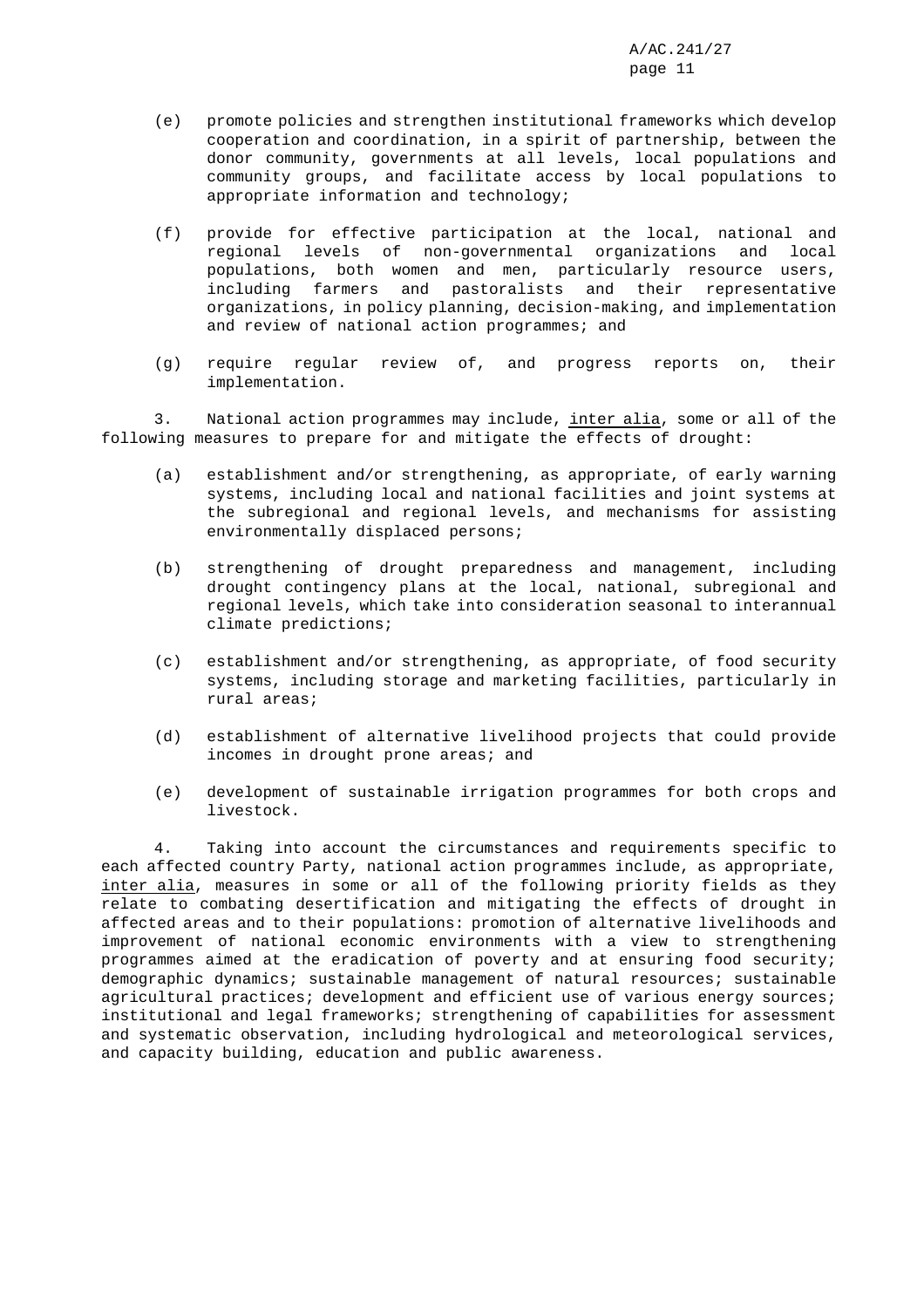(e) promote policies and strengthen institutional frameworks which develop cooperation and coordination, in a spirit of partnership, between the donor community, governments at all levels, local populations and community groups, and facilitate access by local populations to appropriate information and technology;

(f) provide for effective participation at the local, national and regional levels of non-governmental organizations and local populations, both women and men, particularly resource users, including farmers and pastoralists and their representative organizations, in policy planning, decision-making, and implementation and review of national action programmes; and

(g) require regular review of, and progress reports on, their implementation.

3. National action programmes may include, *inter alia*, some or all of the following measures to prepare for and mitigate the effects of drought:

(a) establishment and/or strengthening, as appropriate, of early warning systems, including local and national facilities and joint systems at the subregional and regional levels, and mechanisms for assisting environmentally displaced persons;

(b) strengthening of drought preparedness and management, including drought contingency plans at the local, national, subregional and regional levels, which take into consideration seasonal to interannual climate predictions;

(c) establishment and/or strengthening, as appropriate, of food security systems, including storage and marketing facilities, particularly in rural areas;

(d) establishment of alternative livelihood projects that could provide incomes in drought prone areas; and

(e) development of sustainable irrigation programmes for both crops and livestock.

4. Taking into account the circumstances and requirements specific to each affected country Party, national action programmes include, as appropriate, *inter alia*, measures in some or all of the following priority fields as they relate to combating desertification and mitigating the effects of drought in affected areas and to their populations: promotion of alternative livelihoods and improvement of national economic environments with a view to strengthening programmes aimed at the eradication of poverty and at ensuring food security; demographic dynamics; sustainable management of natural resources; sustainable agricultural practices; development and efficient use of various energy sources; institutional and legal frameworks; strengthening of capabilities for assessment and systematic observation, including hydrological and meteorological services, and capacity building, education and public awareness.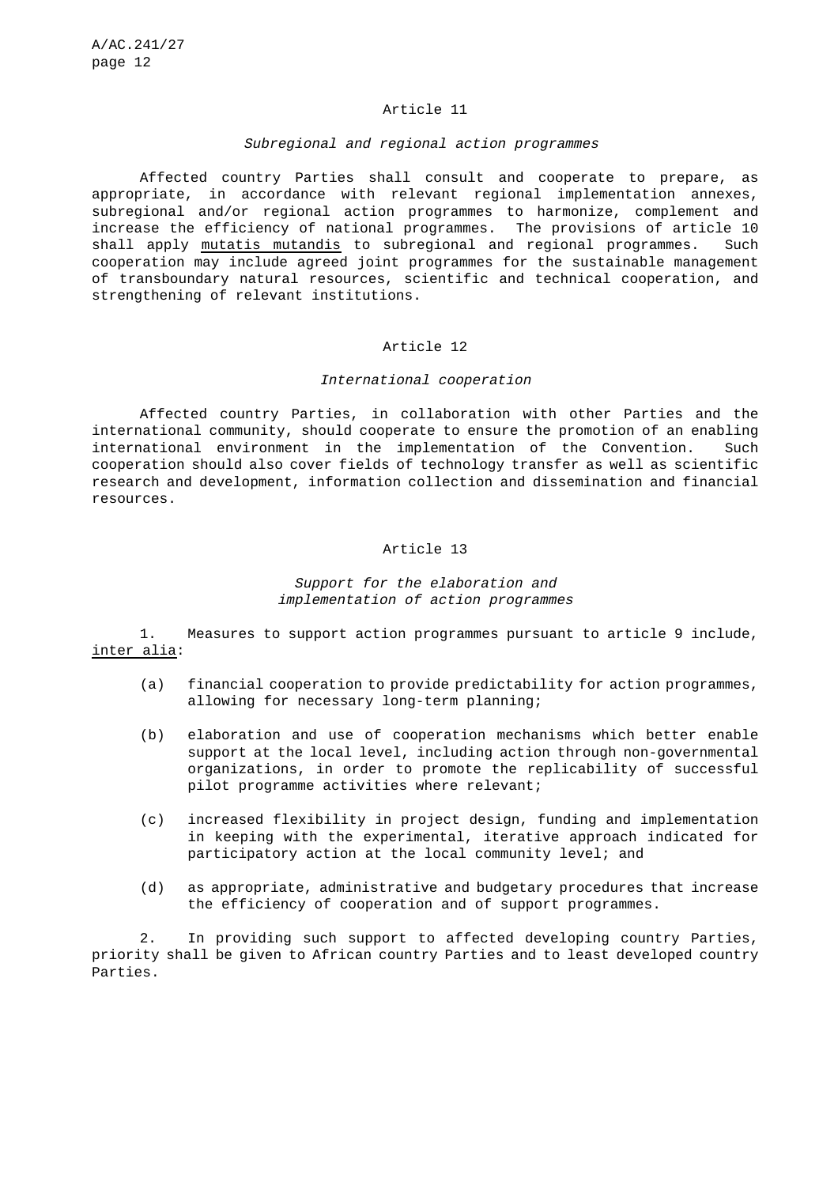## Article 11

### *Subregional and regional action programmes*

Affected country Parties shall consult and cooperate to prepare, as appropriate, in accordance with relevant regional implementation annexes, subregional and/or regional action programmes to harmonize, complement and increase the efficiency of national programmes. The provisions of article 10 shall apply mutatis mutandis to subregional and regional programmes. Such cooperation may include agreed joint programmes for the sustainable management of transboundary natural resources, scientific and technical cooperation, and strengthening of relevant institutions.

## Article 12

### *International cooperation*

Affected country Parties, in collaboration with other Parties and the international community, should cooperate to ensure the promotion of an enabling international environment in the implementation of the Convention. Such cooperation should also cover fields of technology transfer as well as scientific research and development, information collection and dissemination and financial resources.

## Article 13

### *Support for the elaboration and implementation of action programmes*

1. Measures to support action programmes pursuant to article 9 include, inter alia:

   (a) financial cooperation to provide predictability for action programmes, allowing for necessary long-term planning;

   (b) elaboration and use of cooperation mechanisms which better enable support at the local level, including action through non-governmental organizations, in order to promote the replicability of successful pilot programme activities where relevant;

   (c) increased flexibility in project design, funding and implementation in keeping with the experimental, iterative approach indicated for participatory action at the local community level; and

   (d) as appropriate, administrative and budgetary procedures that increase the efficiency of cooperation and of support programmes.

2. In providing such support to affected developing country Parties, priority shall be given to African country Parties and to least developed country Parties.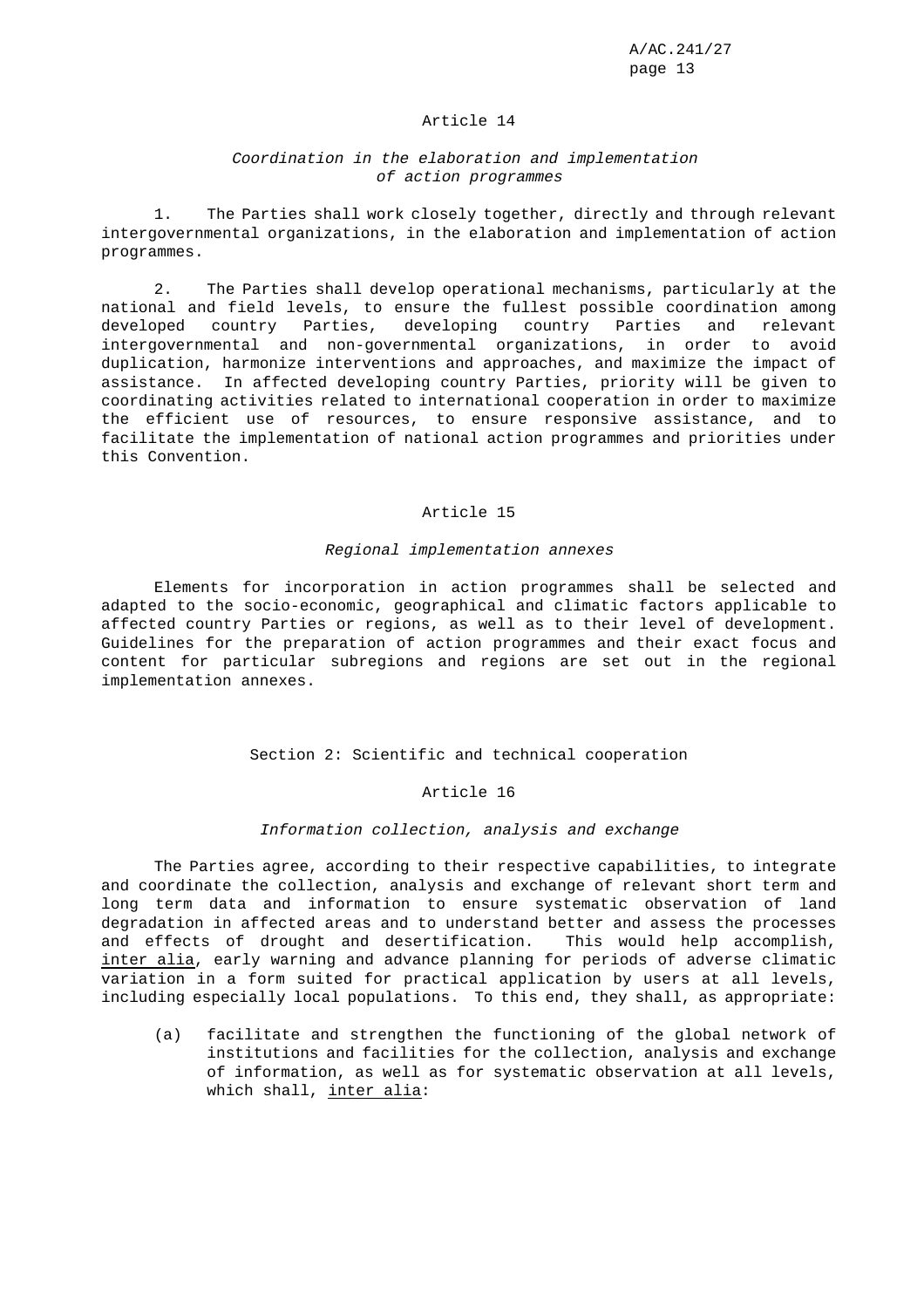## Article 14

*Coordination in the elaboration and implementation of action programmes*

1. The Parties shall work closely together, directly and through relevant intergovernmental organizations, in the elaboration and implementation of action programmes.

2. The Parties shall develop operational mechanisms, particularly at the national and field levels, to ensure the fullest possible coordination among developed country Parties, developing country Parties and relevant intergovernmental and non-governmental organizations, in order to avoid duplication, harmonize interventions and approaches, and maximize the impact of assistance. In affected developing country Parties, priority will be given to coordinating activities related to international cooperation in order to maximize the efficient use of resources, to ensure responsive assistance, and to facilitate the implementation of national action programmes and priorities under this Convention.

## Article 15

*Regional implementation annexes*

Elements for incorporation in action programmes shall be selected and adapted to the socio-economic, geographical and climatic factors applicable to affected country Parties or regions, as well as to their level of development. Guidelines for the preparation of action programmes and their exact focus and content for particular subregions and regions are set out in the regional implementation annexes.

# Section 2: Scientific and technical cooperation

## Article 16

*Information collection, analysis and exchange*

The Parties agree, according to their respective capabilities, to integrate and coordinate the collection, analysis and exchange of relevant short term and long term data and information to ensure systematic observation of land degradation in affected areas and to understand better and assess the processes and effects of drought and desertification. This would help accomplish, inter alia, early warning and advance planning for periods of adverse climatic variation in a form suited for practical application by users at all levels, including especially local populations. To this end, they shall, as appropriate:

(a) facilitate and strengthen the functioning of the global network of institutions and facilities for the collection, analysis and exchange of information, as well as for systematic observation at all levels, which shall, inter alia: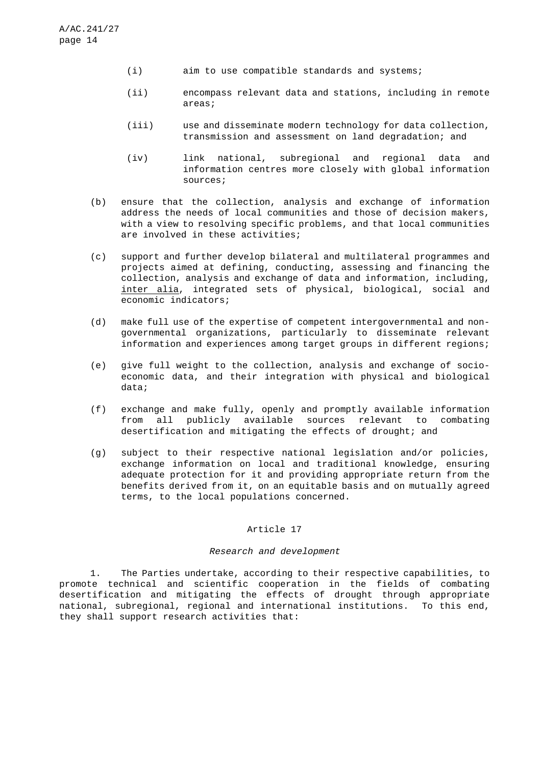(i) aim to use compatible standards and systems;

(ii) encompass relevant data and stations, including in remote areas;

(iii) use and disseminate modern technology for data collection, transmission and assessment on land degradation; and

(iv) link national, subregional and regional data and information centres more closely with global information sources;

(b) ensure that the collection, analysis and exchange of information address the needs of local communities and those of decision makers, with a view to resolving specific problems, and that local communities are involved in these activities;

(c) support and further develop bilateral and multilateral programmes and projects aimed at defining, conducting, assessing and financing the collection, analysis and exchange of data and information, including, inter alia, integrated sets of physical, biological, social and economic indicators;

(d) make full use of the expertise of competent intergovernmental and non-governmental organizations, particularly to disseminate relevant information and experiences among target groups in different regions;

(e) give full weight to the collection, analysis and exchange of socio-economic data, and their integration with physical and biological data;

(f) exchange and make fully, openly and promptly available information from all publicly available sources relevant to combating desertification and mitigating the effects of drought; and

(g) subject to their respective national legislation and/or policies, exchange information on local and traditional knowledge, ensuring adequate protection for it and providing appropriate return from the benefits derived from it, on an equitable basis and on mutually agreed terms, to the local populations concerned.

## Article 17

*Research and development*

1. The Parties undertake, according to their respective capabilities, to promote technical and scientific cooperation in the fields of combating desertification and mitigating the effects of drought through appropriate national, subregional, regional and international institutions. To this end, they shall support research activities that: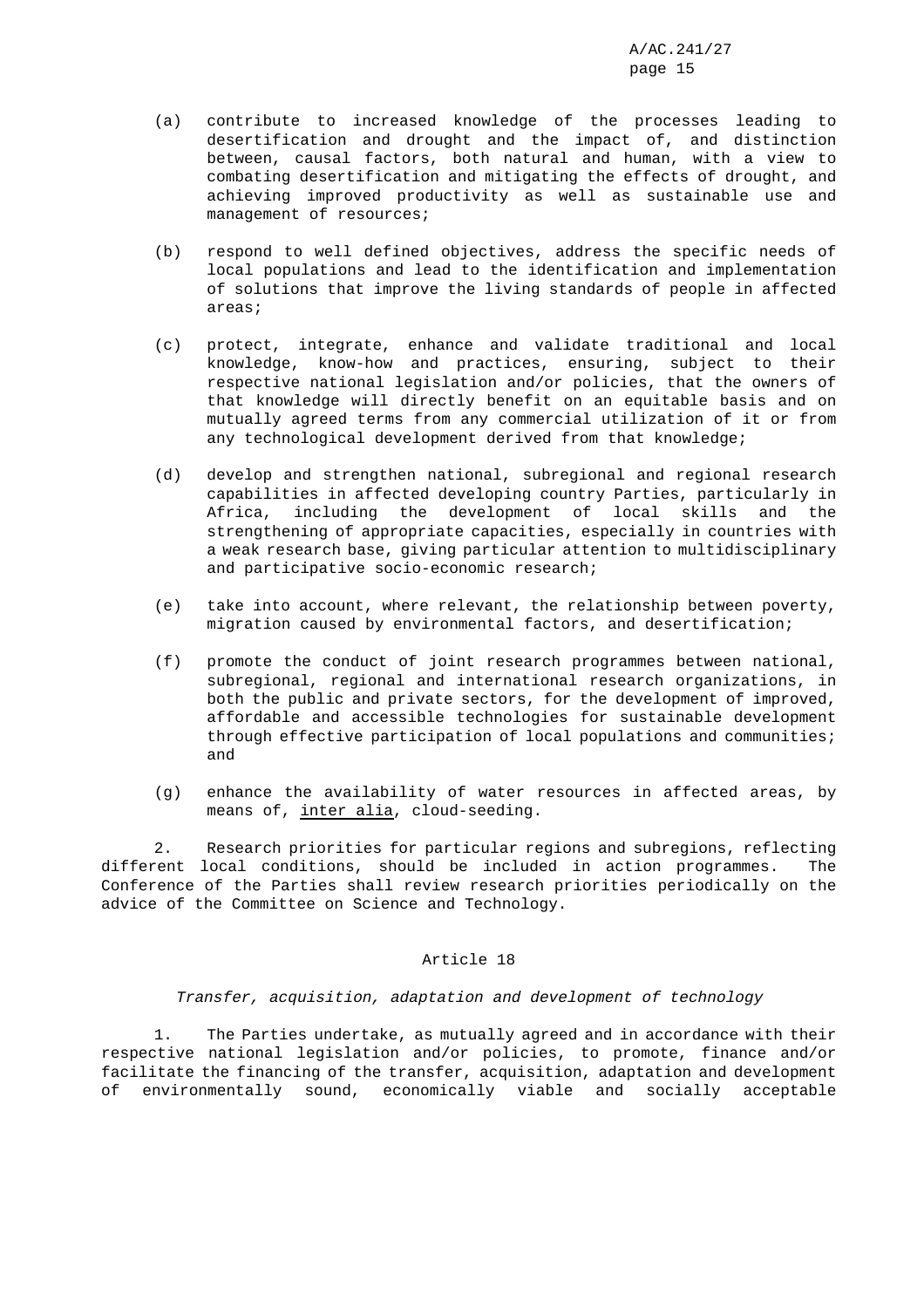(a) contribute to increased knowledge of the processes leading to desertification and drought and the impact of, and distinction between, causal factors, both natural and human, with a view to combating desertification and mitigating the effects of drought, and achieving improved productivity as well as sustainable use and management of resources;

(b) respond to well defined objectives, address the specific needs of local populations and lead to the identification and implementation of solutions that improve the living standards of people in affected areas;

(c) protect, integrate, enhance and validate traditional and local knowledge, know-how and practices, ensuring, subject to their respective national legislation and/or policies, that the owners of that knowledge will directly benefit on an equitable basis and on mutually agreed terms from any commercial utilization of it or from any technological development derived from that knowledge;

(d) develop and strengthen national, subregional and regional research capabilities in affected developing country Parties, particularly in Africa, including the development of local skills and the strengthening of appropriate capacities, especially in countries with a weak research base, giving particular attention to multidisciplinary and participative socio-economic research;

(e) take into account, where relevant, the relationship between poverty, migration caused by environmental factors, and desertification;

(f) promote the conduct of joint research programmes between national, subregional, regional and international research organizations, in both the public and private sectors, for the development of improved, affordable and accessible technologies for sustainable development through effective participation of local populations and communities; and

(g) enhance the availability of water resources in affected areas, by means of, inter alia, cloud-seeding.

2. Research priorities for particular regions and subregions, reflecting different local conditions, should be included in action programmes. The Conference of the Parties shall review research priorities periodically on the advice of the Committee on Science and Technology.

## Article 18

*Transfer, acquisition, adaptation and development of technology*

1. The Parties undertake, as mutually agreed and in accordance with their respective national legislation and/or policies, to promote, finance and/or facilitate the financing of the transfer, acquisition, adaptation and development of environmentally sound, economically viable and socially acceptable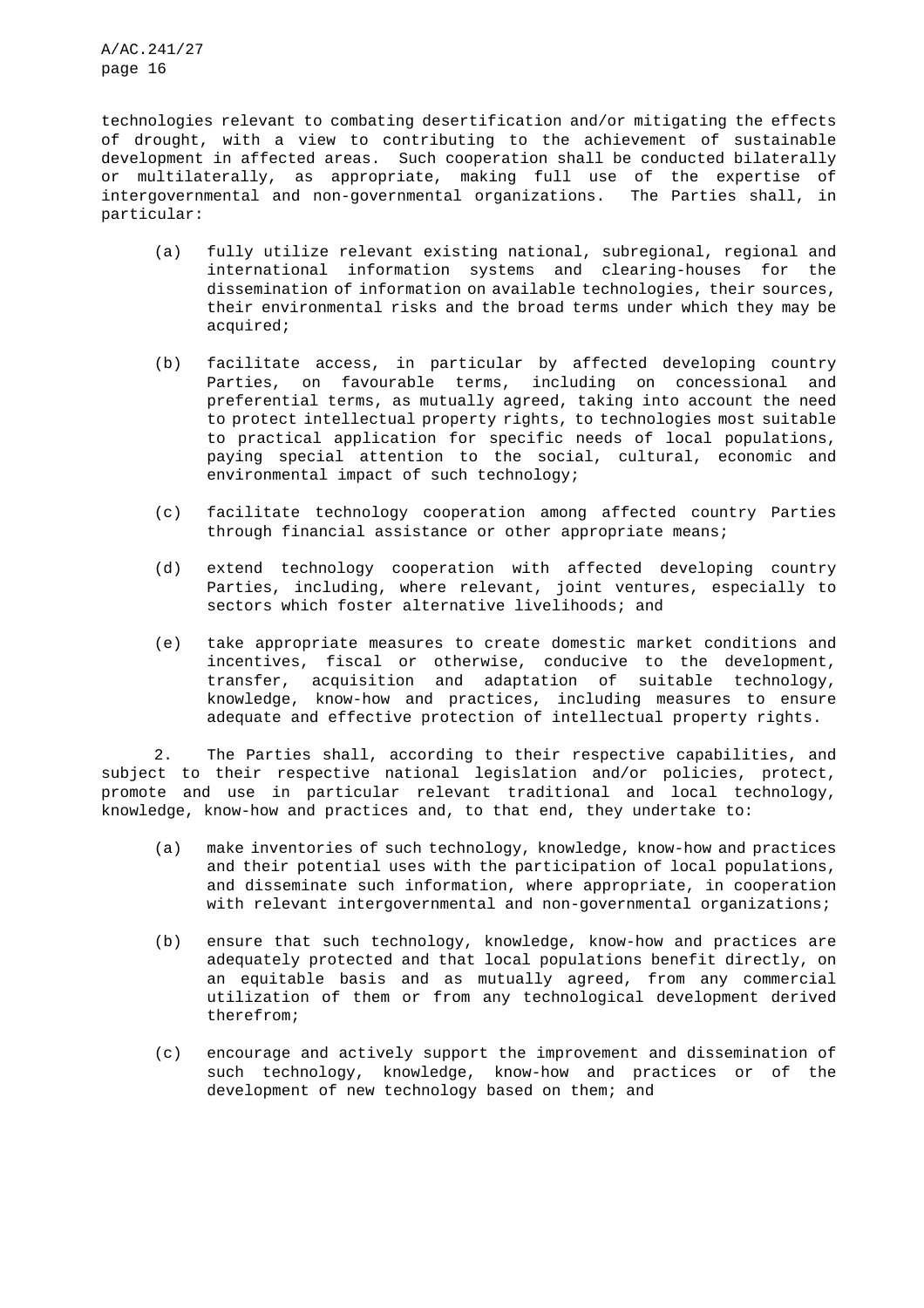technologies relevant to combating desertification and/or mitigating the effects of drought, with a view to contributing to the achievement of sustainable development in affected areas. Such cooperation shall be conducted bilaterally or multilaterally, as appropriate, making full use of the expertise of intergovernmental and non-governmental organizations. The Parties shall, in particular:

(a) fully utilize relevant existing national, subregional, regional and international information systems and clearing-houses for the dissemination of information on available technologies, their sources, their environmental risks and the broad terms under which they may be acquired;

(b) facilitate access, in particular by affected developing country Parties, on favourable terms, including on concessional and preferential terms, as mutually agreed, taking into account the need to protect intellectual property rights, to technologies most suitable to practical application for specific needs of local populations, paying special attention to the social, cultural, economic and environmental impact of such technology;

(c) facilitate technology cooperation among affected country Parties through financial assistance or other appropriate means;

(d) extend technology cooperation with affected developing country Parties, including, where relevant, joint ventures, especially to sectors which foster alternative livelihoods; and

(e) take appropriate measures to create domestic market conditions and incentives, fiscal or otherwise, conducive to the development, transfer, acquisition and adaptation of suitable technology, knowledge, know-how and practices, including measures to ensure adequate and effective protection of intellectual property rights.

2. The Parties shall, according to their respective capabilities, and subject to their respective national legislation and/or policies, protect, promote and use in particular relevant traditional and local technology, knowledge, know-how and practices and, to that end, they undertake to:

(a) make inventories of such technology, knowledge, know-how and practices and their potential uses with the participation of local populations, and disseminate such information, where appropriate, in cooperation with relevant intergovernmental and non-governmental organizations;

(b) ensure that such technology, knowledge, know-how and practices are adequately protected and that local populations benefit directly, on an equitable basis and as mutually agreed, from any commercial utilization of them or from any technological development derived therefrom;

(c) encourage and actively support the improvement and dissemination of such technology, knowledge, know-how and practices or of the development of new technology based on them; and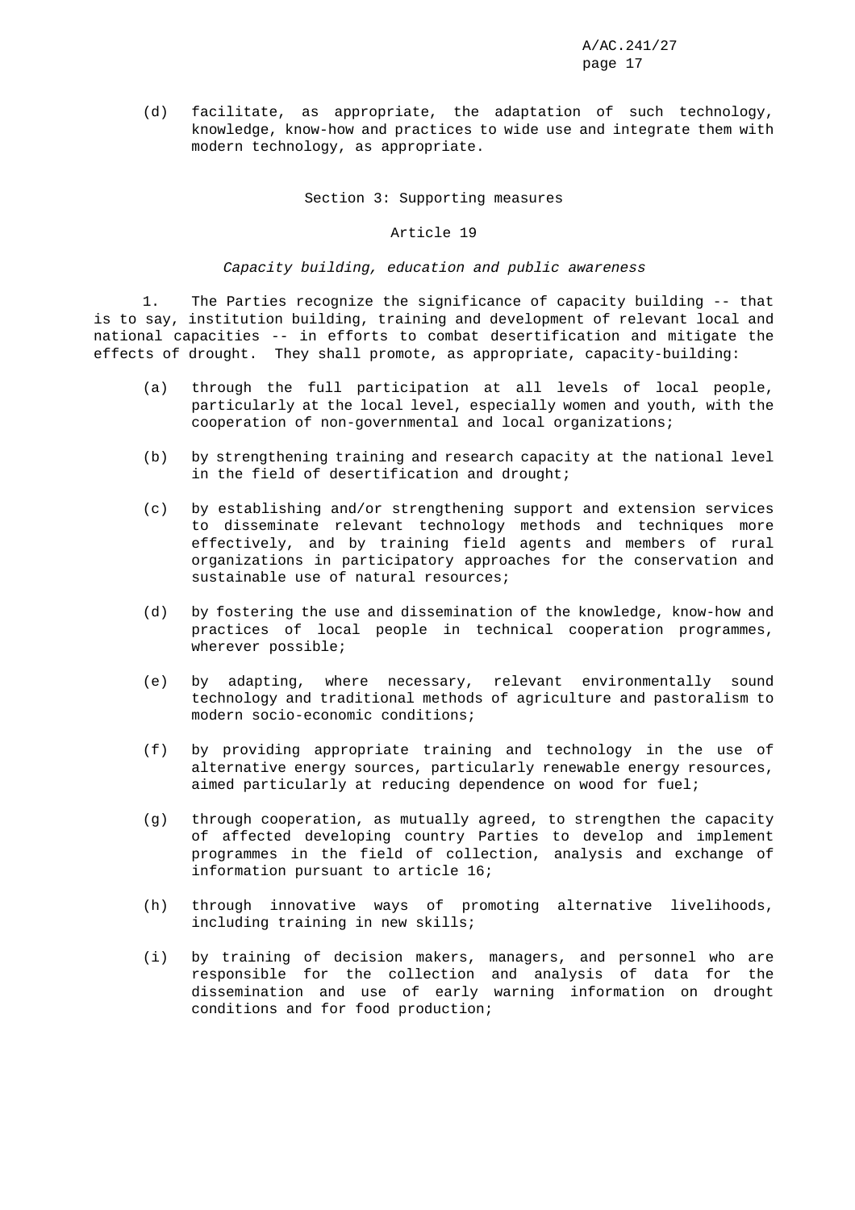(d) facilitate, as appropriate, the adaptation of such technology, knowledge, know-how and practices to wide use and integrate them with modern technology, as appropriate.

## Section 3: Supporting measures

### Article 19

*Capacity building, education and public awareness*

1. The Parties recognize the significance of capacity building -- that is to say, institution building, training and development of relevant local and national capacities -- in efforts to combat desertification and mitigate the effects of drought. They shall promote, as appropriate, capacity-building:

(a) through the full participation at all levels of local people, particularly at the local level, especially women and youth, with the cooperation of non-governmental and local organizations;

(b) by strengthening training and research capacity at the national level in the field of desertification and drought;

(c) by establishing and/or strengthening support and extension services to disseminate relevant technology methods and techniques more effectively, and by training field agents and members of rural organizations in participatory approaches for the conservation and sustainable use of natural resources;

(d) by fostering the use and dissemination of the knowledge, know-how and practices of local people in technical cooperation programmes, wherever possible;

(e) by adapting, where necessary, relevant environmentally sound technology and traditional methods of agriculture and pastoralism to modern socio-economic conditions;

(f) by providing appropriate training and technology in the use of alternative energy sources, particularly renewable energy resources, aimed particularly at reducing dependence on wood for fuel;

(g) through cooperation, as mutually agreed, to strengthen the capacity of affected developing country Parties to develop and implement programmes in the field of collection, analysis and exchange of information pursuant to article 16;

(h) through innovative ways of promoting alternative livelihoods, including training in new skills;

(i) by training of decision makers, managers, and personnel who are responsible for the collection and analysis of data for the dissemination and use of early warning information on drought conditions and for food production;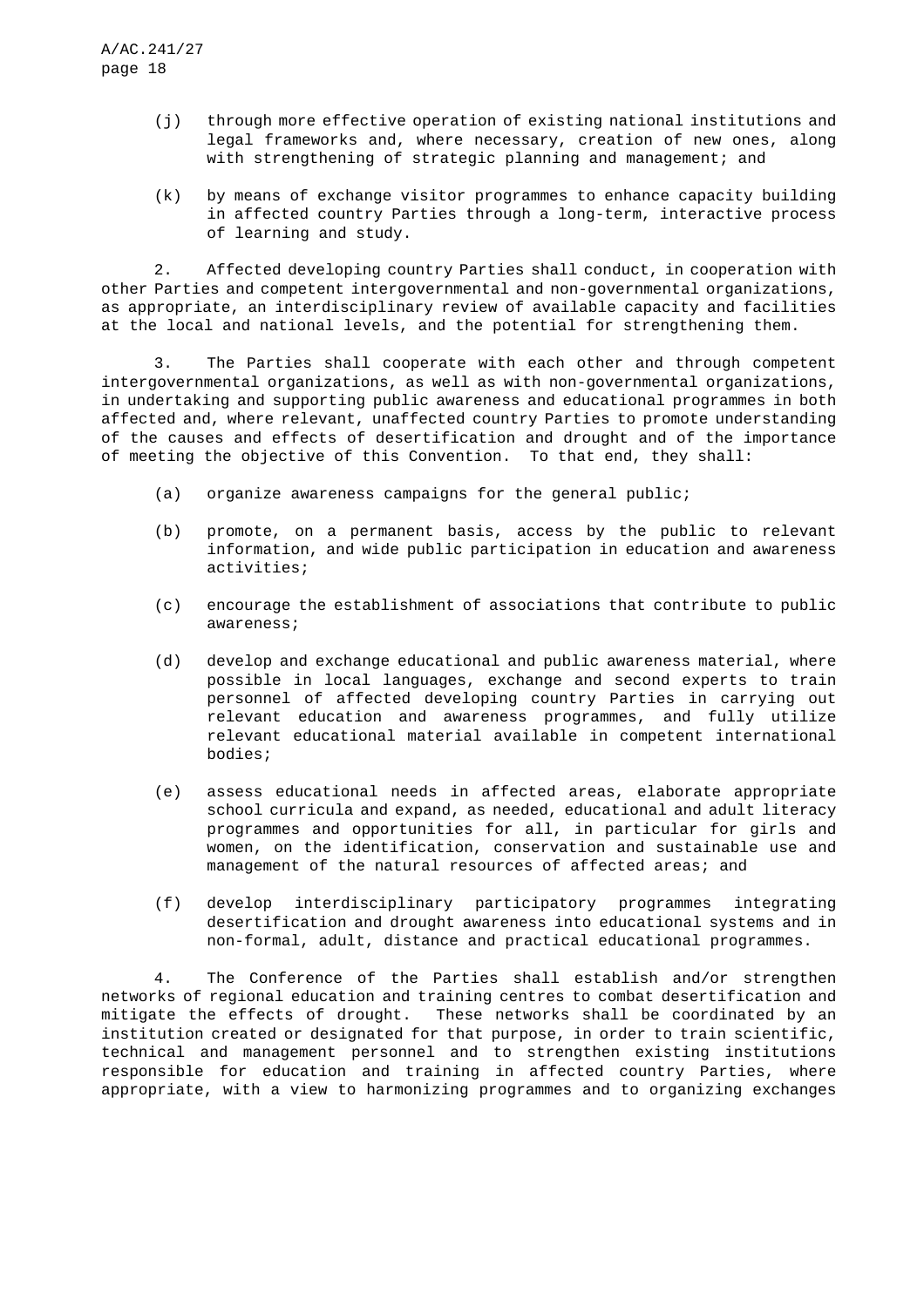(j) through more effective operation of existing national institutions and legal frameworks and, where necessary, creation of new ones, along with strengthening of strategic planning and management; and

(k) by means of exchange visitor programmes to enhance capacity building in affected country Parties through a long-term, interactive process of learning and study.

2. Affected developing country Parties shall conduct, in cooperation with other Parties and competent intergovernmental and non-governmental organizations, as appropriate, an interdisciplinary review of available capacity and facilities at the local and national levels, and the potential for strengthening them.

3. The Parties shall cooperate with each other and through competent intergovernmental organizations, as well as with non-governmental organizations, in undertaking and supporting public awareness and educational programmes in both affected and, where relevant, unaffected country Parties to promote understanding of the causes and effects of desertification and drought and of the importance of meeting the objective of this Convention. To that end, they shall:

(a) organize awareness campaigns for the general public;

(b) promote, on a permanent basis, access by the public to relevant information, and wide public participation in education and awareness activities;

(c) encourage the establishment of associations that contribute to public awareness;

(d) develop and exchange educational and public awareness material, where possible in local languages, exchange and second experts to train personnel of affected developing country Parties in carrying out relevant education and awareness programmes, and fully utilize relevant educational material available in competent international bodies;

(e) assess educational needs in affected areas, elaborate appropriate school curricula and expand, as needed, educational and adult literacy programmes and opportunities for all, in particular for girls and women, on the identification, conservation and sustainable use and management of the natural resources of affected areas; and

(f) develop interdisciplinary participatory programmes integrating desertification and drought awareness into educational systems and in non-formal, adult, distance and practical educational programmes.

4. The Conference of the Parties shall establish and/or strengthen networks of regional education and training centres to combat desertification and mitigate the effects of drought. These networks shall be coordinated by an institution created or designated for that purpose, in order to train scientific, technical and management personnel and to strengthen existing institutions responsible for education and training in affected country Parties, where appropriate, with a view to harmonizing programmes and to organizing exchanges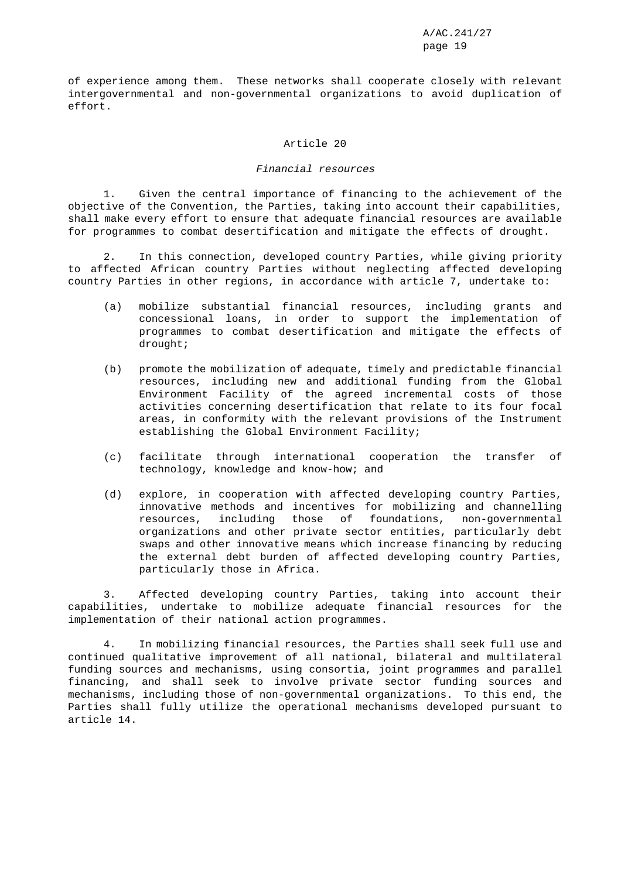of experience among them. These networks shall cooperate closely with relevant intergovernmental and non-governmental organizations to avoid duplication of effort.

## Article 20

### *Financial resources*

1. Given the central importance of financing to the achievement of the objective of the Convention, the Parties, taking into account their capabilities, shall make every effort to ensure that adequate financial resources are available for programmes to combat desertification and mitigate the effects of drought.

2. In this connection, developed country Parties, while giving priority to affected African country Parties without neglecting affected developing country Parties in other regions, in accordance with article 7, undertake to:

   (a) mobilize substantial financial resources, including grants and concessional loans, in order to support the implementation of programmes to combat desertification and mitigate the effects of drought;

   (b) promote the mobilization of adequate, timely and predictable financial resources, including new and additional funding from the Global Environment Facility of the agreed incremental costs of those activities concerning desertification that relate to its four focal areas, in conformity with the relevant provisions of the Instrument establishing the Global Environment Facility;

   (c) facilitate through international cooperation the transfer of technology, knowledge and know-how; and

   (d) explore, in cooperation with affected developing country Parties, innovative methods and incentives for mobilizing and channelling resources, including those of foundations, non-governmental organizations and other private sector entities, particularly debt swaps and other innovative means which increase financing by reducing the external debt burden of affected developing country Parties, particularly those in Africa.

3. Affected developing country Parties, taking into account their capabilities, undertake to mobilize adequate financial resources for the implementation of their national action programmes.

4. In mobilizing financial resources, the Parties shall seek full use and continued qualitative improvement of all national, bilateral and multilateral funding sources and mechanisms, using consortia, joint programmes and parallel financing, and shall seek to involve private sector funding sources and mechanisms, including those of non-governmental organizations. To this end, the Parties shall fully utilize the operational mechanisms developed pursuant to article 14.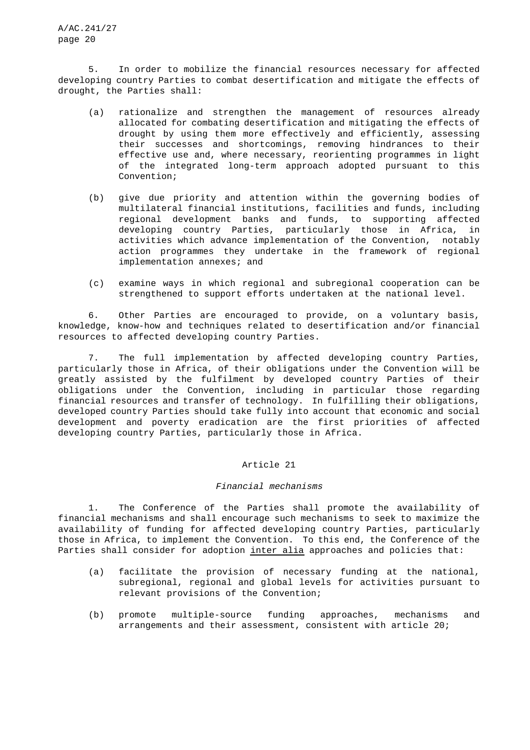5. In order to mobilize the financial resources necessary for affected developing country Parties to combat desertification and mitigate the effects of drought, the Parties shall:

(a) rationalize and strengthen the management of resources already allocated for combating desertification and mitigating the effects of drought by using them more effectively and efficiently, assessing their successes and shortcomings, removing hindrances to their effective use and, where necessary, reorienting programmes in light of the integrated long-term approach adopted pursuant to this Convention;

(b) give due priority and attention within the governing bodies of multilateral financial institutions, facilities and funds, including regional development banks and funds, to supporting affected developing country Parties, particularly those in Africa, in activities which advance implementation of the Convention, notably action programmes they undertake in the framework of regional implementation annexes; and

(c) examine ways in which regional and subregional cooperation can be strengthened to support efforts undertaken at the national level.

6. Other Parties are encouraged to provide, on a voluntary basis, knowledge, know-how and techniques related to desertification and/or financial resources to affected developing country Parties.

7. The full implementation by affected developing country Parties, particularly those in Africa, of their obligations under the Convention will be greatly assisted by the fulfilment by developed country Parties of their obligations under the Convention, including in particular those regarding financial resources and transfer of technology. In fulfilling their obligations, developed country Parties should take fully into account that economic and social development and poverty eradication are the first priorities of affected developing country Parties, particularly those in Africa.

## Article 21

### *Financial mechanisms*

1. The Conference of the Parties shall promote the availability of financial mechanisms and shall encourage such mechanisms to seek to maximize the availability of funding for affected developing country Parties, particularly those in Africa, to implement the Convention. To this end, the Conference of the Parties shall consider for adoption inter alia approaches and policies that:

(a) facilitate the provision of necessary funding at the national, subregional, regional and global levels for activities pursuant to relevant provisions of the Convention;

(b) promote multiple-source funding approaches, mechanisms and arrangements and their assessment, consistent with article 20;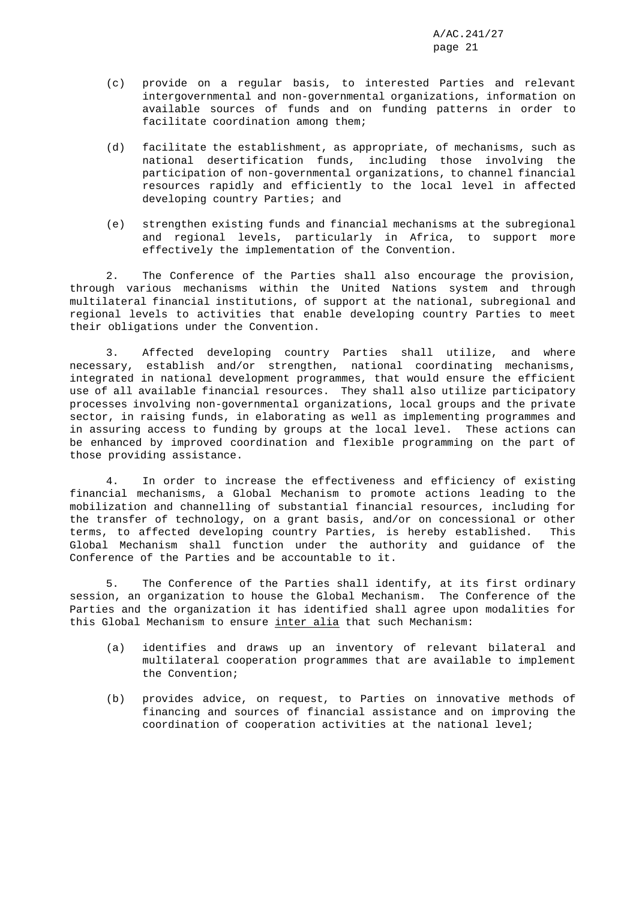(c) provide on a regular basis, to interested Parties and relevant intergovernmental and non-governmental organizations, information on available sources of funds and on funding patterns in order to facilitate coordination among them;

(d) facilitate the establishment, as appropriate, of mechanisms, such as national desertification funds, including those involving the participation of non-governmental organizations, to channel financial resources rapidly and efficiently to the local level in affected developing country Parties; and

(e) strengthen existing funds and financial mechanisms at the subregional and regional levels, particularly in Africa, to support more effectively the implementation of the Convention.

2. The Conference of the Parties shall also encourage the provision, through various mechanisms within the United Nations system and through multilateral financial institutions, of support at the national, subregional and regional levels to activities that enable developing country Parties to meet their obligations under the Convention.

3. Affected developing country Parties shall utilize, and where necessary, establish and/or strengthen, national coordinating mechanisms, integrated in national development programmes, that would ensure the efficient use of all available financial resources. They shall also utilize participatory processes involving non-governmental organizations, local groups and the private sector, in raising funds, in elaborating as well as implementing programmes and in assuring access to funding by groups at the local level. These actions can be enhanced by improved coordination and flexible programming on the part of those providing assistance.

4. In order to increase the effectiveness and efficiency of existing financial mechanisms, a Global Mechanism to promote actions leading to the mobilization and channelling of substantial financial resources, including for the transfer of technology, on a grant basis, and/or on concessional or other terms, to affected developing country Parties, is hereby established. This Global Mechanism shall function under the authority and guidance of the Conference of the Parties and be accountable to it.

5. The Conference of the Parties shall identify, at its first ordinary session, an organization to house the Global Mechanism. The Conference of the Parties and the organization it has identified shall agree upon modalities for this Global Mechanism to ensure inter alia that such Mechanism:

(a) identifies and draws up an inventory of relevant bilateral and multilateral cooperation programmes that are available to implement the Convention;

(b) provides advice, on request, to Parties on innovative methods of financing and sources of financial assistance and on improving the coordination of cooperation activities at the national level;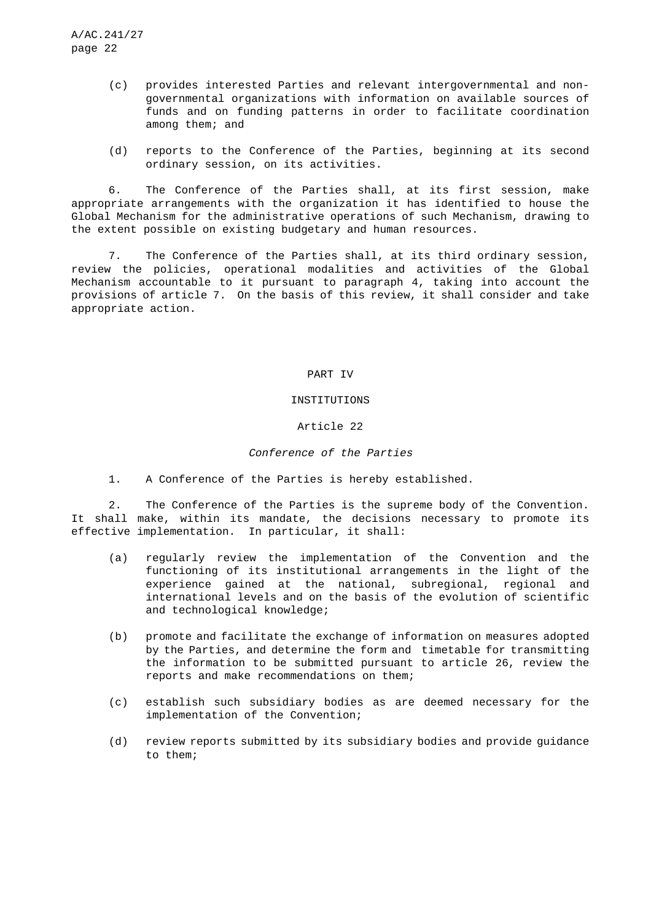(c) provides interested Parties and relevant intergovernmental and non-governmental organizations with information on available sources of funds and on funding patterns in order to facilitate coordination among them; and

(d) reports to the Conference of the Parties, beginning at its second ordinary session, on its activities.

6. The Conference of the Parties shall, at its first session, make appropriate arrangements with the organization it has identified to house the Global Mechanism for the administrative operations of such Mechanism, drawing to the extent possible on existing budgetary and human resources.

7. The Conference of the Parties shall, at its third ordinary session, review the policies, operational modalities and activities of the Global Mechanism accountable to it pursuant to paragraph 4, taking into account the provisions of article 7. On the basis of this review, it shall consider and take appropriate action.

# PART IV

# INSTITUTIONS

## Article 22

### *Conference of the Parties*

1. A Conference of the Parties is hereby established.

2. The Conference of the Parties is the supreme body of the Convention. It shall make, within its mandate, the decisions necessary to promote its effective implementation. In particular, it shall:

(a) regularly review the implementation of the Convention and the functioning of its institutional arrangements in the light of the experience gained at the national, subregional, regional and international levels and on the basis of the evolution of scientific and technological knowledge;

(b) promote and facilitate the exchange of information on measures adopted by the Parties, and determine the form and timetable for transmitting the information to be submitted pursuant to article 26, review the reports and make recommendations on them;

(c) establish such subsidiary bodies as are deemed necessary for the implementation of the Convention;

(d) review reports submitted by its subsidiary bodies and provide guidance to them;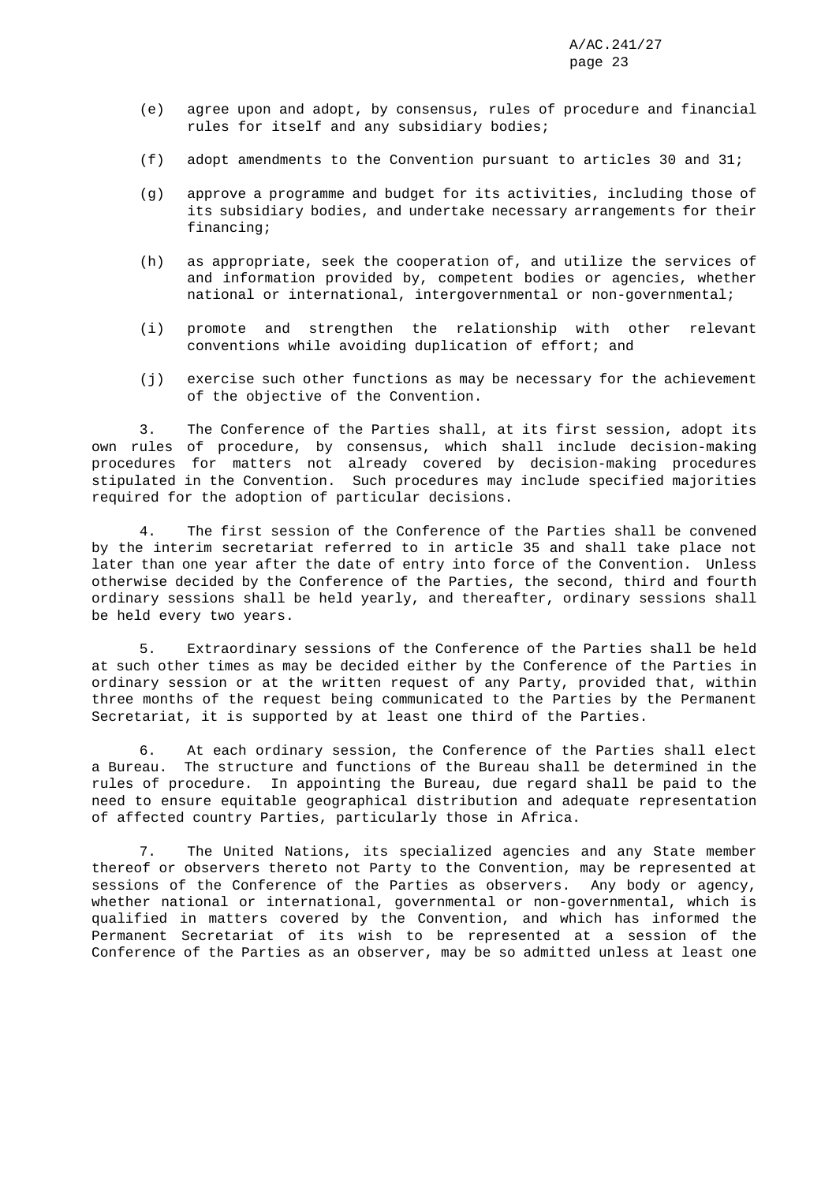(e) agree upon and adopt, by consensus, rules of procedure and financial rules for itself and any subsidiary bodies;

(f) adopt amendments to the Convention pursuant to articles 30 and 31;

(g) approve a programme and budget for its activities, including those of its subsidiary bodies, and undertake necessary arrangements for their financing;

(h) as appropriate, seek the cooperation of, and utilize the services of and information provided by, competent bodies or agencies, whether national or international, intergovernmental or non-governmental;

(i) promote and strengthen the relationship with other relevant conventions while avoiding duplication of effort; and

(j) exercise such other functions as may be necessary for the achievement of the objective of the Convention.

3. The Conference of the Parties shall, at its first session, adopt its own rules of procedure, by consensus, which shall include decision-making procedures for matters not already covered by decision-making procedures stipulated in the Convention. Such procedures may include specified majorities required for the adoption of particular decisions.

4. The first session of the Conference of the Parties shall be convened by the interim secretariat referred to in article 35 and shall take place not later than one year after the date of entry into force of the Convention. Unless otherwise decided by the Conference of the Parties, the second, third and fourth ordinary sessions shall be held yearly, and thereafter, ordinary sessions shall be held every two years.

5. Extraordinary sessions of the Conference of the Parties shall be held at such other times as may be decided either by the Conference of the Parties in ordinary session or at the written request of any Party, provided that, within three months of the request being communicated to the Parties by the Permanent Secretariat, it is supported by at least one third of the Parties.

6. At each ordinary session, the Conference of the Parties shall elect a Bureau. The structure and functions of the Bureau shall be determined in the rules of procedure. In appointing the Bureau, due regard shall be paid to the need to ensure equitable geographical distribution and adequate representation of affected country Parties, particularly those in Africa.

7. The United Nations, its specialized agencies and any State member thereof or observers thereto not Party to the Convention, may be represented at sessions of the Conference of the Parties as observers. Any body or agency, whether national or international, governmental or non-governmental, which is qualified in matters covered by the Convention, and which has informed the Permanent Secretariat of its wish to be represented at a session of the Conference of the Parties as an observer, may be so admitted unless at least one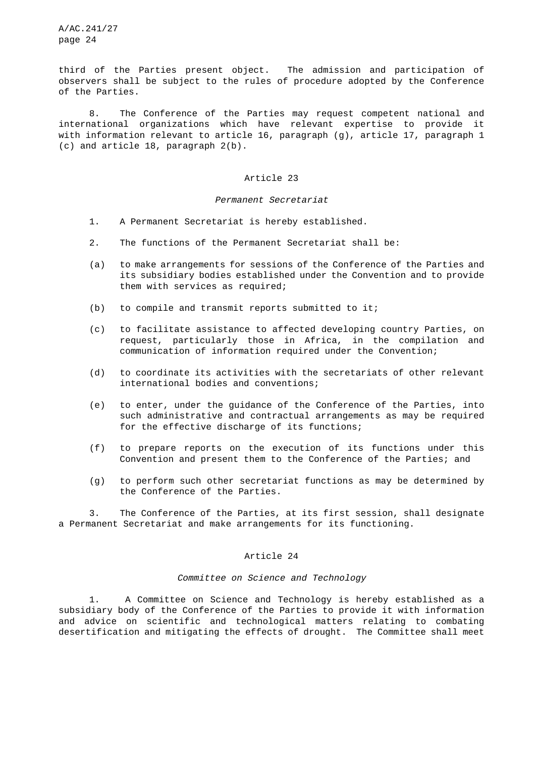third of the Parties present object. The admission and participation of observers shall be subject to the rules of procedure adopted by the Conference of the Parties.

8. The Conference of the Parties may request competent national and international organizations which have relevant expertise to provide it with information relevant to article 16, paragraph (g), article 17, paragraph 1 (c) and article 18, paragraph 2(b).

## Article 23

### *Permanent Secretariat*

1. A Permanent Secretariat is hereby established.

2. The functions of the Permanent Secretariat shall be:

(a) to make arrangements for sessions of the Conference of the Parties and its subsidiary bodies established under the Convention and to provide them with services as required;

(b) to compile and transmit reports submitted to it;

(c) to facilitate assistance to affected developing country Parties, on request, particularly those in Africa, in the compilation and communication of information required under the Convention;

(d) to coordinate its activities with the secretariats of other relevant international bodies and conventions;

(e) to enter, under the guidance of the Conference of the Parties, into such administrative and contractual arrangements as may be required for the effective discharge of its functions;

(f) to prepare reports on the execution of its functions under this Convention and present them to the Conference of the Parties; and

(g) to perform such other secretariat functions as may be determined by the Conference of the Parties.

3. The Conference of the Parties, at its first session, shall designate a Permanent Secretariat and make arrangements for its functioning.

## Article 24

### *Committee on Science and Technology*

1. A Committee on Science and Technology is hereby established as a subsidiary body of the Conference of the Parties to provide it with information and advice on scientific and technological matters relating to combating desertification and mitigating the effects of drought. The Committee shall meet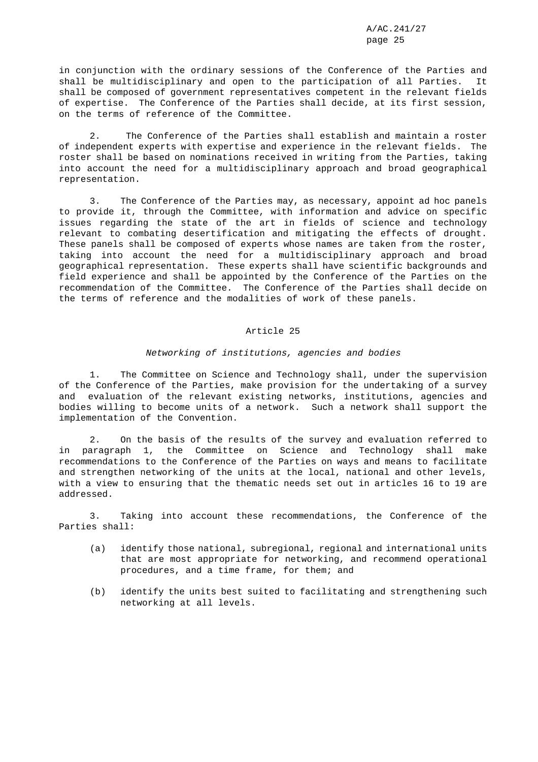in conjunction with the ordinary sessions of the Conference of the Parties and shall be multidisciplinary and open to the participation of all Parties. It shall be composed of government representatives competent in the relevant fields of expertise. The Conference of the Parties shall decide, at its first session, on the terms of reference of the Committee.

2. The Conference of the Parties shall establish and maintain a roster of independent experts with expertise and experience in the relevant fields. The roster shall be based on nominations received in writing from the Parties, taking into account the need for a multidisciplinary approach and broad geographical representation.

3. The Conference of the Parties may, as necessary, appoint ad hoc panels to provide it, through the Committee, with information and advice on specific issues regarding the state of the art in fields of science and technology relevant to combating desertification and mitigating the effects of drought. These panels shall be composed of experts whose names are taken from the roster, taking into account the need for a multidisciplinary approach and broad geographical representation. These experts shall have scientific backgrounds and field experience and shall be appointed by the Conference of the Parties on the recommendation of the Committee. The Conference of the Parties shall decide on the terms of reference and the modalities of work of these panels.

## Article 25

*Networking of institutions, agencies and bodies*

1. The Committee on Science and Technology shall, under the supervision of the Conference of the Parties, make provision for the undertaking of a survey and evaluation of the relevant existing networks, institutions, agencies and bodies willing to become units of a network. Such a network shall support the implementation of the Convention.

2. On the basis of the results of the survey and evaluation referred to in paragraph 1, the Committee on Science and Technology shall make recommendations to the Conference of the Parties on ways and means to facilitate and strengthen networking of the units at the local, national and other levels, with a view to ensuring that the thematic needs set out in articles 16 to 19 are addressed.

3. Taking into account these recommendations, the Conference of the Parties shall:

(a) identify those national, subregional, regional and international units that are most appropriate for networking, and recommend operational procedures, and a time frame, for them; and

(b) identify the units best suited to facilitating and strengthening such networking at all levels.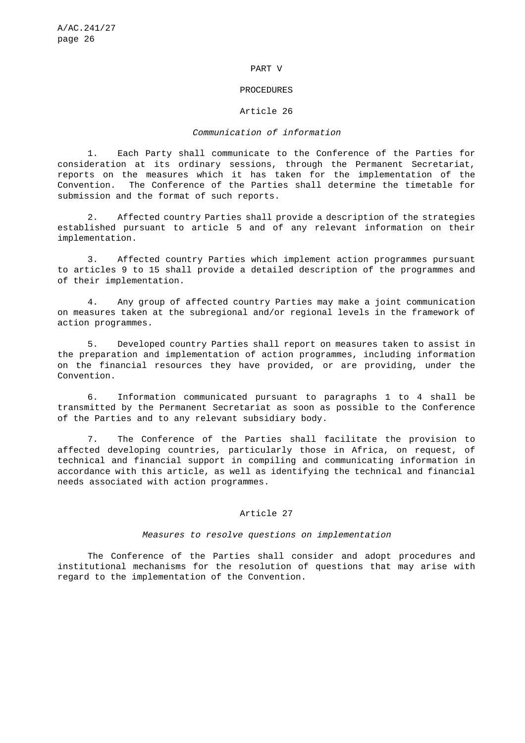## PART V

## PROCEDURES

### Article 26

*Communication of information*

1. Each Party shall communicate to the Conference of the Parties for consideration at its ordinary sessions, through the Permanent Secretariat, reports on the measures which it has taken for the implementation of the Convention. The Conference of the Parties shall determine the timetable for submission and the format of such reports.

2. Affected country Parties shall provide a description of the strategies established pursuant to article 5 and of any relevant information on their implementation.

3. Affected country Parties which implement action programmes pursuant to articles 9 to 15 shall provide a detailed description of the programmes and of their implementation.

4. Any group of affected country Parties may make a joint communication on measures taken at the subregional and/or regional levels in the framework of action programmes.

5. Developed country Parties shall report on measures taken to assist in the preparation and implementation of action programmes, including information on the financial resources they have provided, or are providing, under the Convention.

6. Information communicated pursuant to paragraphs 1 to 4 shall be transmitted by the Permanent Secretariat as soon as possible to the Conference of the Parties and to any relevant subsidiary body.

7. The Conference of the Parties shall facilitate the provision to affected developing countries, particularly those in Africa, on request, of technical and financial support in compiling and communicating information in accordance with this article, as well as identifying the technical and financial needs associated with action programmes.

### Article 27

*Measures to resolve questions on implementation*

The Conference of the Parties shall consider and adopt procedures and institutional mechanisms for the resolution of questions that may arise with regard to the implementation of the Convention.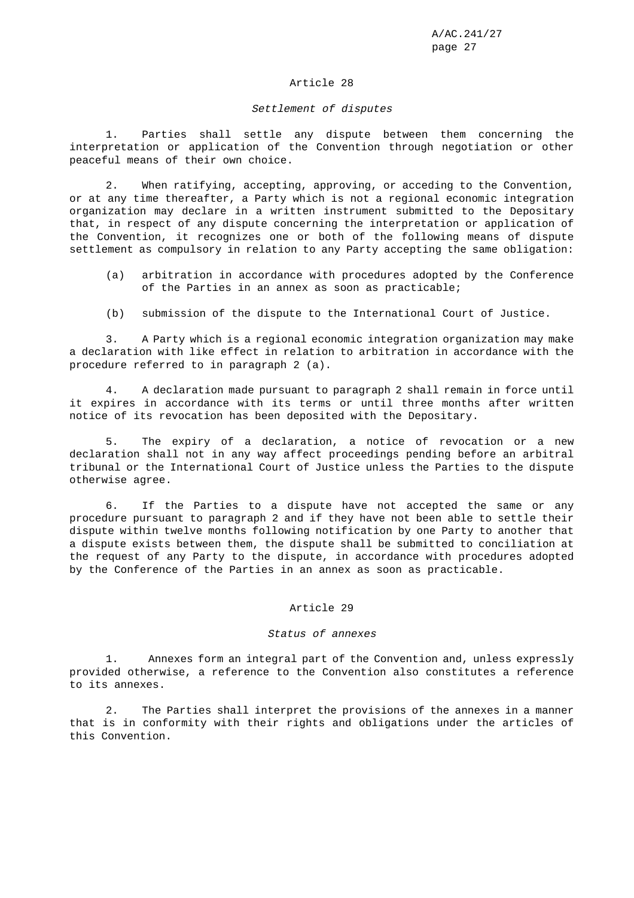## Article 28

### *Settlement of disputes*

1. Parties shall settle any dispute between them concerning the interpretation or application of the Convention through negotiation or other peaceful means of their own choice.

2. When ratifying, accepting, approving, or acceding to the Convention, or at any time thereafter, a Party which is not a regional economic integration organization may declare in a written instrument submitted to the Depositary that, in respect of any dispute concerning the interpretation or application of the Convention, it recognizes one or both of the following means of dispute settlement as compulsory in relation to any Party accepting the same obligation:

   (a) arbitration in accordance with procedures adopted by the Conference of the Parties in an annex as soon as practicable;

   (b) submission of the dispute to the International Court of Justice.

3. A Party which is a regional economic integration organization may make a declaration with like effect in relation to arbitration in accordance with the procedure referred to in paragraph 2 (a).

4. A declaration made pursuant to paragraph 2 shall remain in force until it expires in accordance with its terms or until three months after written notice of its revocation has been deposited with the Depositary.

5. The expiry of a declaration, a notice of revocation or a new declaration shall not in any way affect proceedings pending before an arbitral tribunal or the International Court of Justice unless the Parties to the dispute otherwise agree.

6. If the Parties to a dispute have not accepted the same or any procedure pursuant to paragraph 2 and if they have not been able to settle their dispute within twelve months following notification by one Party to another that a dispute exists between them, the dispute shall be submitted to conciliation at the request of any Party to the dispute, in accordance with procedures adopted by the Conference of the Parties in an annex as soon as practicable.

## Article 29

### *Status of annexes*

1. Annexes form an integral part of the Convention and, unless expressly provided otherwise, a reference to the Convention also constitutes a reference to its annexes.

2. The Parties shall interpret the provisions of the annexes in a manner that is in conformity with their rights and obligations under the articles of this Convention.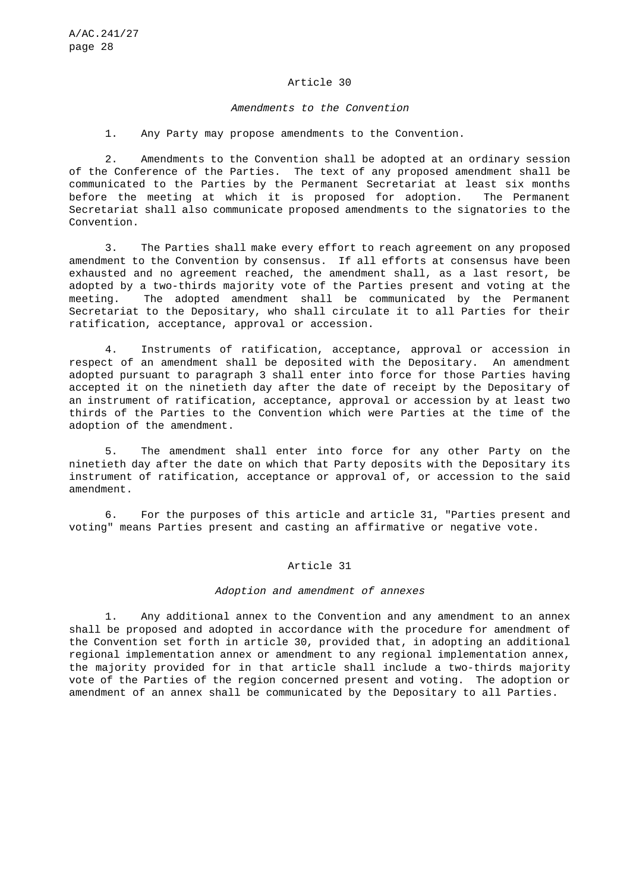## Article 30

*Amendments to the Convention*

1. Any Party may propose amendments to the Convention.

2. Amendments to the Convention shall be adopted at an ordinary session of the Conference of the Parties. The text of any proposed amendment shall be communicated to the Parties by the Permanent Secretariat at least six months before the meeting at which it is proposed for adoption. The Permanent Secretariat shall also communicate proposed amendments to the signatories to the Convention.

3. The Parties shall make every effort to reach agreement on any proposed amendment to the Convention by consensus. If all efforts at consensus have been exhausted and no agreement reached, the amendment shall, as a last resort, be adopted by a two-thirds majority vote of the Parties present and voting at the meeting. The adopted amendment shall be communicated by the Permanent Secretariat to the Depositary, who shall circulate it to all Parties for their ratification, acceptance, approval or accession.

4. Instruments of ratification, acceptance, approval or accession in respect of an amendment shall be deposited with the Depositary. An amendment adopted pursuant to paragraph 3 shall enter into force for those Parties having accepted it on the ninetieth day after the date of receipt by the Depositary of an instrument of ratification, acceptance, approval or accession by at least two thirds of the Parties to the Convention which were Parties at the time of the adoption of the amendment.

5. The amendment shall enter into force for any other Party on the ninetieth day after the date on which that Party deposits with the Depositary its instrument of ratification, acceptance or approval of, or accession to the said amendment.

6. For the purposes of this article and article 31, "Parties present and voting" means Parties present and casting an affirmative or negative vote.

## Article 31

*Adoption and amendment of annexes*

1. Any additional annex to the Convention and any amendment to an annex shall be proposed and adopted in accordance with the procedure for amendment of the Convention set forth in article 30, provided that, in adopting an additional regional implementation annex or amendment to any regional implementation annex, the majority provided for in that article shall include a two-thirds majority vote of the Parties of the region concerned present and voting. The adoption or amendment of an annex shall be communicated by the Depositary to all Parties.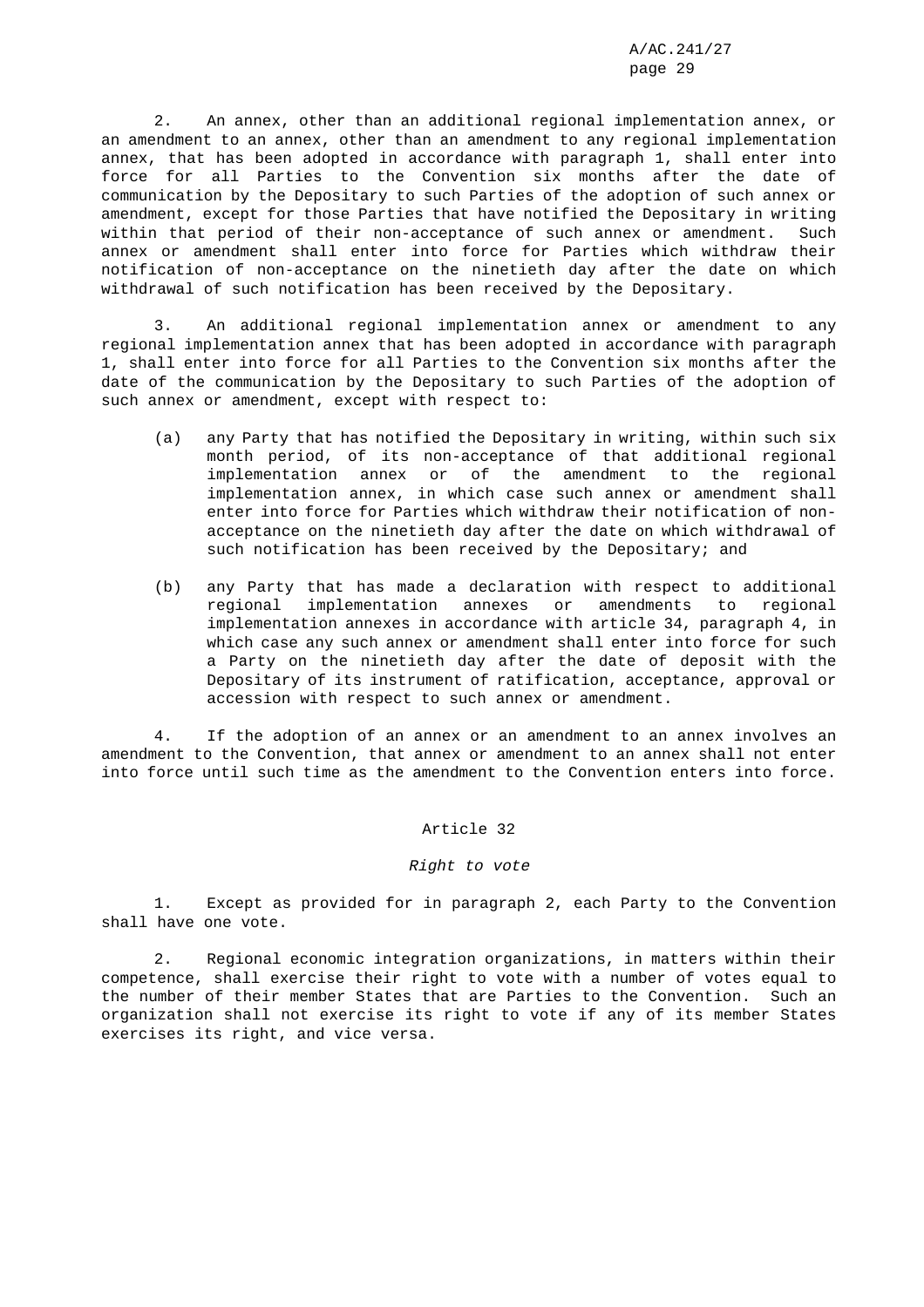2. An annex, other than an additional regional implementation annex, or an amendment to an annex, other than an amendment to any regional implementation annex, that has been adopted in accordance with paragraph 1, shall enter into force for all Parties to the Convention six months after the date of communication by the Depositary to such Parties of the adoption of such annex or amendment, except for those Parties that have notified the Depositary in writing within that period of their non-acceptance of such annex or amendment. Such annex or amendment shall enter into force for Parties which withdraw their notification of non-acceptance on the ninetieth day after the date on which withdrawal of such notification has been received by the Depositary.

3. An additional regional implementation annex or amendment to any regional implementation annex that has been adopted in accordance with paragraph 1, shall enter into force for all Parties to the Convention six months after the date of the communication by the Depositary to such Parties of the adoption of such annex or amendment, except with respect to:

(a) any Party that has notified the Depositary in writing, within such six month period, of its non-acceptance of that additional regional implementation annex or of the amendment to the regional implementation annex, in which case such annex or amendment shall enter into force for Parties which withdraw their notification of non-acceptance on the ninetieth day after the date on which withdrawal of such notification has been received by the Depositary; and

(b) any Party that has made a declaration with respect to additional regional implementation annexes or amendments to regional implementation annexes in accordance with article 34, paragraph 4, in which case any such annex or amendment shall enter into force for such a Party on the ninetieth day after the date of deposit with the Depositary of its instrument of ratification, acceptance, approval or accession with respect to such annex or amendment.

4. If the adoption of an annex or an amendment to an annex involves an amendment to the Convention, that annex or amendment to an annex shall not enter into force until such time as the amendment to the Convention enters into force.

## Article 32

*Right to vote*

1. Except as provided for in paragraph 2, each Party to the Convention shall have one vote.

2. Regional economic integration organizations, in matters within their competence, shall exercise their right to vote with a number of votes equal to the number of their member States that are Parties to the Convention. Such an organization shall not exercise its right to vote if any of its member States exercises its right, and vice versa.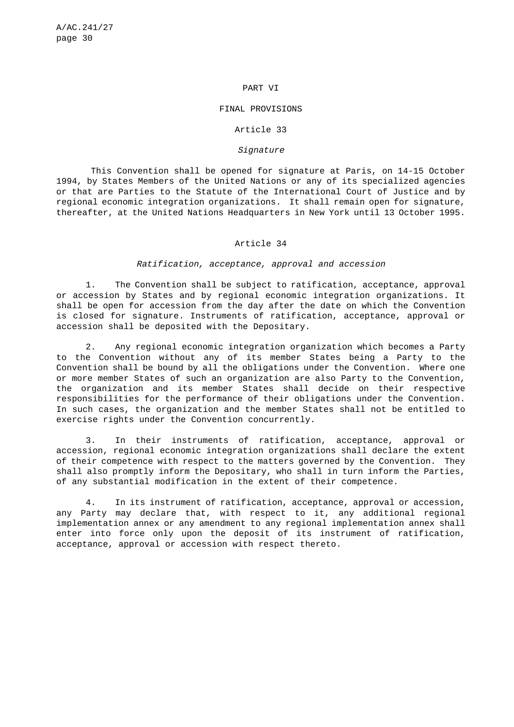## PART VI

## FINAL PROVISIONS

### Article 33

*Signature*

This Convention shall be opened for signature at Paris, on 14-15 October 1994, by States Members of the United Nations or any of its specialized agencies or that are Parties to the Statute of the International Court of Justice and by regional economic integration organizations. It shall remain open for signature, thereafter, at the United Nations Headquarters in New York until 13 October 1995.

### Article 34

*Ratification, acceptance, approval and accession*

1. The Convention shall be subject to ratification, acceptance, approval or accession by States and by regional economic integration organizations. It shall be open for accession from the day after the date on which the Convention is closed for signature. Instruments of ratification, acceptance, approval or accession shall be deposited with the Depositary.

2. Any regional economic integration organization which becomes a Party to the Convention without any of its member States being a Party to the Convention shall be bound by all the obligations under the Convention. Where one or more member States of such an organization are also Party to the Convention, the organization and its member States shall decide on their respective responsibilities for the performance of their obligations under the Convention. In such cases, the organization and the member States shall not be entitled to exercise rights under the Convention concurrently.

3. In their instruments of ratification, acceptance, approval or accession, regional economic integration organizations shall declare the extent of their competence with respect to the matters governed by the Convention. They shall also promptly inform the Depositary, who shall in turn inform the Parties, of any substantial modification in the extent of their competence.

4. In its instrument of ratification, acceptance, approval or accession, any Party may declare that, with respect to it, any additional regional implementation annex or any amendment to any regional implementation annex shall enter into force only upon the deposit of its instrument of ratification, acceptance, approval or accession with respect thereto.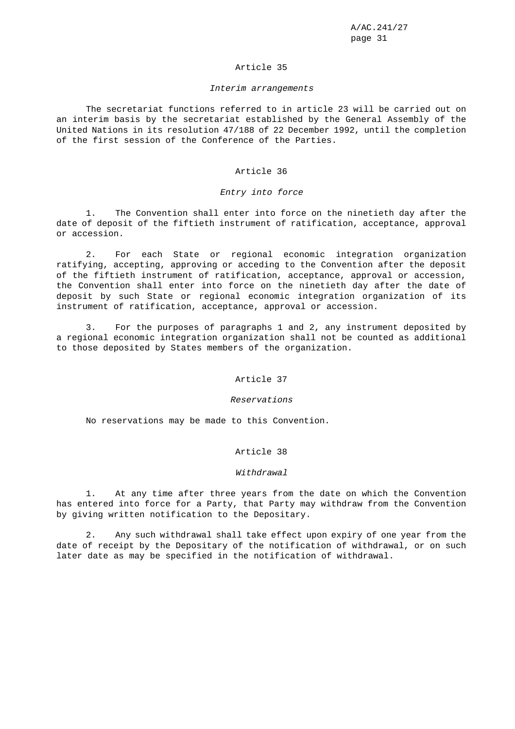## Article 35

*Interim arrangements*

The secretariat functions referred to in article 23 will be carried out on an interim basis by the secretariat established by the General Assembly of the United Nations in its resolution 47/188 of 22 December 1992, until the completion of the first session of the Conference of the Parties.

## Article 36

*Entry into force*

1. The Convention shall enter into force on the ninetieth day after the date of deposit of the fiftieth instrument of ratification, acceptance, approval or accession.

2. For each State or regional economic integration organization ratifying, accepting, approving or acceding to the Convention after the deposit of the fiftieth instrument of ratification, acceptance, approval or accession, the Convention shall enter into force on the ninetieth day after the date of deposit by such State or regional economic integration organization of its instrument of ratification, acceptance, approval or accession.

3. For the purposes of paragraphs 1 and 2, any instrument deposited by a regional economic integration organization shall not be counted as additional to those deposited by States members of the organization.

## Article 37

*Reservations*

No reservations may be made to this Convention.

## Article 38

*Withdrawal*

1. At any time after three years from the date on which the Convention has entered into force for a Party, that Party may withdraw from the Convention by giving written notification to the Depositary.

2. Any such withdrawal shall take effect upon expiry of one year from the date of receipt by the Depositary of the notification of withdrawal, or on such later date as may be specified in the notification of withdrawal.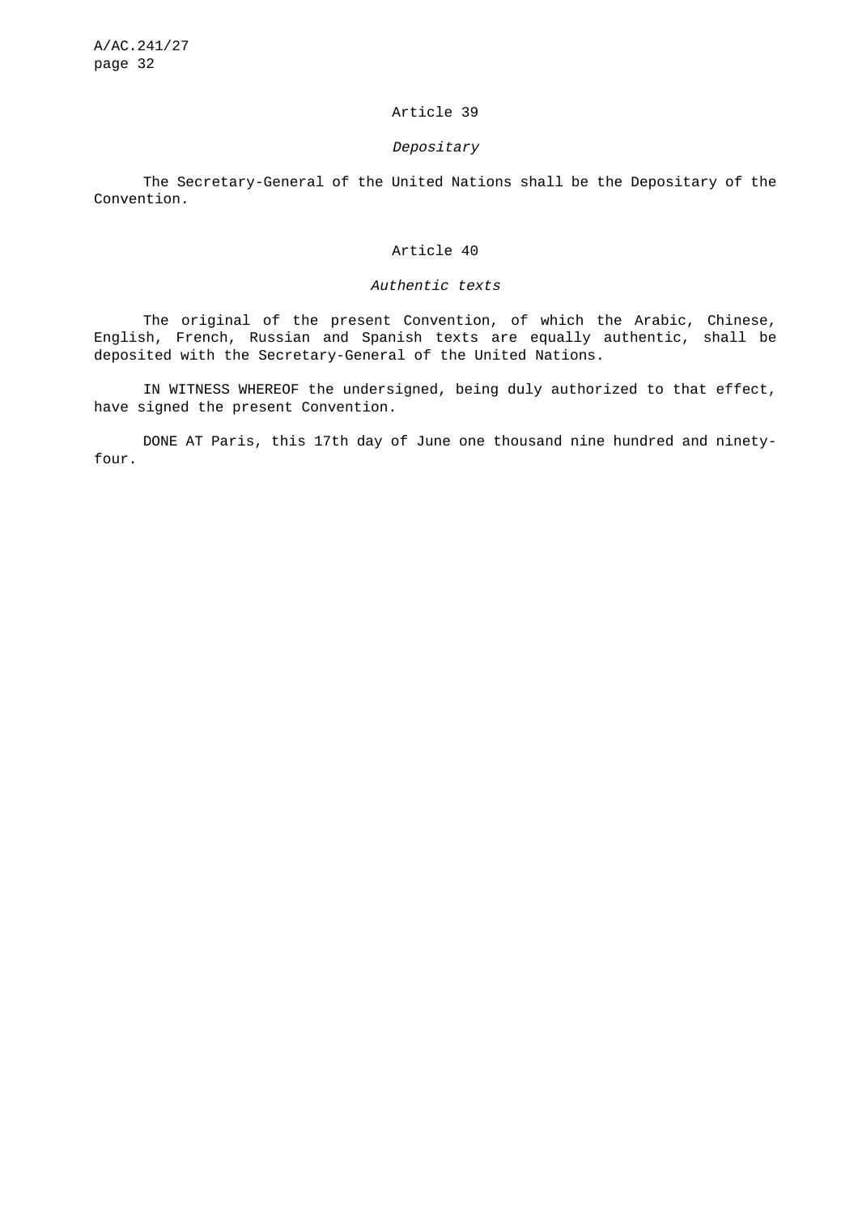### Article 39

*Depositary*

The Secretary-General of the United Nations shall be the Depositary of the Convention.

### Article 40

*Authentic texts*

The original of the present Convention, of which the Arabic, Chinese, English, French, Russian and Spanish texts are equally authentic, shall be deposited with the Secretary-General of the United Nations.

IN WITNESS WHEREOF the undersigned, being duly authorized to that effect, have signed the present Convention.

DONE AT Paris, this 17th day of June one thousand nine hundred and ninety-four.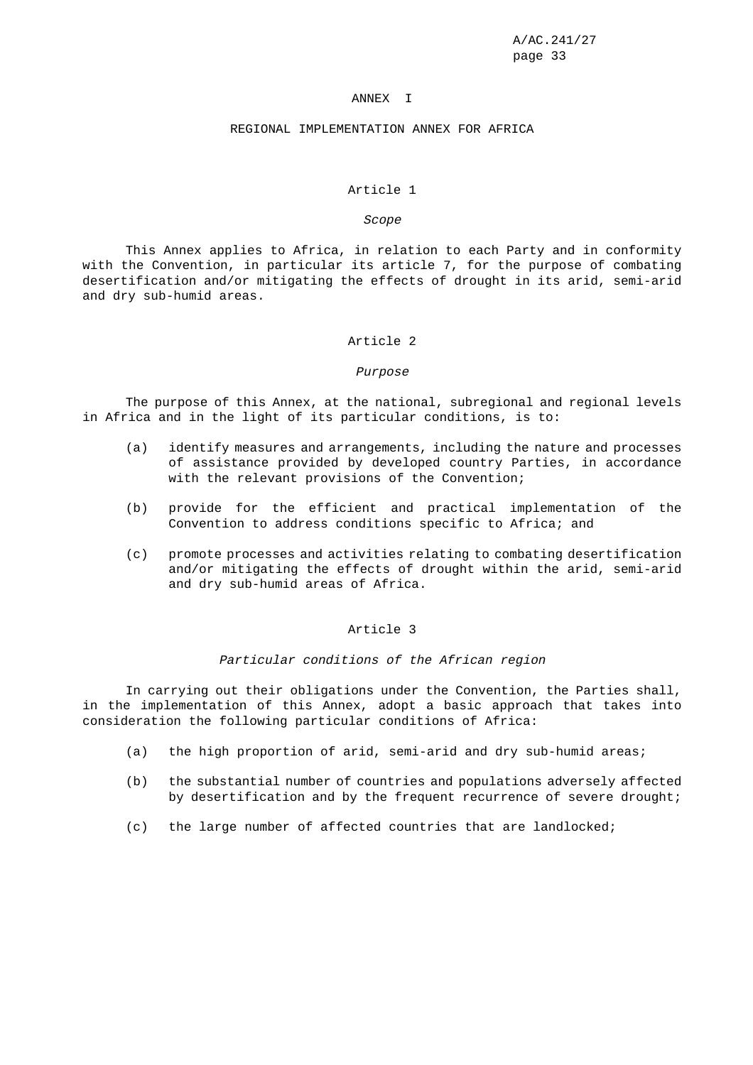# ANNEX I

## REGIONAL IMPLEMENTATION ANNEX FOR AFRICA

### Article 1

*Scope*

This Annex applies to Africa, in relation to each Party and in conformity with the Convention, in particular its article 7, for the purpose of combating desertification and/or mitigating the effects of drought in its arid, semi-arid and dry sub-humid areas.

### Article 2

*Purpose*

The purpose of this Annex, at the national, subregional and regional levels in Africa and in the light of its particular conditions, is to:

(a) identify measures and arrangements, including the nature and processes of assistance provided by developed country Parties, in accordance with the relevant provisions of the Convention;

(b) provide for the efficient and practical implementation of the Convention to address conditions specific to Africa; and

(c) promote processes and activities relating to combating desertification and/or mitigating the effects of drought within the arid, semi-arid and dry sub-humid areas of Africa.

### Article 3

*Particular conditions of the African region*

In carrying out their obligations under the Convention, the Parties shall, in the implementation of this Annex, adopt a basic approach that takes into consideration the following particular conditions of Africa:

(a) the high proportion of arid, semi-arid and dry sub-humid areas;

(b) the substantial number of countries and populations adversely affected by desertification and by the frequent recurrence of severe drought;

(c) the large number of affected countries that are landlocked;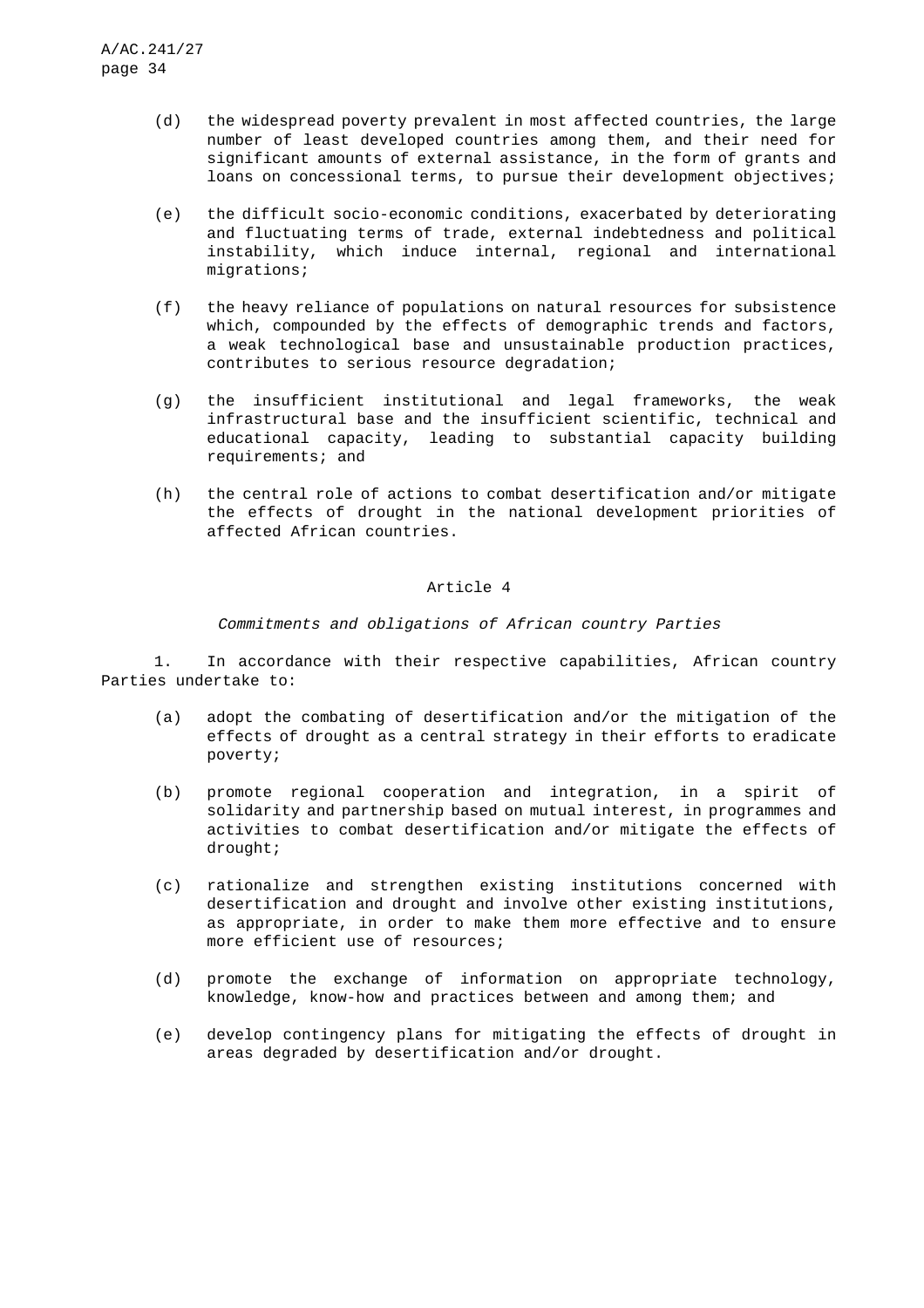(d) the widespread poverty prevalent in most affected countries, the large number of least developed countries among them, and their need for significant amounts of external assistance, in the form of grants and loans on concessional terms, to pursue their development objectives;

(e) the difficult socio-economic conditions, exacerbated by deteriorating and fluctuating terms of trade, external indebtedness and political instability, which induce internal, regional and international migrations;

(f) the heavy reliance of populations on natural resources for subsistence which, compounded by the effects of demographic trends and factors, a weak technological base and unsustainable production practices, contributes to serious resource degradation;

(g) the insufficient institutional and legal frameworks, the weak infrastructural base and the insufficient scientific, technical and educational capacity, leading to substantial capacity building requirements; and

(h) the central role of actions to combat desertification and/or mitigate the effects of drought in the national development priorities of affected African countries.

## Article 4

### *Commitments and obligations of African country Parties*

1. In accordance with their respective capabilities, African country Parties undertake to:

(a) adopt the combating of desertification and/or the mitigation of the effects of drought as a central strategy in their efforts to eradicate poverty;

(b) promote regional cooperation and integration, in a spirit of solidarity and partnership based on mutual interest, in programmes and activities to combat desertification and/or mitigate the effects of drought;

(c) rationalize and strengthen existing institutions concerned with desertification and drought and involve other existing institutions, as appropriate, in order to make them more effective and to ensure more efficient use of resources;

(d) promote the exchange of information on appropriate technology, knowledge, know-how and practices between and among them; and

(e) develop contingency plans for mitigating the effects of drought in areas degraded by desertification and/or drought.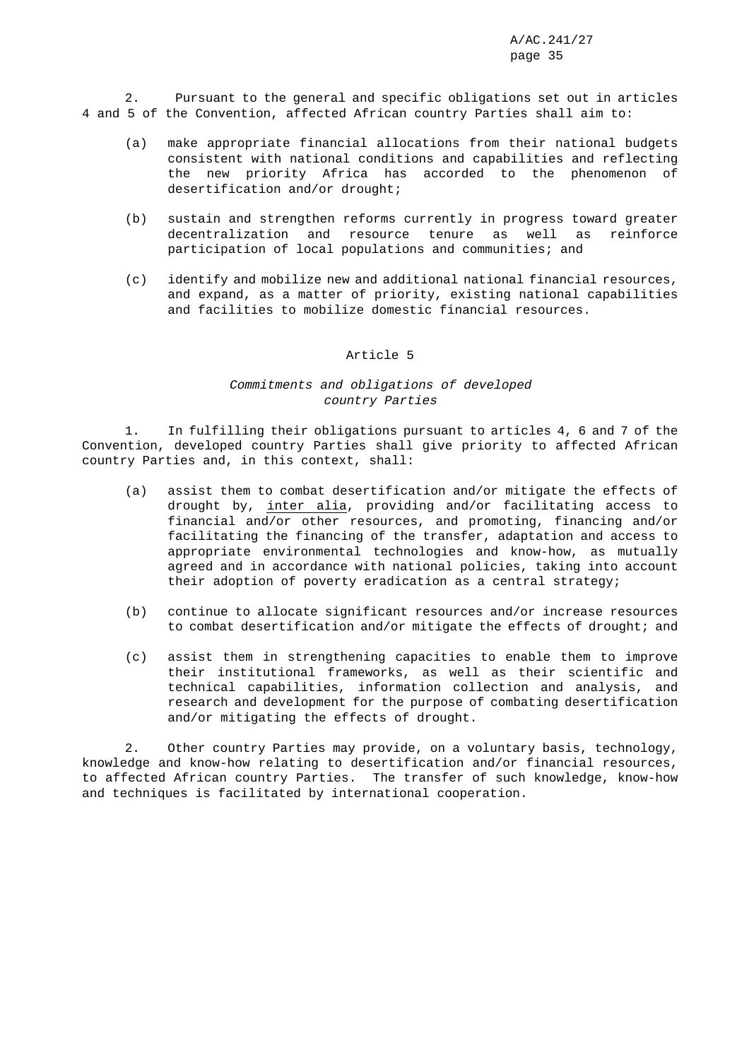2. Pursuant to the general and specific obligations set out in articles 4 and 5 of the Convention, affected African country Parties shall aim to:

(a) make appropriate financial allocations from their national budgets consistent with national conditions and capabilities and reflecting the new priority Africa has accorded to the phenomenon of desertification and/or drought;

(b) sustain and strengthen reforms currently in progress toward greater decentralization and resource tenure as well as reinforce participation of local populations and communities; and

(c) identify and mobilize new and additional national financial resources, and expand, as a matter of priority, existing national capabilities and facilities to mobilize domestic financial resources.

## Article 5

### *Commitments and obligations of developed country Parties*

1. In fulfilling their obligations pursuant to articles 4, 6 and 7 of the Convention, developed country Parties shall give priority to affected African country Parties and, in this context, shall:

(a) assist them to combat desertification and/or mitigate the effects of drought by, inter alia, providing and/or facilitating access to financial and/or other resources, and promoting, financing and/or facilitating the financing of the transfer, adaptation and access to appropriate environmental technologies and know-how, as mutually agreed and in accordance with national policies, taking into account their adoption of poverty eradication as a central strategy;

(b) continue to allocate significant resources and/or increase resources to combat desertification and/or mitigate the effects of drought; and

(c) assist them in strengthening capacities to enable them to improve their institutional frameworks, as well as their scientific and technical capabilities, information collection and analysis, and research and development for the purpose of combating desertification and/or mitigating the effects of drought.

2. Other country Parties may provide, on a voluntary basis, technology, knowledge and know-how relating to desertification and/or financial resources, to affected African country Parties. The transfer of such knowledge, know-how and techniques is facilitated by international cooperation.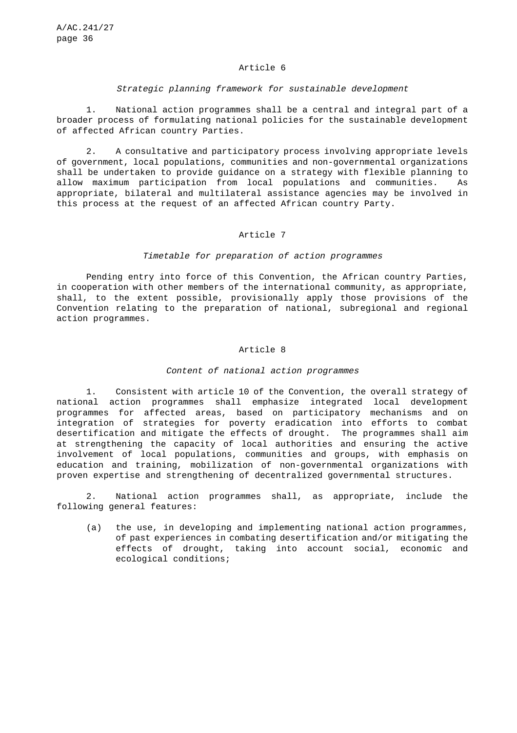### Article 6

*Strategic planning framework for sustainable development*

1. National action programmes shall be a central and integral part of a broader process of formulating national policies for the sustainable development of affected African country Parties.

2. A consultative and participatory process involving appropriate levels of government, local populations, communities and non-governmental organizations shall be undertaken to provide guidance on a strategy with flexible planning to allow maximum participation from local populations and communities. As appropriate, bilateral and multilateral assistance agencies may be involved in this process at the request of an affected African country Party.

### Article 7

*Timetable for preparation of action programmes*

Pending entry into force of this Convention, the African country Parties, in cooperation with other members of the international community, as appropriate, shall, to the extent possible, provisionally apply those provisions of the Convention relating to the preparation of national, subregional and regional action programmes.

### Article 8

*Content of national action programmes*

1. Consistent with article 10 of the Convention, the overall strategy of national action programmes shall emphasize integrated local development programmes for affected areas, based on participatory mechanisms and on integration of strategies for poverty eradication into efforts to combat desertification and mitigate the effects of drought. The programmes shall aim at strengthening the capacity of local authorities and ensuring the active involvement of local populations, communities and groups, with emphasis on education and training, mobilization of non-governmental organizations with proven expertise and strengthening of decentralized governmental structures.

2. National action programmes shall, as appropriate, include the following general features:

(a) the use, in developing and implementing national action programmes, of past experiences in combating desertification and/or mitigating the effects of drought, taking into account social, economic and ecological conditions;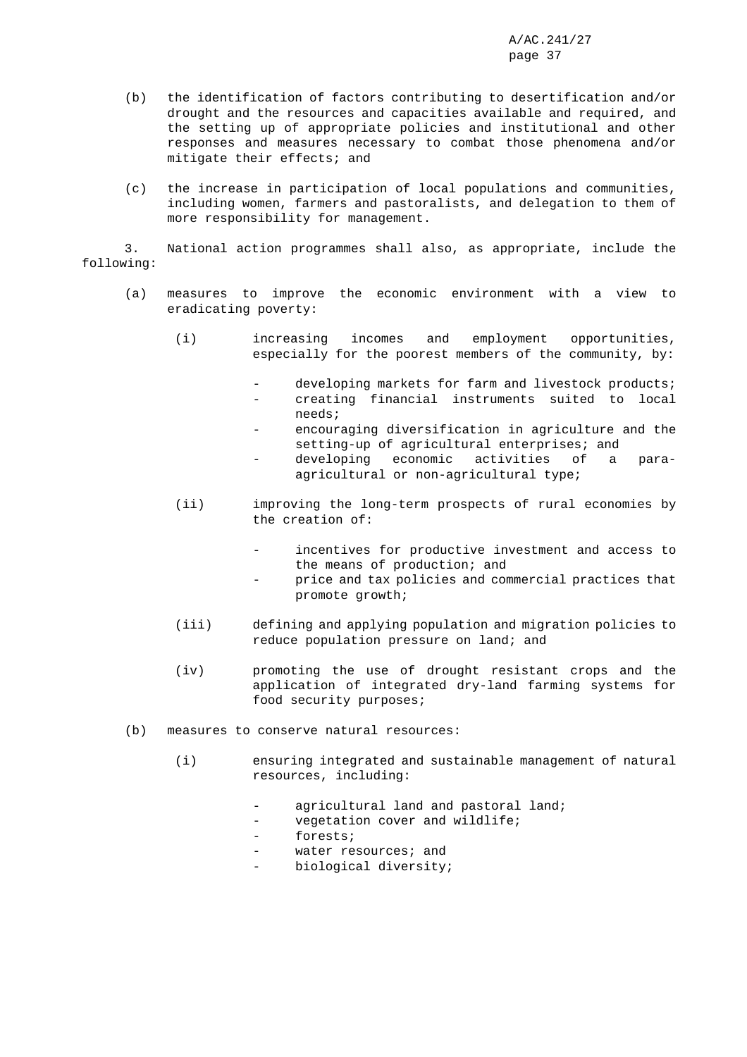(b) the identification of factors contributing to desertification and/or drought and the resources and capacities available and required, and the setting up of appropriate policies and institutional and other responses and measures necessary to combat those phenomena and/or mitigate their effects; and

(c) the increase in participation of local populations and communities, including women, farmers and pastoralists, and delegation to them of more responsibility for management.

3. National action programmes shall also, as appropriate, include the following:

(a) measures to improve the economic environment with a view to eradicating poverty:

  (i) increasing incomes and employment opportunities, especially for the poorest members of the community, by:

  - developing markets for farm and livestock products;
  - creating financial instruments suited to local needs;
  - encouraging diversification in agriculture and the setting-up of agricultural enterprises; and
  - developing economic activities of a para-agricultural or non-agricultural type;

  (ii) improving the long-term prospects of rural economies by the creation of:

  - incentives for productive investment and access to the means of production; and
  - price and tax policies and commercial practices that promote growth;

  (iii) defining and applying population and migration policies to reduce population pressure on land; and

  (iv) promoting the use of drought resistant crops and the application of integrated dry-land farming systems for food security purposes;

(b) measures to conserve natural resources:

  (i) ensuring integrated and sustainable management of natural resources, including:

  - agricultural land and pastoral land;
  - vegetation cover and wildlife;
  - forests;
  - water resources; and
  - biological diversity;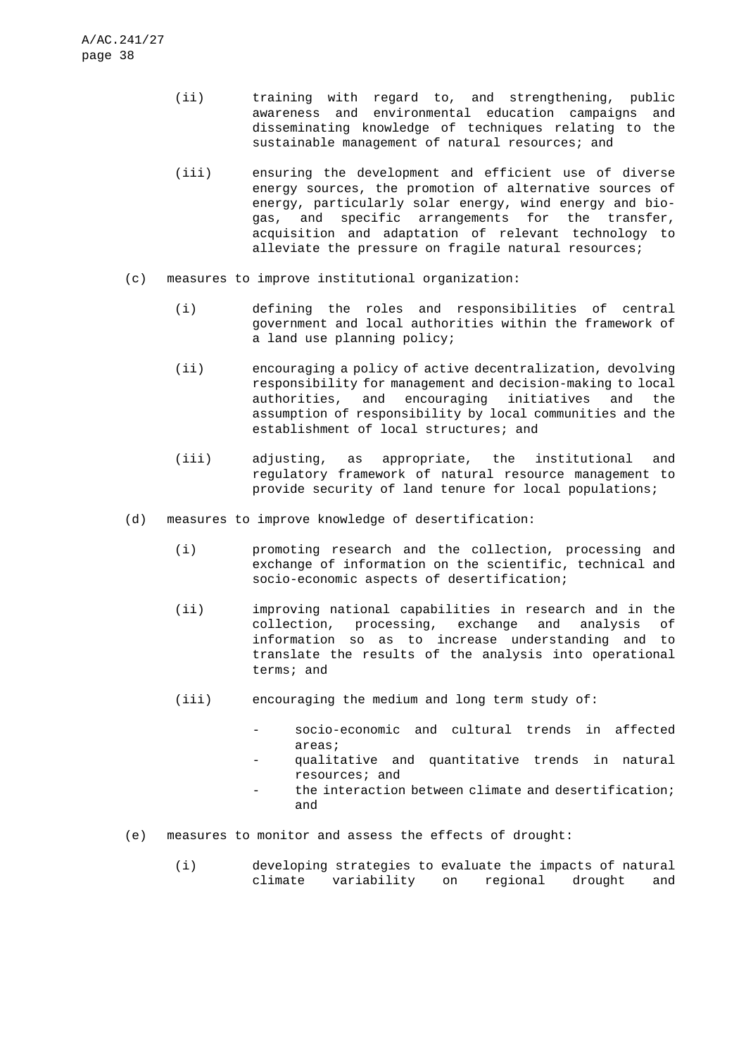(ii) training with regard to, and strengthening, public awareness and environmental education campaigns and disseminating knowledge of techniques relating to the sustainable management of natural resources; and

(iii) ensuring the development and efficient use of diverse energy sources, the promotion of alternative sources of energy, particularly solar energy, wind energy and bio-gas, and specific arrangements for the transfer, acquisition and adaptation of relevant technology to alleviate the pressure on fragile natural resources;

(c) measures to improve institutional organization:

(i) defining the roles and responsibilities of central government and local authorities within the framework of a land use planning policy;

(ii) encouraging a policy of active decentralization, devolving responsibility for management and decision-making to local authorities, and encouraging initiatives and the assumption of responsibility by local communities and the establishment of local structures; and

(iii) adjusting, as appropriate, the institutional and regulatory framework of natural resource management to provide security of land tenure for local populations;

(d) measures to improve knowledge of desertification:

(i) promoting research and the collection, processing and exchange of information on the scientific, technical and socio-economic aspects of desertification;

(ii) improving national capabilities in research and in the collection, processing, exchange and analysis of information so as to increase understanding and to translate the results of the analysis into operational terms; and

(iii) encouraging the medium and long term study of:

- socio-economic and cultural trends in affected areas;
- qualitative and quantitative trends in natural resources; and
- the interaction between climate and desertification; and

(e) measures to monitor and assess the effects of drought:

(i) developing strategies to evaluate the impacts of natural climate variability on regional drought and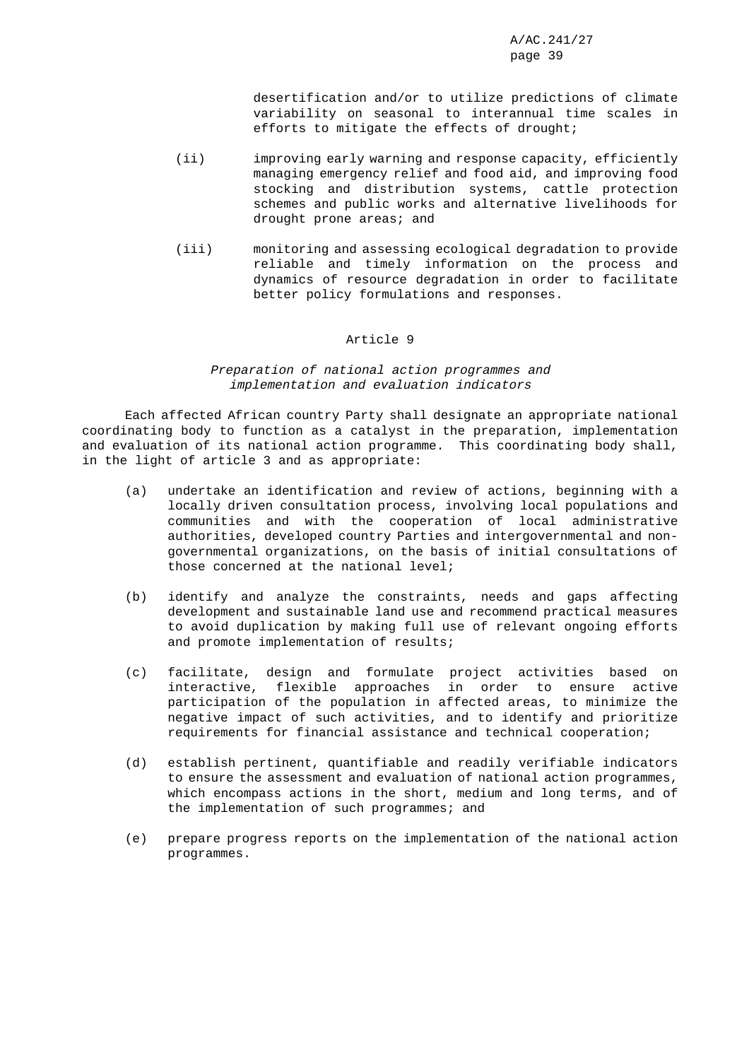desertification and/or to utilize predictions of climate variability on seasonal to interannual time scales in efforts to mitigate the effects of drought;

(ii) improving early warning and response capacity, efficiently managing emergency relief and food aid, and improving food stocking and distribution systems, cattle protection schemes and public works and alternative livelihoods for drought prone areas; and

(iii) monitoring and assessing ecological degradation to provide reliable and timely information on the process and dynamics of resource degradation in order to facilitate better policy formulations and responses.

## Article 9

*Preparation of national action programmes and implementation and evaluation indicators*

Each affected African country Party shall designate an appropriate national coordinating body to function as a catalyst in the preparation, implementation and evaluation of its national action programme. This coordinating body shall, in the light of article 3 and as appropriate:

(a) undertake an identification and review of actions, beginning with a locally driven consultation process, involving local populations and communities and with the cooperation of local administrative authorities, developed country Parties and intergovernmental and non-governmental organizations, on the basis of initial consultations of those concerned at the national level;

(b) identify and analyze the constraints, needs and gaps affecting development and sustainable land use and recommend practical measures to avoid duplication by making full use of relevant ongoing efforts and promote implementation of results;

(c) facilitate, design and formulate project activities based on interactive, flexible approaches in order to ensure active participation of the population in affected areas, to minimize the negative impact of such activities, and to identify and prioritize requirements for financial assistance and technical cooperation;

(d) establish pertinent, quantifiable and readily verifiable indicators to ensure the assessment and evaluation of national action programmes, which encompass actions in the short, medium and long terms, and of the implementation of such programmes; and

(e) prepare progress reports on the implementation of the national action programmes.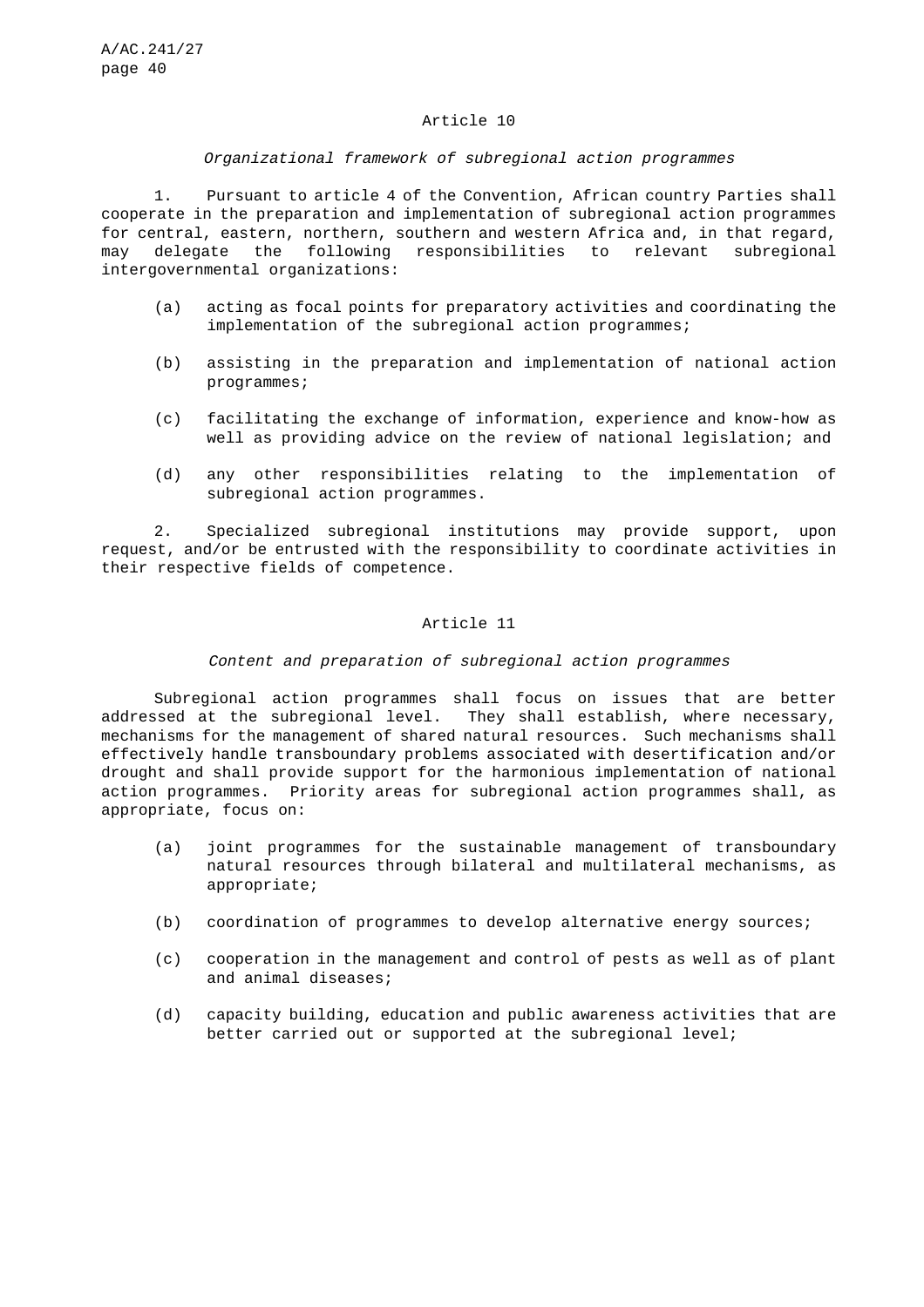## Article 10

*Organizational framework of subregional action programmes*

1. Pursuant to article 4 of the Convention, African country Parties shall cooperate in the preparation and implementation of subregional action programmes for central, eastern, northern, southern and western Africa and, in that regard, may delegate the following responsibilities to relevant subregional intergovernmental organizations:

(a) acting as focal points for preparatory activities and coordinating the implementation of the subregional action programmes;

(b) assisting in the preparation and implementation of national action programmes;

(c) facilitating the exchange of information, experience and know-how as well as providing advice on the review of national legislation; and

(d) any other responsibilities relating to the implementation of subregional action programmes.

2. Specialized subregional institutions may provide support, upon request, and/or be entrusted with the responsibility to coordinate activities in their respective fields of competence.

## Article 11

*Content and preparation of subregional action programmes*

Subregional action programmes shall focus on issues that are better addressed at the subregional level. They shall establish, where necessary, mechanisms for the management of shared natural resources. Such mechanisms shall effectively handle transboundary problems associated with desertification and/or drought and shall provide support for the harmonious implementation of national action programmes. Priority areas for subregional action programmes shall, as appropriate, focus on:

(a) joint programmes for the sustainable management of transboundary natural resources through bilateral and multilateral mechanisms, as appropriate;

(b) coordination of programmes to develop alternative energy sources;

(c) cooperation in the management and control of pests as well as of plant and animal diseases;

(d) capacity building, education and public awareness activities that are better carried out or supported at the subregional level;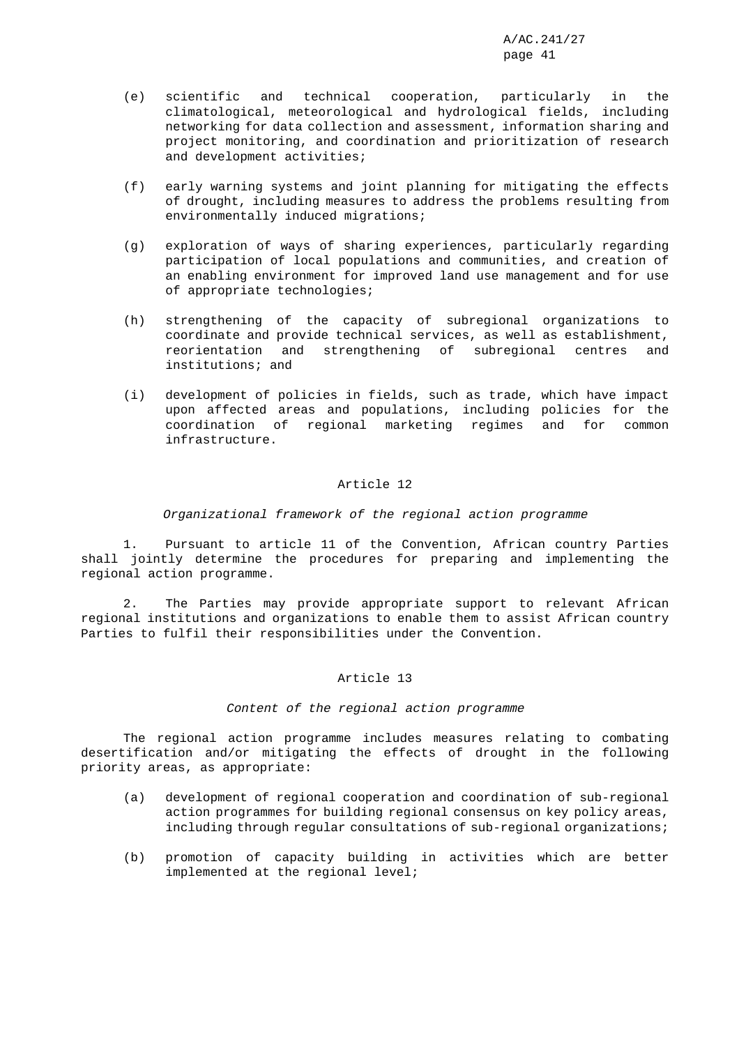(e) scientific and technical cooperation, particularly in the climatological, meteorological and hydrological fields, including networking for data collection and assessment, information sharing and project monitoring, and coordination and prioritization of research and development activities;

(f) early warning systems and joint planning for mitigating the effects of drought, including measures to address the problems resulting from environmentally induced migrations;

(g) exploration of ways of sharing experiences, particularly regarding participation of local populations and communities, and creation of an enabling environment for improved land use management and for use of appropriate technologies;

(h) strengthening of the capacity of subregional organizations to coordinate and provide technical services, as well as establishment, reorientation and strengthening of subregional centres and institutions; and

(i) development of policies in fields, such as trade, which have impact upon affected areas and populations, including policies for the coordination of regional marketing regimes and for common infrastructure.

## Article 12

*Organizational framework of the regional action programme*

1. Pursuant to article 11 of the Convention, African country Parties shall jointly determine the procedures for preparing and implementing the regional action programme.

2. The Parties may provide appropriate support to relevant African regional institutions and organizations to enable them to assist African country Parties to fulfil their responsibilities under the Convention.

## Article 13

*Content of the regional action programme*

The regional action programme includes measures relating to combating desertification and/or mitigating the effects of drought in the following priority areas, as appropriate:

(a) development of regional cooperation and coordination of sub-regional action programmes for building regional consensus on key policy areas, including through regular consultations of sub-regional organizations;

(b) promotion of capacity building in activities which are better implemented at the regional level;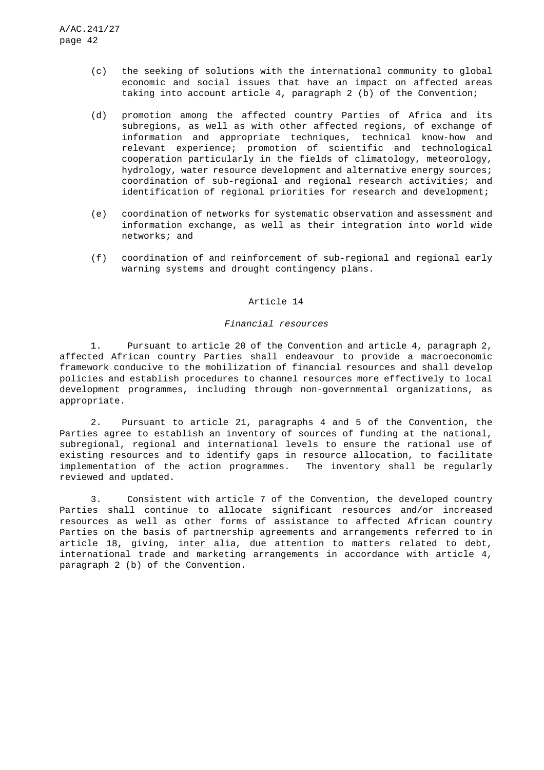(c) the seeking of solutions with the international community to global economic and social issues that have an impact on affected areas taking into account article 4, paragraph 2 (b) of the Convention;

(d) promotion among the affected country Parties of Africa and its subregions, as well as with other affected regions, of exchange of information and appropriate techniques, technical know-how and relevant experience; promotion of scientific and technological cooperation particularly in the fields of climatology, meteorology, hydrology, water resource development and alternative energy sources; coordination of sub-regional and regional research activities; and identification of regional priorities for research and development;

(e) coordination of networks for systematic observation and assessment and information exchange, as well as their integration into world wide networks; and

(f) coordination of and reinforcement of sub-regional and regional early warning systems and drought contingency plans.

### Article 14

*Financial resources*

1. Pursuant to article 20 of the Convention and article 4, paragraph 2, affected African country Parties shall endeavour to provide a macroeconomic framework conducive to the mobilization of financial resources and shall develop policies and establish procedures to channel resources more effectively to local development programmes, including through non-governmental organizations, as appropriate.

2. Pursuant to article 21, paragraphs 4 and 5 of the Convention, the Parties agree to establish an inventory of sources of funding at the national, subregional, regional and international levels to ensure the rational use of existing resources and to identify gaps in resource allocation, to facilitate implementation of the action programmes. The inventory shall be regularly reviewed and updated.

3. Consistent with article 7 of the Convention, the developed country Parties shall continue to allocate significant resources and/or increased resources as well as other forms of assistance to affected African country Parties on the basis of partnership agreements and arrangements referred to in article 18, giving, inter alia, due attention to matters related to debt, international trade and marketing arrangements in accordance with article 4, paragraph 2 (b) of the Convention.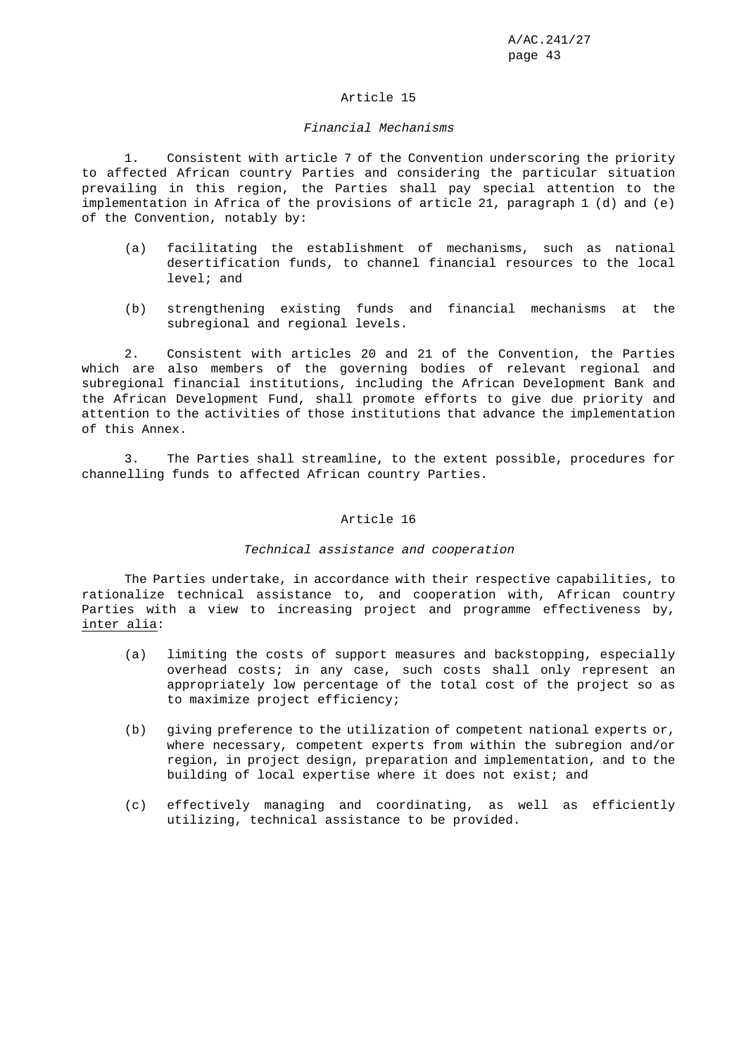### Article 15

*Financial Mechanisms*

1. Consistent with article 7 of the Convention underscoring the priority to affected African country Parties and considering the particular situation prevailing in this region, the Parties shall pay special attention to the implementation in Africa of the provisions of article 21, paragraph 1 (d) and (e) of the Convention, notably by:

(a) facilitating the establishment of mechanisms, such as national desertification funds, to channel financial resources to the local level; and

(b) strengthening existing funds and financial mechanisms at the subregional and regional levels.

2. Consistent with articles 20 and 21 of the Convention, the Parties which are also members of the governing bodies of relevant regional and subregional financial institutions, including the African Development Bank and the African Development Fund, shall promote efforts to give due priority and attention to the activities of those institutions that advance the implementation of this Annex.

3. The Parties shall streamline, to the extent possible, procedures for channelling funds to affected African country Parties.

### Article 16

*Technical assistance and cooperation*

The Parties undertake, in accordance with their respective capabilities, to rationalize technical assistance to, and cooperation with, African country Parties with a view to increasing project and programme effectiveness by, inter alia:

(a) limiting the costs of support measures and backstopping, especially overhead costs; in any case, such costs shall only represent an appropriately low percentage of the total cost of the project so as to maximize project efficiency;

(b) giving preference to the utilization of competent national experts or, where necessary, competent experts from within the subregion and/or region, in project design, preparation and implementation, and to the building of local expertise where it does not exist; and

(c) effectively managing and coordinating, as well as efficiently utilizing, technical assistance to be provided.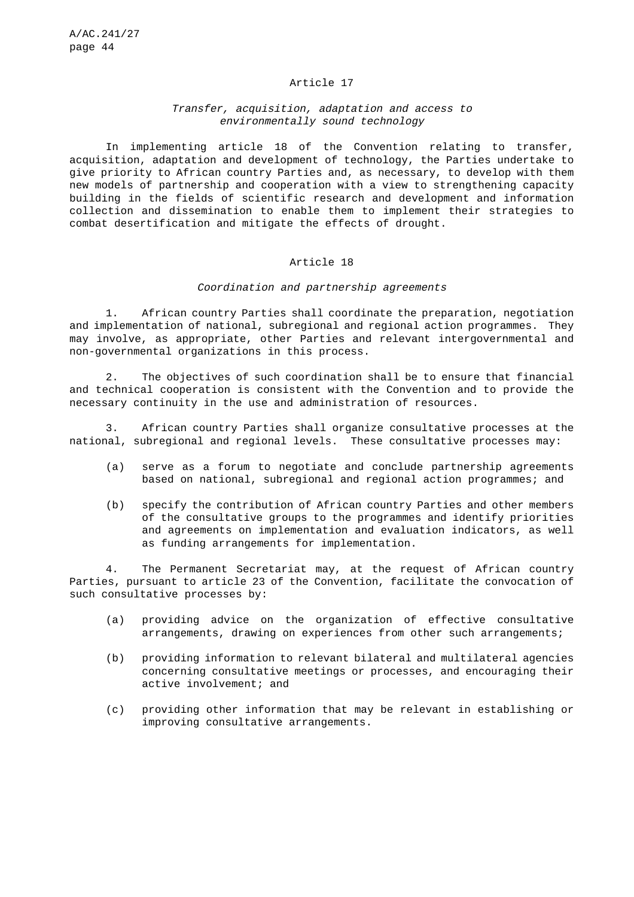## Article 17

*Transfer, acquisition, adaptation and access to environmentally sound technology*

In implementing article 18 of the Convention relating to transfer, acquisition, adaptation and development of technology, the Parties undertake to give priority to African country Parties and, as necessary, to develop with them new models of partnership and cooperation with a view to strengthening capacity building in the fields of scientific research and development and information collection and dissemination to enable them to implement their strategies to combat desertification and mitigate the effects of drought.

## Article 18

*Coordination and partnership agreements*

1. African country Parties shall coordinate the preparation, negotiation and implementation of national, subregional and regional action programmes. They may involve, as appropriate, other Parties and relevant intergovernmental and non-governmental organizations in this process.

2. The objectives of such coordination shall be to ensure that financial and technical cooperation is consistent with the Convention and to provide the necessary continuity in the use and administration of resources.

3. African country Parties shall organize consultative processes at the national, subregional and regional levels. These consultative processes may:

(a) serve as a forum to negotiate and conclude partnership agreements based on national, subregional and regional action programmes; and

(b) specify the contribution of African country Parties and other members of the consultative groups to the programmes and identify priorities and agreements on implementation and evaluation indicators, as well as funding arrangements for implementation.

4. The Permanent Secretariat may, at the request of African country Parties, pursuant to article 23 of the Convention, facilitate the convocation of such consultative processes by:

(a) providing advice on the organization of effective consultative arrangements, drawing on experiences from other such arrangements;

(b) providing information to relevant bilateral and multilateral agencies concerning consultative meetings or processes, and encouraging their active involvement; and

(c) providing other information that may be relevant in establishing or improving consultative arrangements.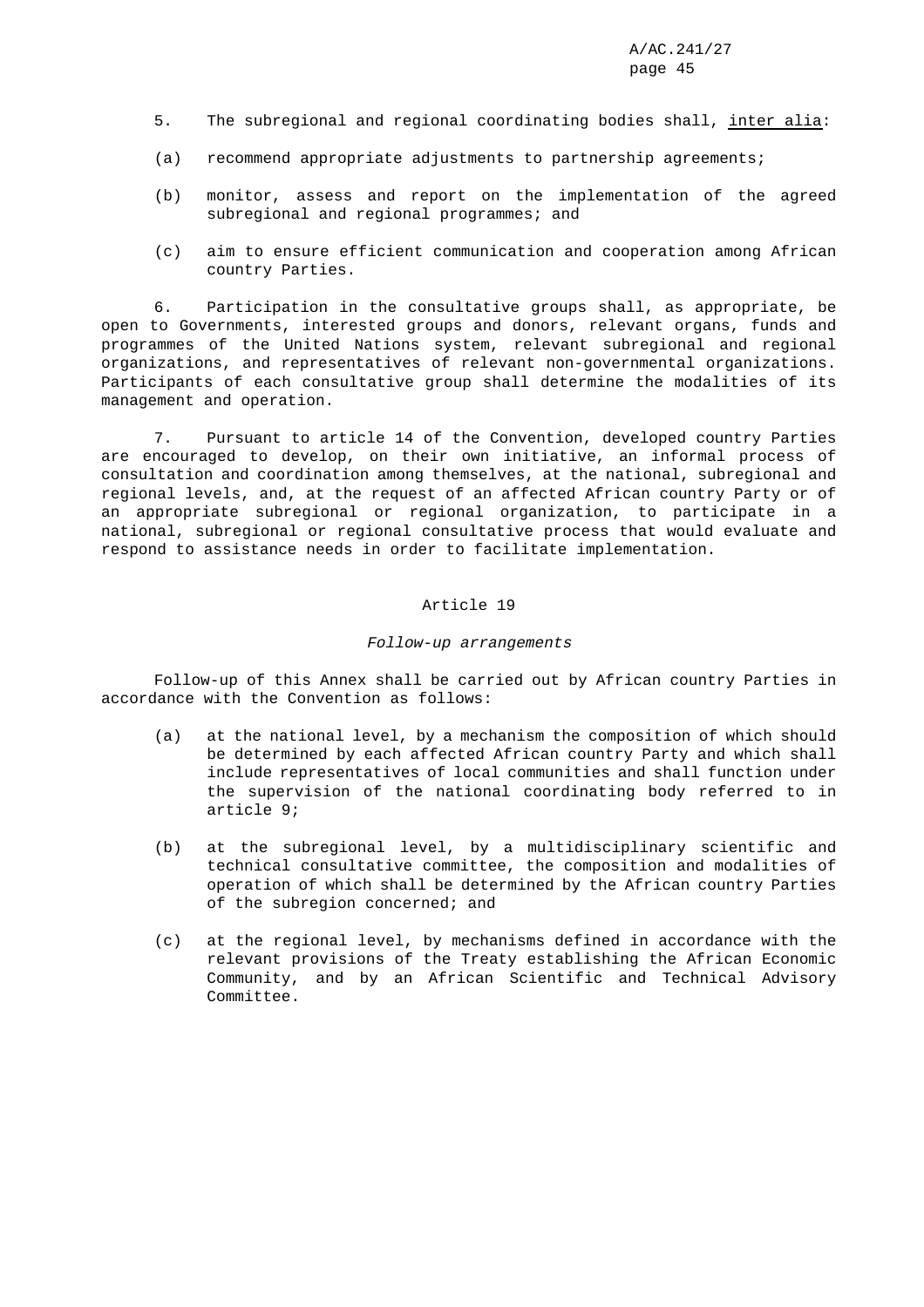5. The subregional and regional coordinating bodies shall, inter alia:

(a) recommend appropriate adjustments to partnership agreements;

(b) monitor, assess and report on the implementation of the agreed subregional and regional programmes; and

(c) aim to ensure efficient communication and cooperation among African country Parties.

6. Participation in the consultative groups shall, as appropriate, be open to Governments, interested groups and donors, relevant organs, funds and programmes of the United Nations system, relevant subregional and regional organizations, and representatives of relevant non-governmental organizations. Participants of each consultative group shall determine the modalities of its management and operation.

7. Pursuant to article 14 of the Convention, developed country Parties are encouraged to develop, on their own initiative, an informal process of consultation and coordination among themselves, at the national, subregional and regional levels, and, at the request of an affected African country Party or of an appropriate subregional or regional organization, to participate in a national, subregional or regional consultative process that would evaluate and respond to assistance needs in order to facilitate implementation.

## Article 19

### *Follow-up arrangements*

Follow-up of this Annex shall be carried out by African country Parties in accordance with the Convention as follows:

(a) at the national level, by a mechanism the composition of which should be determined by each affected African country Party and which shall include representatives of local communities and shall function under the supervision of the national coordinating body referred to in article 9;

(b) at the subregional level, by a multidisciplinary scientific and technical consultative committee, the composition and modalities of operation of which shall be determined by the African country Parties of the subregion concerned; and

(c) at the regional level, by mechanisms defined in accordance with the relevant provisions of the Treaty establishing the African Economic Community, and by an African Scientific and Technical Advisory Committee.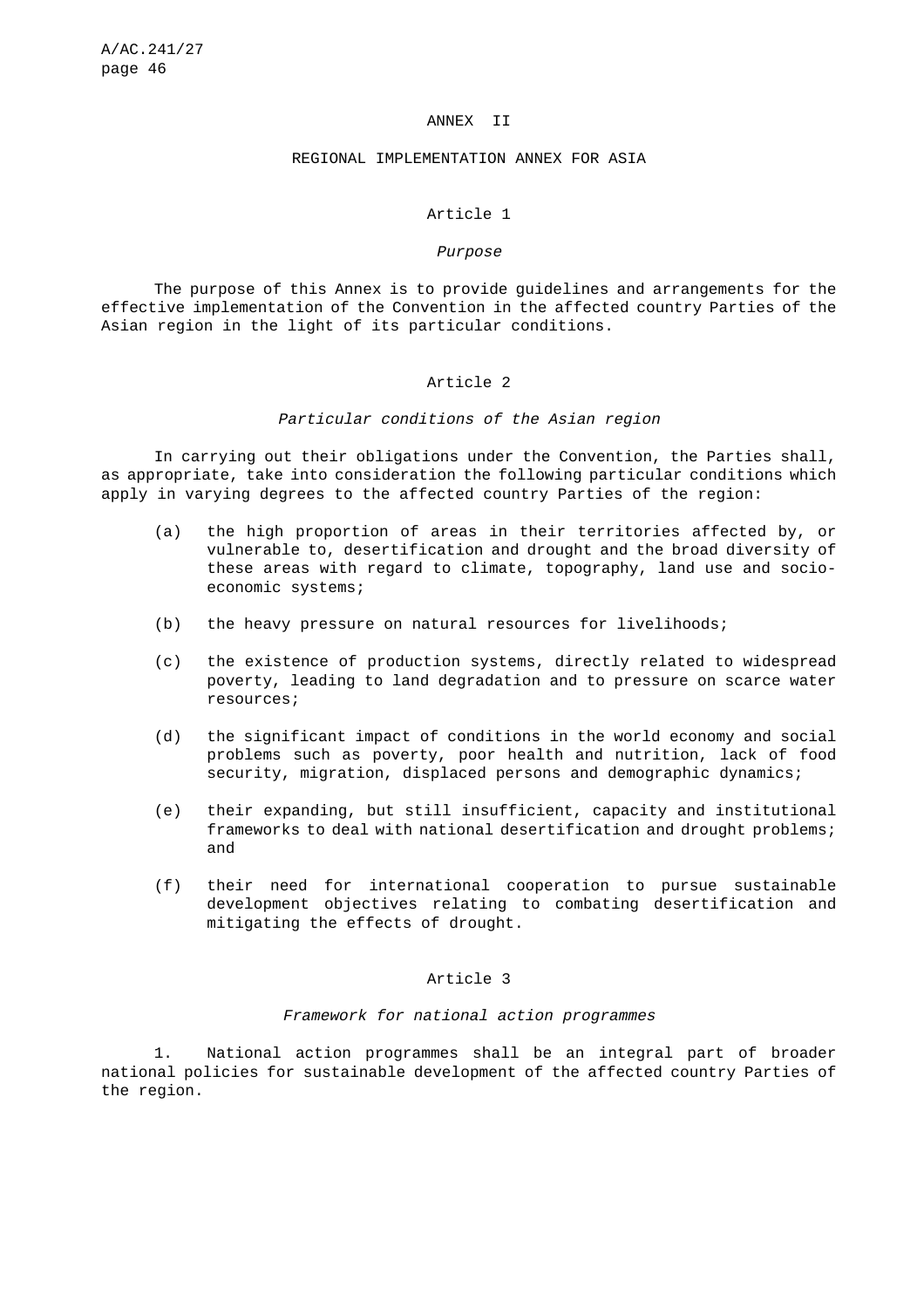# ANNEX II

## REGIONAL IMPLEMENTATION ANNEX FOR ASIA

### Article 1

*Purpose*

The purpose of this Annex is to provide guidelines and arrangements for the effective implementation of the Convention in the affected country Parties of the Asian region in the light of its particular conditions.

### Article 2

*Particular conditions of the Asian region*

In carrying out their obligations under the Convention, the Parties shall, as appropriate, take into consideration the following particular conditions which apply in varying degrees to the affected country Parties of the region:

(a) the high proportion of areas in their territories affected by, or vulnerable to, desertification and drought and the broad diversity of these areas with regard to climate, topography, land use and socio-economic systems;

(b) the heavy pressure on natural resources for livelihoods;

(c) the existence of production systems, directly related to widespread poverty, leading to land degradation and to pressure on scarce water resources;

(d) the significant impact of conditions in the world economy and social problems such as poverty, poor health and nutrition, lack of food security, migration, displaced persons and demographic dynamics;

(e) their expanding, but still insufficient, capacity and institutional frameworks to deal with national desertification and drought problems; and

(f) their need for international cooperation to pursue sustainable development objectives relating to combating desertification and mitigating the effects of drought.

### Article 3

*Framework for national action programmes*

1. National action programmes shall be an integral part of broader national policies for sustainable development of the affected country Parties of the region.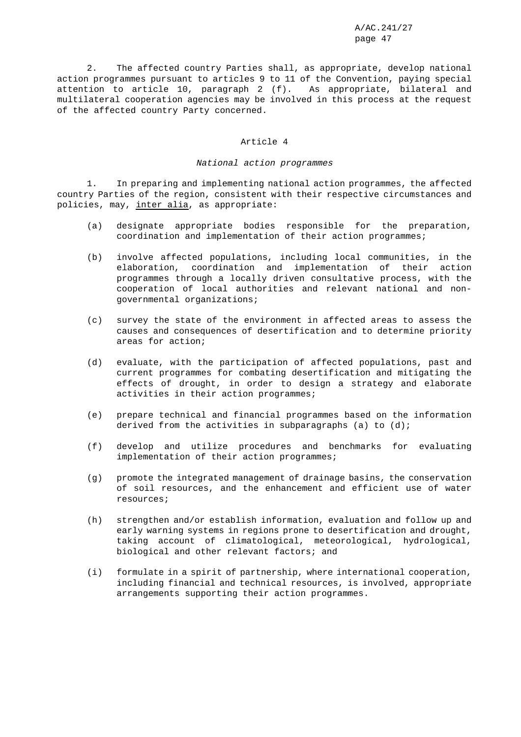2. The affected country Parties shall, as appropriate, develop national action programmes pursuant to articles 9 to 11 of the Convention, paying special attention to article 10, paragraph 2 (f). As appropriate, bilateral and multilateral cooperation agencies may be involved in this process at the request of the affected country Party concerned.

## Article 4

### *National action programmes*

1. In preparing and implementing national action programmes, the affected country Parties of the region, consistent with their respective circumstances and policies, may, inter alia, as appropriate:

(a) designate appropriate bodies responsible for the preparation, coordination and implementation of their action programmes;

(b) involve affected populations, including local communities, in the elaboration, coordination and implementation of their action programmes through a locally driven consultative process, with the cooperation of local authorities and relevant national and non-governmental organizations;

(c) survey the state of the environment in affected areas to assess the causes and consequences of desertification and to determine priority areas for action;

(d) evaluate, with the participation of affected populations, past and current programmes for combating desertification and mitigating the effects of drought, in order to design a strategy and elaborate activities in their action programmes;

(e) prepare technical and financial programmes based on the information derived from the activities in subparagraphs (a) to (d);

(f) develop and utilize procedures and benchmarks for evaluating implementation of their action programmes;

(g) promote the integrated management of drainage basins, the conservation of soil resources, and the enhancement and efficient use of water resources;

(h) strengthen and/or establish information, evaluation and follow up and early warning systems in regions prone to desertification and drought, taking account of climatological, meteorological, hydrological, biological and other relevant factors; and

(i) formulate in a spirit of partnership, where international cooperation, including financial and technical resources, is involved, appropriate arrangements supporting their action programmes.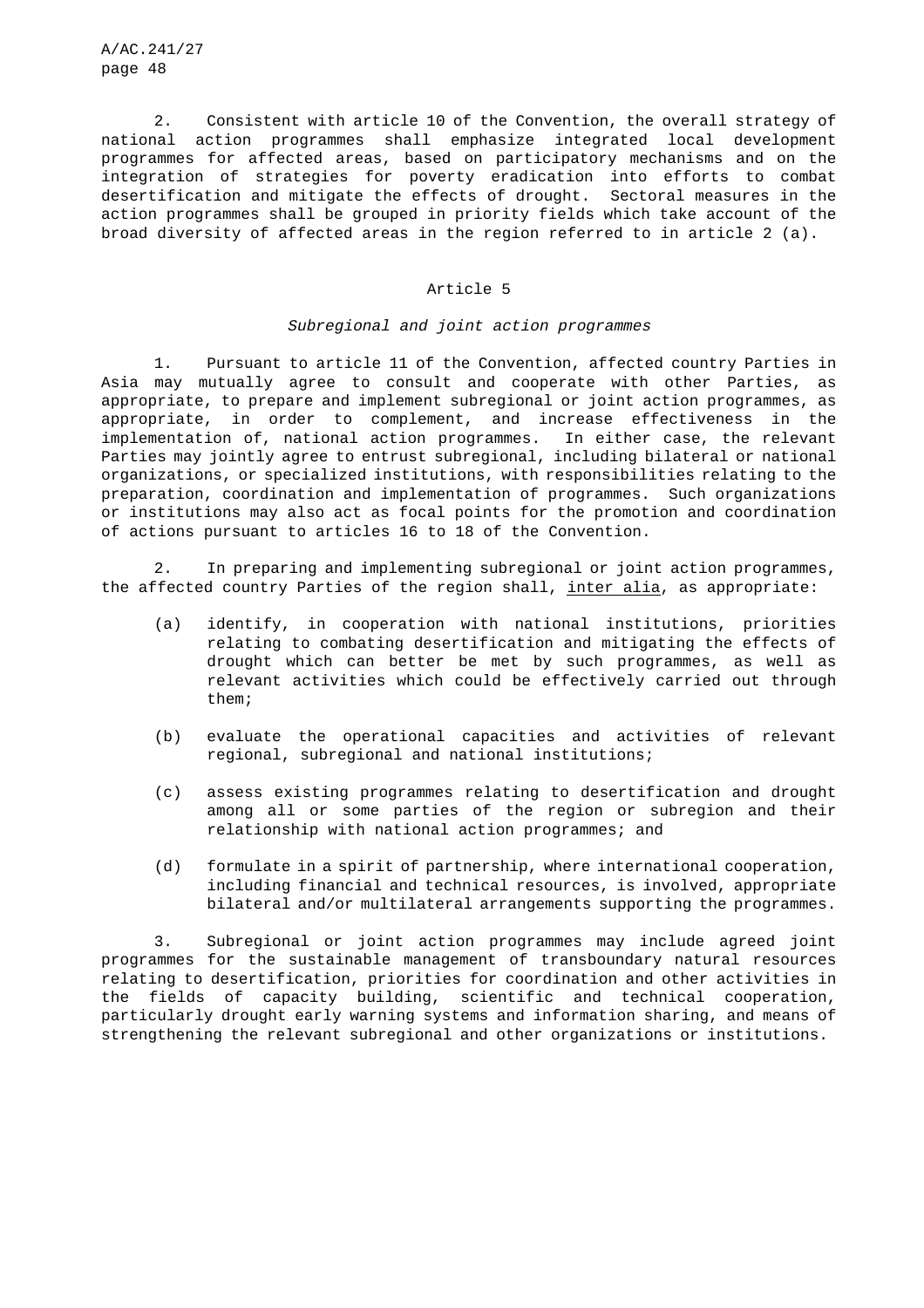2. Consistent with article 10 of the Convention, the overall strategy of national action programmes shall emphasize integrated local development programmes for affected areas, based on participatory mechanisms and on the integration of strategies for poverty eradication into efforts to combat desertification and mitigate the effects of drought. Sectoral measures in the action programmes shall be grouped in priority fields which take account of the broad diversity of affected areas in the region referred to in article 2 (a).

## Article 5

### *Subregional and joint action programmes*

1. Pursuant to article 11 of the Convention, affected country Parties in Asia may mutually agree to consult and cooperate with other Parties, as appropriate, to prepare and implement subregional or joint action programmes, as appropriate, in order to complement, and increase effectiveness in the implementation of, national action programmes. In either case, the relevant Parties may jointly agree to entrust subregional, including bilateral or national organizations, or specialized institutions, with responsibilities relating to the preparation, coordination and implementation of programmes. Such organizations or institutions may also act as focal points for the promotion and coordination of actions pursuant to articles 16 to 18 of the Convention.

2. In preparing and implementing subregional or joint action programmes, the affected country Parties of the region shall, inter alia, as appropriate:

(a) identify, in cooperation with national institutions, priorities relating to combating desertification and mitigating the effects of drought which can better be met by such programmes, as well as relevant activities which could be effectively carried out through them;

(b) evaluate the operational capacities and activities of relevant regional, subregional and national institutions;

(c) assess existing programmes relating to desertification and drought among all or some parties of the region or subregion and their relationship with national action programmes; and

(d) formulate in a spirit of partnership, where international cooperation, including financial and technical resources, is involved, appropriate bilateral and/or multilateral arrangements supporting the programmes.

3. Subregional or joint action programmes may include agreed joint programmes for the sustainable management of transboundary natural resources relating to desertification, priorities for coordination and other activities in the fields of capacity building, scientific and technical cooperation, particularly drought early warning systems and information sharing, and means of strengthening the relevant subregional and other organizations or institutions.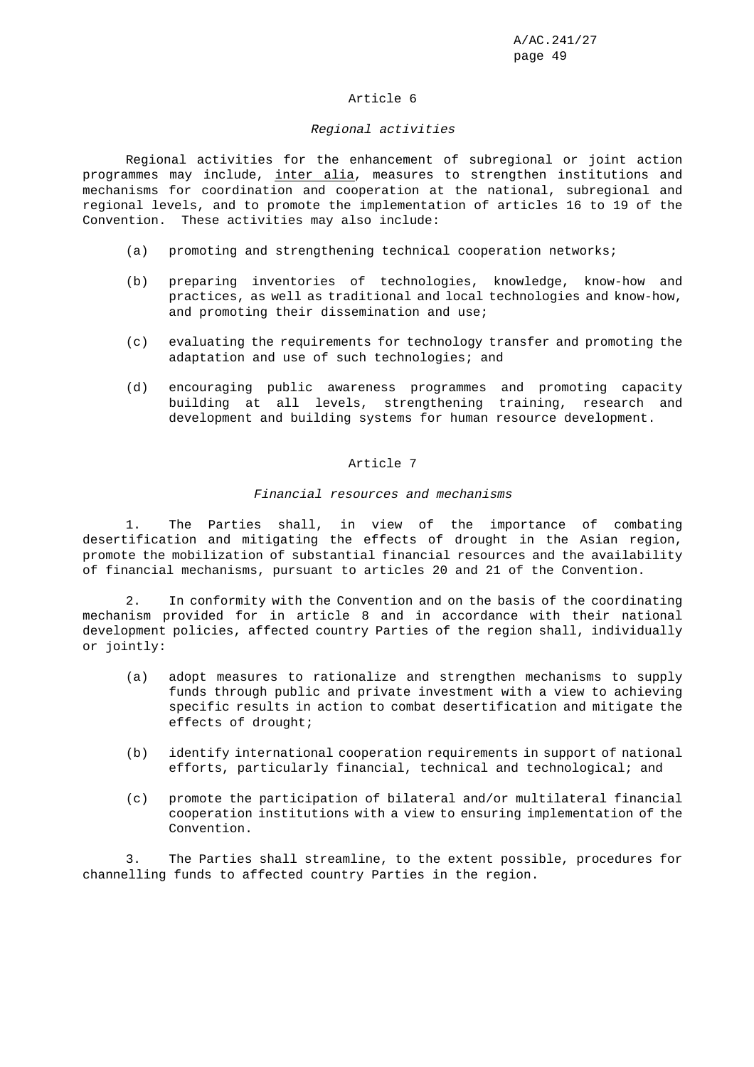## Article 6

*Regional activities*

Regional activities for the enhancement of subregional or joint action programmes may include, inter alia, measures to strengthen institutions and mechanisms for coordination and cooperation at the national, subregional and regional levels, and to promote the implementation of articles 16 to 19 of the Convention. These activities may also include:

(a) promoting and strengthening technical cooperation networks;

(b) preparing inventories of technologies, knowledge, know-how and practices, as well as traditional and local technologies and know-how, and promoting their dissemination and use;

(c) evaluating the requirements for technology transfer and promoting the adaptation and use of such technologies; and

(d) encouraging public awareness programmes and promoting capacity building at all levels, strengthening training, research and development and building systems for human resource development.

## Article 7

*Financial resources and mechanisms*

1. The Parties shall, in view of the importance of combating desertification and mitigating the effects of drought in the Asian region, promote the mobilization of substantial financial resources and the availability of financial mechanisms, pursuant to articles 20 and 21 of the Convention.

2. In conformity with the Convention and on the basis of the coordinating mechanism provided for in article 8 and in accordance with their national development policies, affected country Parties of the region shall, individually or jointly:

(a) adopt measures to rationalize and strengthen mechanisms to supply funds through public and private investment with a view to achieving specific results in action to combat desertification and mitigate the effects of drought;

(b) identify international cooperation requirements in support of national efforts, particularly financial, technical and technological; and

(c) promote the participation of bilateral and/or multilateral financial cooperation institutions with a view to ensuring implementation of the Convention.

3. The Parties shall streamline, to the extent possible, procedures for channelling funds to affected country Parties in the region.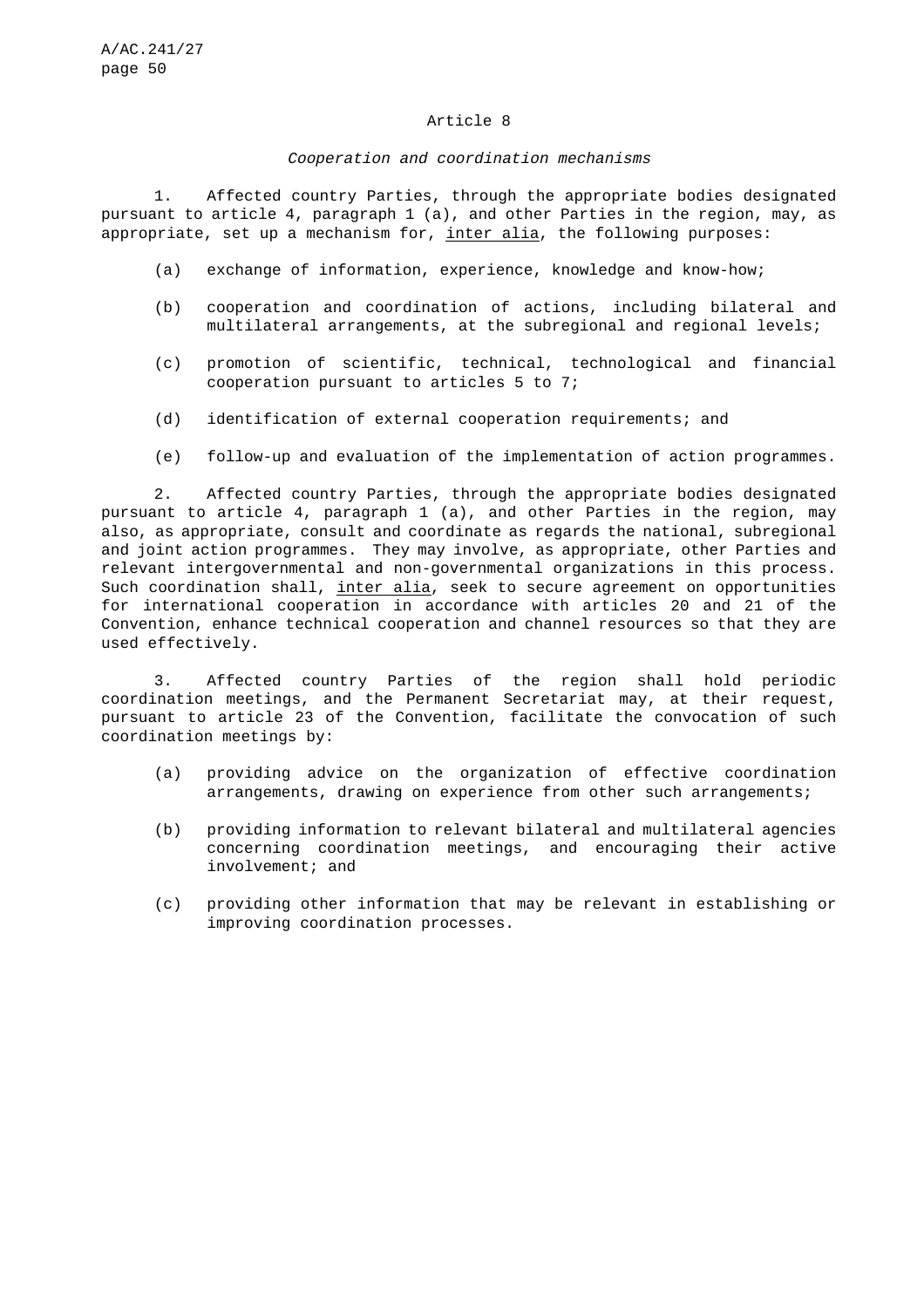## Article 8

*Cooperation and coordination mechanisms*

1. Affected country Parties, through the appropriate bodies designated pursuant to article 4, paragraph 1 (a), and other Parties in the region, may, as appropriate, set up a mechanism for, inter alia, the following purposes:

(a) exchange of information, experience, knowledge and know-how;

(b) cooperation and coordination of actions, including bilateral and multilateral arrangements, at the subregional and regional levels;

(c) promotion of scientific, technical, technological and financial cooperation pursuant to articles 5 to 7;

(d) identification of external cooperation requirements; and

(e) follow-up and evaluation of the implementation of action programmes.

2. Affected country Parties, through the appropriate bodies designated pursuant to article 4, paragraph 1 (a), and other Parties in the region, may also, as appropriate, consult and coordinate as regards the national, subregional and joint action programmes. They may involve, as appropriate, other Parties and relevant intergovernmental and non-governmental organizations in this process. Such coordination shall, inter alia, seek to secure agreement on opportunities for international cooperation in accordance with articles 20 and 21 of the Convention, enhance technical cooperation and channel resources so that they are used effectively.

3. Affected country Parties of the region shall hold periodic coordination meetings, and the Permanent Secretariat may, at their request, pursuant to article 23 of the Convention, facilitate the convocation of such coordination meetings by:

(a) providing advice on the organization of effective coordination arrangements, drawing on experience from other such arrangements;

(b) providing information to relevant bilateral and multilateral agencies concerning coordination meetings, and encouraging their active involvement; and

(c) providing other information that may be relevant in establishing or improving coordination processes.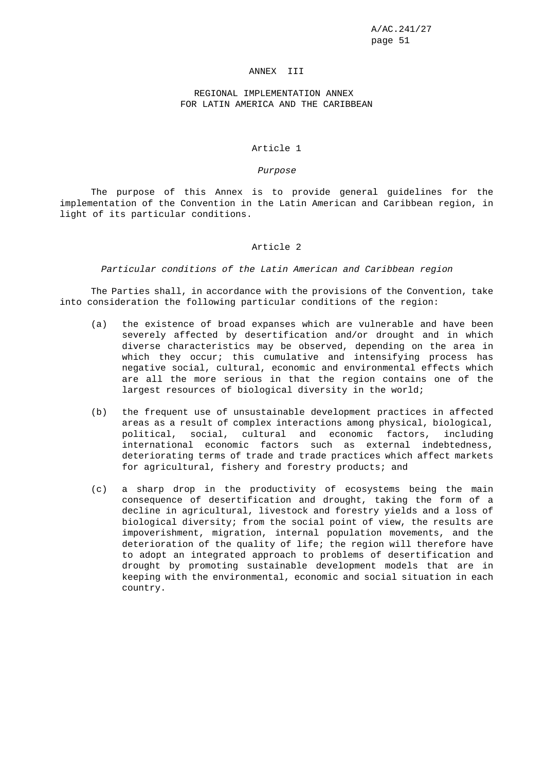# ANNEX III

## REGIONAL IMPLEMENTATION ANNEX FOR LATIN AMERICA AND THE CARIBBEAN

### Article 1

*Purpose*

The purpose of this Annex is to provide general guidelines for the implementation of the Convention in the Latin American and Caribbean region, in light of its particular conditions.

### Article 2

*Particular conditions of the Latin American and Caribbean region*

The Parties shall, in accordance with the provisions of the Convention, take into consideration the following particular conditions of the region:

(a) the existence of broad expanses which are vulnerable and have been severely affected by desertification and/or drought and in which diverse characteristics may be observed, depending on the area in which they occur; this cumulative and intensifying process has negative social, cultural, economic and environmental effects which are all the more serious in that the region contains one of the largest resources of biological diversity in the world;

(b) the frequent use of unsustainable development practices in affected areas as a result of complex interactions among physical, biological, political, social, cultural and economic factors, including international economic factors such as external indebtedness, deteriorating terms of trade and trade practices which affect markets for agricultural, fishery and forestry products; and

(c) a sharp drop in the productivity of ecosystems being the main consequence of desertification and drought, taking the form of a decline in agricultural, livestock and forestry yields and a loss of biological diversity; from the social point of view, the results are impoverishment, migration, internal population movements, and the deterioration of the quality of life; the region will therefore have to adopt an integrated approach to problems of desertification and drought by promoting sustainable development models that are in keeping with the environmental, economic and social situation in each country.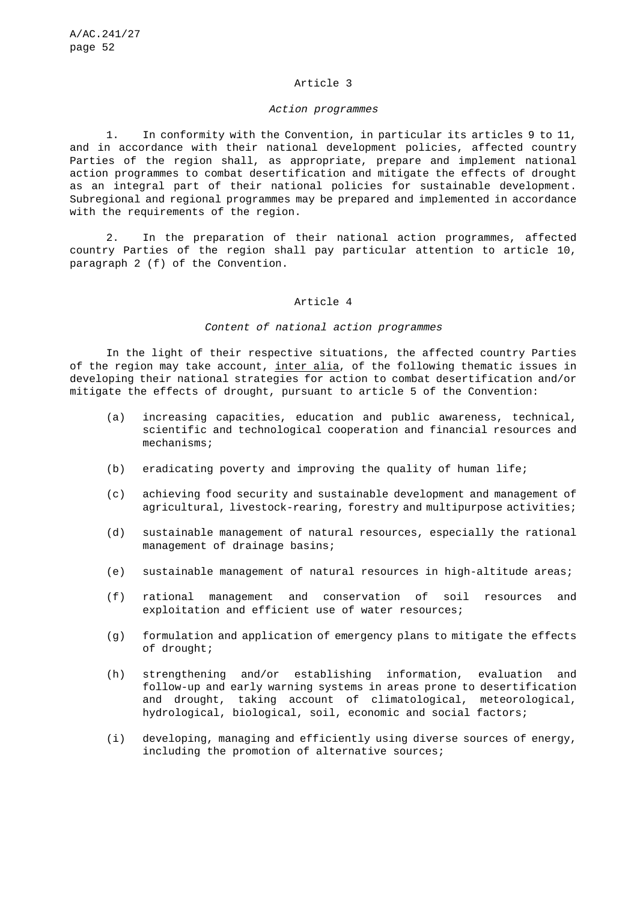## Article 3

*Action programmes*

1. In conformity with the Convention, in particular its articles 9 to 11, and in accordance with their national development policies, affected country Parties of the region shall, as appropriate, prepare and implement national action programmes to combat desertification and mitigate the effects of drought as an integral part of their national policies for sustainable development. Subregional and regional programmes may be prepared and implemented in accordance with the requirements of the region.

2. In the preparation of their national action programmes, affected country Parties of the region shall pay particular attention to article 10, paragraph 2 (f) of the Convention.

## Article 4

*Content of national action programmes*

In the light of their respective situations, the affected country Parties of the region may take account, inter alia, of the following thematic issues in developing their national strategies for action to combat desertification and/or mitigate the effects of drought, pursuant to article 5 of the Convention:

(a) increasing capacities, education and public awareness, technical, scientific and technological cooperation and financial resources and mechanisms;

(b) eradicating poverty and improving the quality of human life;

(c) achieving food security and sustainable development and management of agricultural, livestock-rearing, forestry and multipurpose activities;

(d) sustainable management of natural resources, especially the rational management of drainage basins;

(e) sustainable management of natural resources in high-altitude areas;

(f) rational management and conservation of soil resources and exploitation and efficient use of water resources;

(g) formulation and application of emergency plans to mitigate the effects of drought;

(h) strengthening and/or establishing information, evaluation and follow-up and early warning systems in areas prone to desertification and drought, taking account of climatological, meteorological, hydrological, biological, soil, economic and social factors;

(i) developing, managing and efficiently using diverse sources of energy, including the promotion of alternative sources;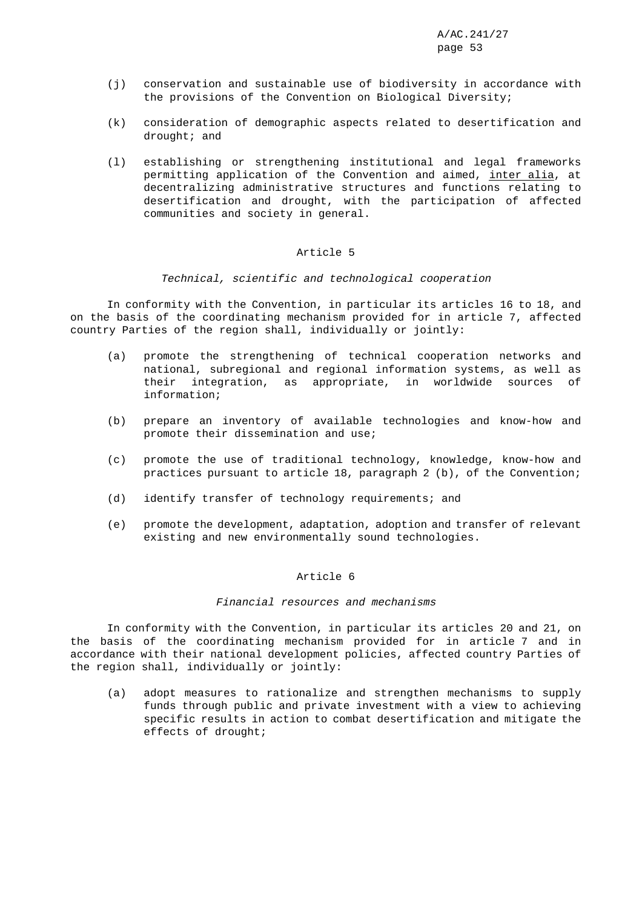(j) conservation and sustainable use of biodiversity in accordance with the provisions of the Convention on Biological Diversity;

(k) consideration of demographic aspects related to desertification and drought; and

(l) establishing or strengthening institutional and legal frameworks permitting application of the Convention and aimed, inter alia, at decentralizing administrative structures and functions relating to desertification and drought, with the participation of affected communities and society in general.

## Article 5

*Technical, scientific and technological cooperation*

In conformity with the Convention, in particular its articles 16 to 18, and on the basis of the coordinating mechanism provided for in article 7, affected country Parties of the region shall, individually or jointly:

(a) promote the strengthening of technical cooperation networks and national, subregional and regional information systems, as well as their integration, as appropriate, in worldwide sources of information;

(b) prepare an inventory of available technologies and know-how and promote their dissemination and use;

(c) promote the use of traditional technology, knowledge, know-how and practices pursuant to article 18, paragraph 2 (b), of the Convention;

(d) identify transfer of technology requirements; and

(e) promote the development, adaptation, adoption and transfer of relevant existing and new environmentally sound technologies.

## Article 6

*Financial resources and mechanisms*

In conformity with the Convention, in particular its articles 20 and 21, on the basis of the coordinating mechanism provided for in article 7 and in accordance with their national development policies, affected country Parties of the region shall, individually or jointly:

(a) adopt measures to rationalize and strengthen mechanisms to supply funds through public and private investment with a view to achieving specific results in action to combat desertification and mitigate the effects of drought;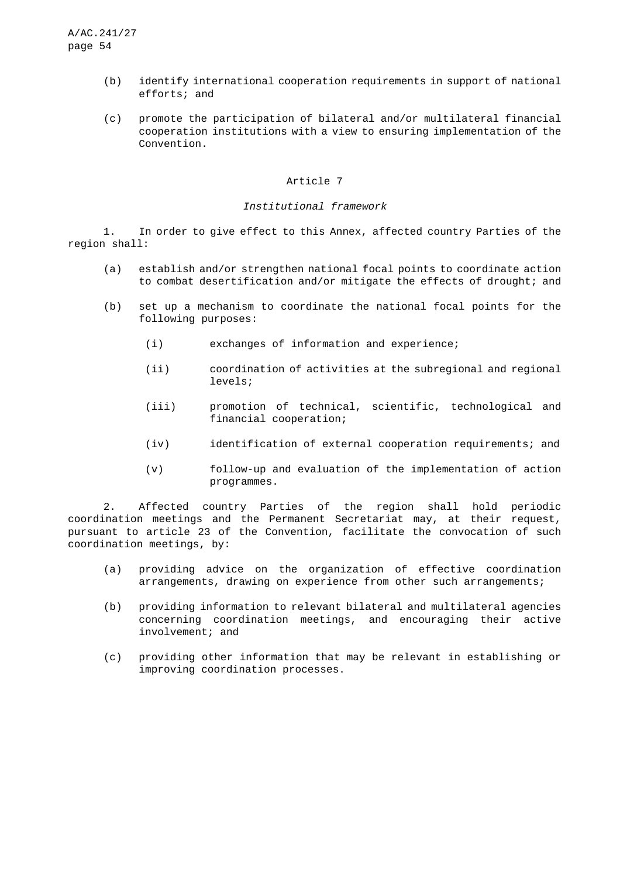(b) identify international cooperation requirements in support of national efforts; and

(c) promote the participation of bilateral and/or multilateral financial cooperation institutions with a view to ensuring implementation of the Convention.

## Article 7

### *Institutional framework*

1. In order to give effect to this Annex, affected country Parties of the region shall:

(a) establish and/or strengthen national focal points to coordinate action to combat desertification and/or mitigate the effects of drought; and

(b) set up a mechanism to coordinate the national focal points for the following purposes:

(i) exchanges of information and experience;

(ii) coordination of activities at the subregional and regional levels;

(iii) promotion of technical, scientific, technological and financial cooperation;

(iv) identification of external cooperation requirements; and

(v) follow-up and evaluation of the implementation of action programmes.

2. Affected country Parties of the region shall hold periodic coordination meetings and the Permanent Secretariat may, at their request, pursuant to article 23 of the Convention, facilitate the convocation of such coordination meetings, by:

(a) providing advice on the organization of effective coordination arrangements, drawing on experience from other such arrangements;

(b) providing information to relevant bilateral and multilateral agencies concerning coordination meetings, and encouraging their active involvement; and

(c) providing other information that may be relevant in establishing or improving coordination processes.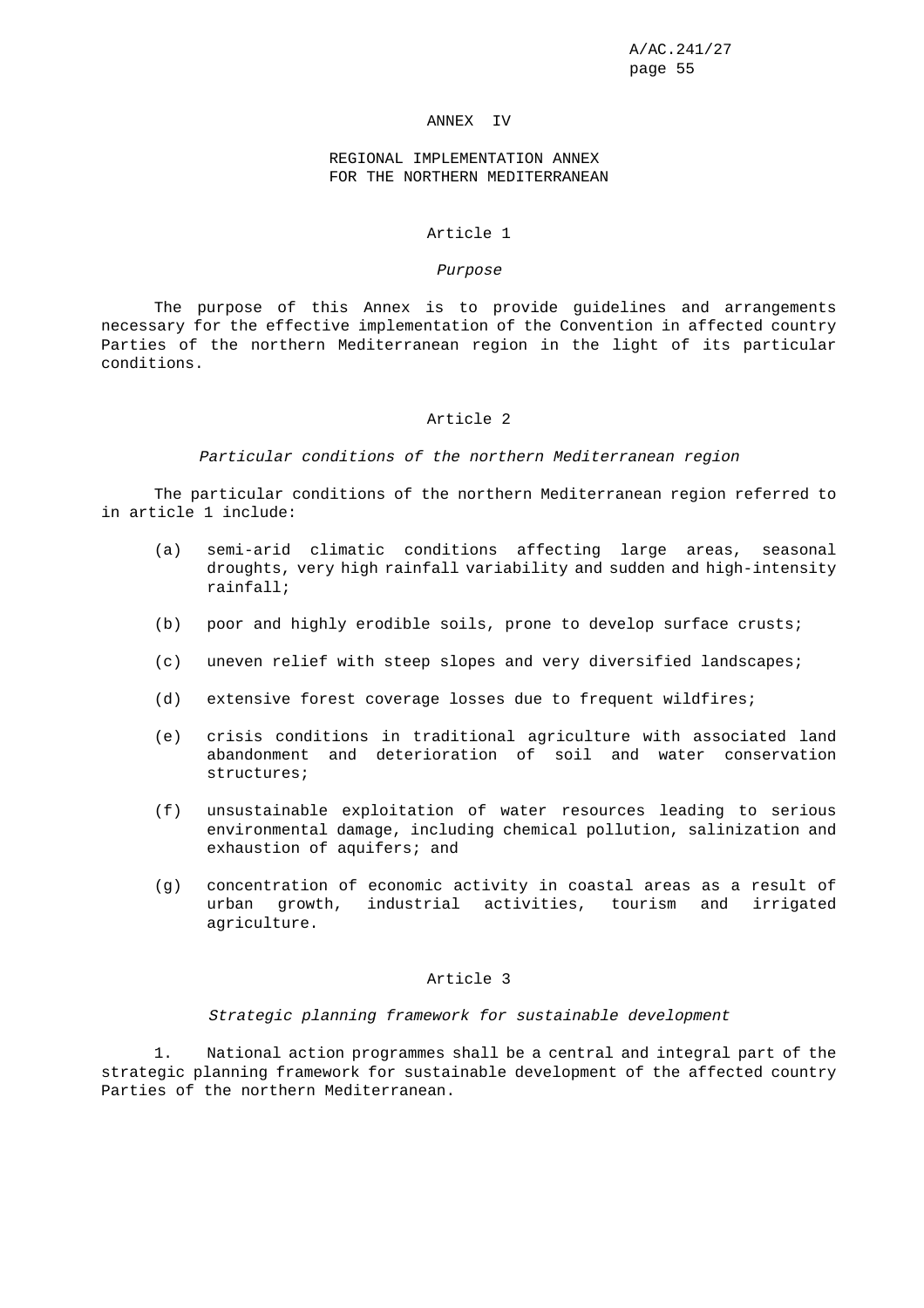# ANNEX IV

## REGIONAL IMPLEMENTATION ANNEX FOR THE NORTHERN MEDITERRANEAN

### Article 1

*Purpose*

The purpose of this Annex is to provide guidelines and arrangements necessary for the effective implementation of the Convention in affected country Parties of the northern Mediterranean region in the light of its particular conditions.

### Article 2

*Particular conditions of the northern Mediterranean region*

The particular conditions of the northern Mediterranean region referred to in article 1 include:

(a) semi-arid climatic conditions affecting large areas, seasonal droughts, very high rainfall variability and sudden and high-intensity rainfall;

(b) poor and highly erodible soils, prone to develop surface crusts;

(c) uneven relief with steep slopes and very diversified landscapes;

(d) extensive forest coverage losses due to frequent wildfires;

(e) crisis conditions in traditional agriculture with associated land abandonment and deterioration of soil and water conservation structures;

(f) unsustainable exploitation of water resources leading to serious environmental damage, including chemical pollution, salinization and exhaustion of aquifers; and

(g) concentration of economic activity in coastal areas as a result of urban growth, industrial activities, tourism and irrigated agriculture.

### Article 3

*Strategic planning framework for sustainable development*

1. National action programmes shall be a central and integral part of the strategic planning framework for sustainable development of the affected country Parties of the northern Mediterranean.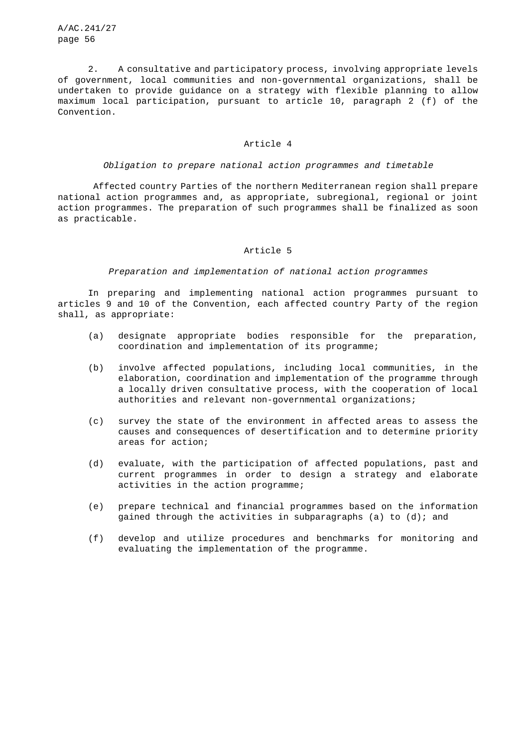2. A consultative and participatory process, involving appropriate levels of government, local communities and non-governmental organizations, shall be undertaken to provide guidance on a strategy with flexible planning to allow maximum local participation, pursuant to article 10, paragraph 2 (f) of the Convention.

### Article 4

*Obligation to prepare national action programmes and timetable*

Affected country Parties of the northern Mediterranean region shall prepare national action programmes and, as appropriate, subregional, regional or joint action programmes. The preparation of such programmes shall be finalized as soon as practicable.

### Article 5

*Preparation and implementation of national action programmes*

In preparing and implementing national action programmes pursuant to articles 9 and 10 of the Convention, each affected country Party of the region shall, as appropriate:

(a) designate appropriate bodies responsible for the preparation, coordination and implementation of its programme;

(b) involve affected populations, including local communities, in the elaboration, coordination and implementation of the programme through a locally driven consultative process, with the cooperation of local authorities and relevant non-governmental organizations;

(c) survey the state of the environment in affected areas to assess the causes and consequences of desertification and to determine priority areas for action;

(d) evaluate, with the participation of affected populations, past and current programmes in order to design a strategy and elaborate activities in the action programme;

(e) prepare technical and financial programmes based on the information gained through the activities in subparagraphs (a) to (d); and

(f) develop and utilize procedures and benchmarks for monitoring and evaluating the implementation of the programme.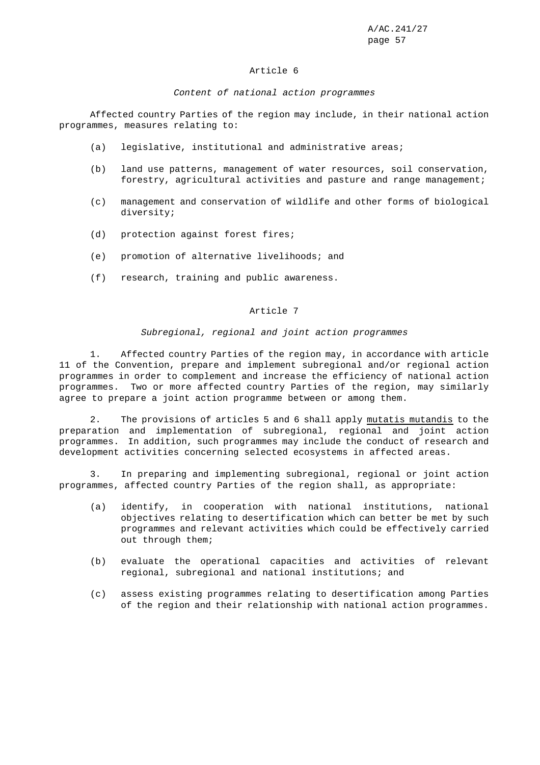## Article 6

*Content of national action programmes*

Affected country Parties of the region may include, in their national action programmes, measures relating to:

(a) legislative, institutional and administrative areas;

(b) land use patterns, management of water resources, soil conservation, forestry, agricultural activities and pasture and range management;

(c) management and conservation of wildlife and other forms of biological diversity;

(d) protection against forest fires;

(e) promotion of alternative livelihoods; and

(f) research, training and public awareness.

## Article 7

*Subregional, regional and joint action programmes*

1. Affected country Parties of the region may, in accordance with article 11 of the Convention, prepare and implement subregional and/or regional action programmes in order to complement and increase the efficiency of national action programmes. Two or more affected country Parties of the region, may similarly agree to prepare a joint action programme between or among them.

2. The provisions of articles 5 and 6 shall apply mutatis mutandis to the preparation and implementation of subregional, regional and joint action programmes. In addition, such programmes may include the conduct of research and development activities concerning selected ecosystems in affected areas.

3. In preparing and implementing subregional, regional or joint action programmes, affected country Parties of the region shall, as appropriate:

(a) identify, in cooperation with national institutions, national objectives relating to desertification which can better be met by such programmes and relevant activities which could be effectively carried out through them;

(b) evaluate the operational capacities and activities of relevant regional, subregional and national institutions; and

(c) assess existing programmes relating to desertification among Parties of the region and their relationship with national action programmes.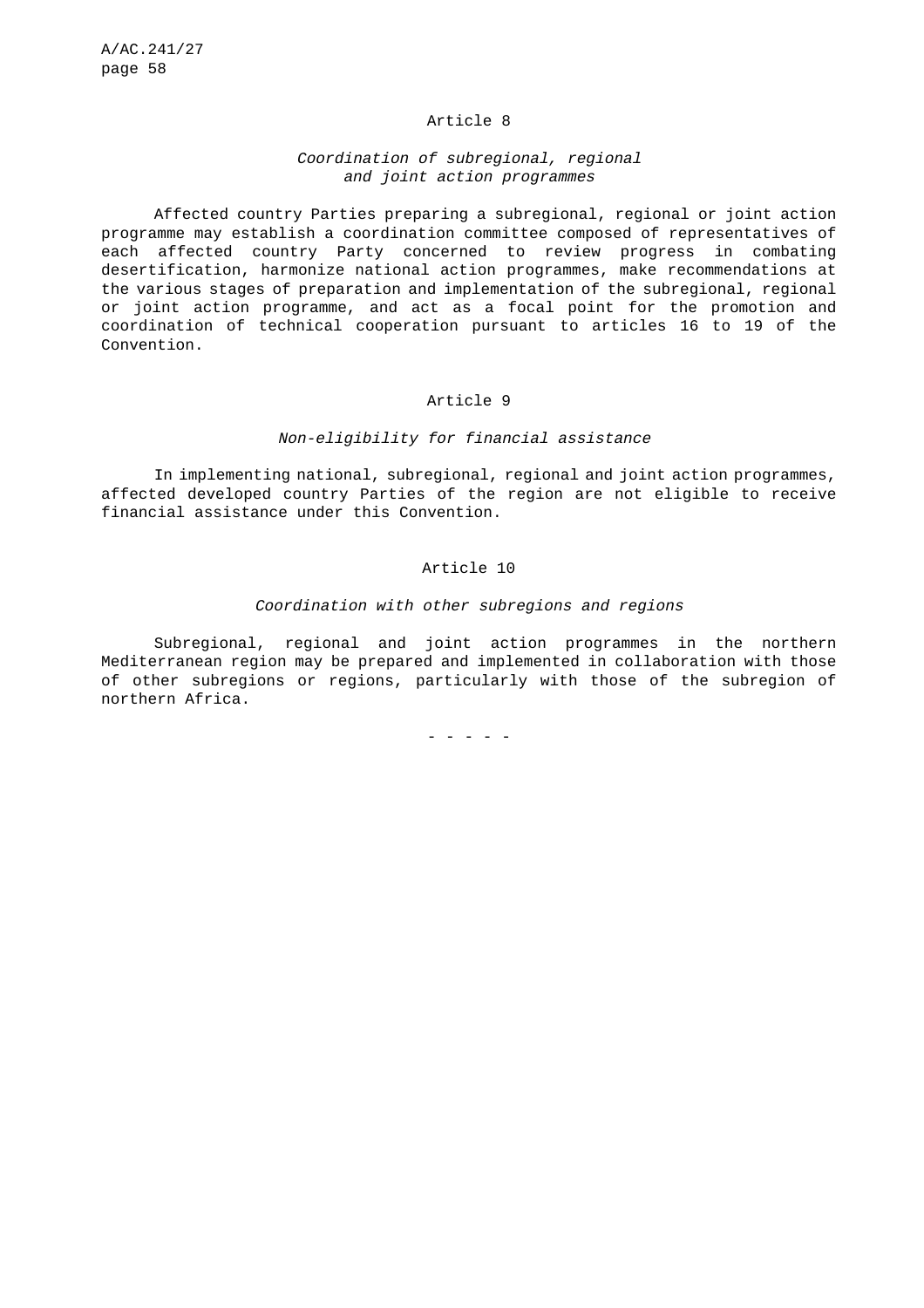## Article 8

*Coordination of subregional, regional and joint action programmes*

Affected country Parties preparing a subregional, regional or joint action programme may establish a coordination committee composed of representatives of each affected country Party concerned to review progress in combating desertification, harmonize national action programmes, make recommendations at the various stages of preparation and implementation of the subregional, regional or joint action programme, and act as a focal point for the promotion and coordination of technical cooperation pursuant to articles 16 to 19 of the Convention.

## Article 9

*Non-eligibility for financial assistance*

In implementing national, subregional, regional and joint action programmes, affected developed country Parties of the region are not eligible to receive financial assistance under this Convention.

## Article 10

*Coordination with other subregions and regions*

Subregional, regional and joint action programmes in the northern Mediterranean region may be prepared and implemented in collaboration with those of other subregions or regions, particularly with those of the subregion of northern Africa.

- - - - -